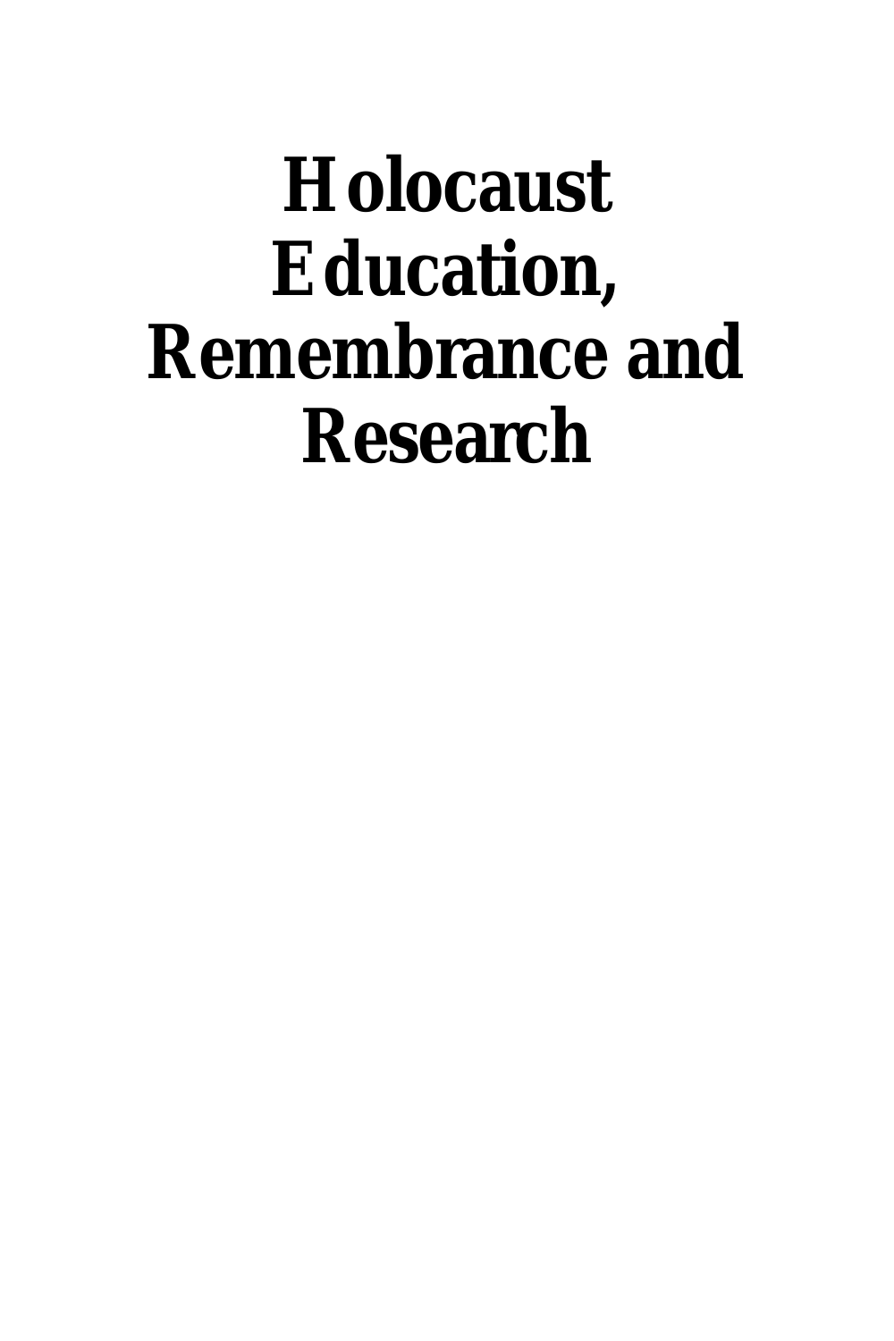# Holocaust Education, Remembrance and Research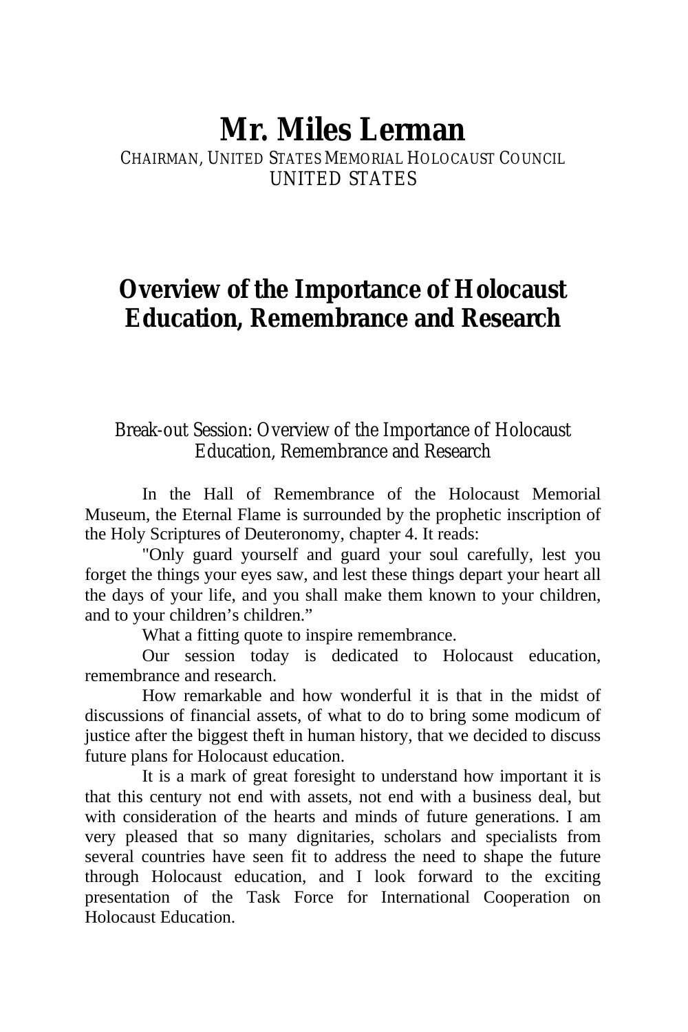# Mr. Miles Lerman

CHAIRMAN, UNITED STATES MEMORIAL HOLOCAUST COUNCIL
UNITED STATES

## Overview of the Importance of Holocaust Education, Remembrance and Research

Break-out Session: Overview of the Importance of Holocaust Education, Remembrance and Research

In the Hall of Remembrance of the Holocaust Memorial Museum, the Eternal Flame is surrounded by the prophetic inscription of the Holy Scriptures of Deuteronomy, chapter 4. It reads:

"Only guard yourself and guard your soul carefully, lest you forget the things your eyes saw, and lest these things depart your heart all the days of your life, and you shall make them known to your children, and to your children's children."

What a fitting quote to inspire remembrance.

Our session today is dedicated to Holocaust education, remembrance and research.

How remarkable and how wonderful it is that in the midst of discussions of financial assets, of what to do to bring some modicum of justice after the biggest theft in human history, that we decided to discuss future plans for Holocaust education.

It is a mark of great foresight to understand how important it is that this century not end with assets, not end with a business deal, but with consideration of the hearts and minds of future generations. I am very pleased that so many dignitaries, scholars and specialists from several countries have seen fit to address the need to shape the future through Holocaust education, and I look forward to the exciting presentation of the Task Force for International Cooperation on Holocaust Education.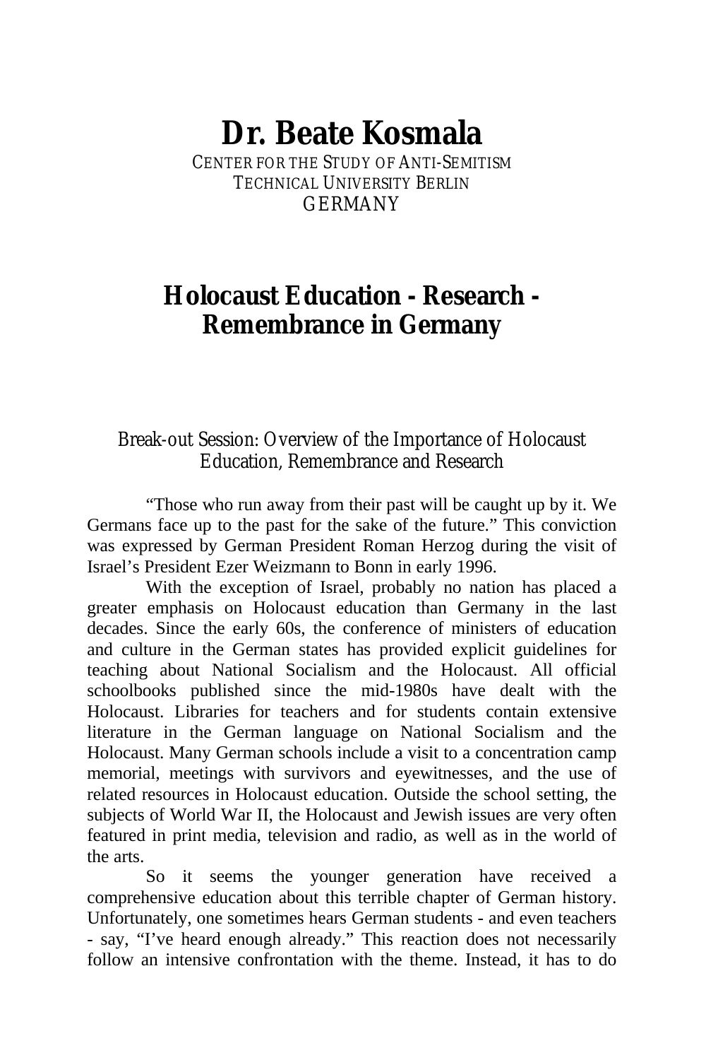# Dr. Beate Kosmala

CENTER FOR THE STUDY OF ANTI-SEMITISM
TECHNICAL UNIVERSITY BERLIN
GERMANY

## Holocaust Education - Research - Remembrance in Germany

Break-out Session: Overview of the Importance of Holocaust Education, Remembrance and Research

"Those who run away from their past will be caught up by it. We Germans face up to the past for the sake of the future." This conviction was expressed by German President Roman Herzog during the visit of Israel's President Ezer Weizmann to Bonn in early 1996.

With the exception of Israel, probably no nation has placed a greater emphasis on Holocaust education than Germany in the last decades. Since the early 60s, the conference of ministers of education and culture in the German states has provided explicit guidelines for teaching about National Socialism and the Holocaust. All official schoolbooks published since the mid-1980s have dealt with the Holocaust. Libraries for teachers and for students contain extensive literature in the German language on National Socialism and the Holocaust. Many German schools include a visit to a concentration camp memorial, meetings with survivors and eyewitnesses, and the use of related resources in Holocaust education. Outside the school setting, the subjects of World War II, the Holocaust and Jewish issues are very often featured in print media, television and radio, as well as in the world of the arts.

So it seems the younger generation have received a comprehensive education about this terrible chapter of German history. Unfortunately, one sometimes hears German students - and even teachers - say, "I've heard enough already." This reaction does not necessarily follow an intensive confrontation with the theme. Instead, it has to do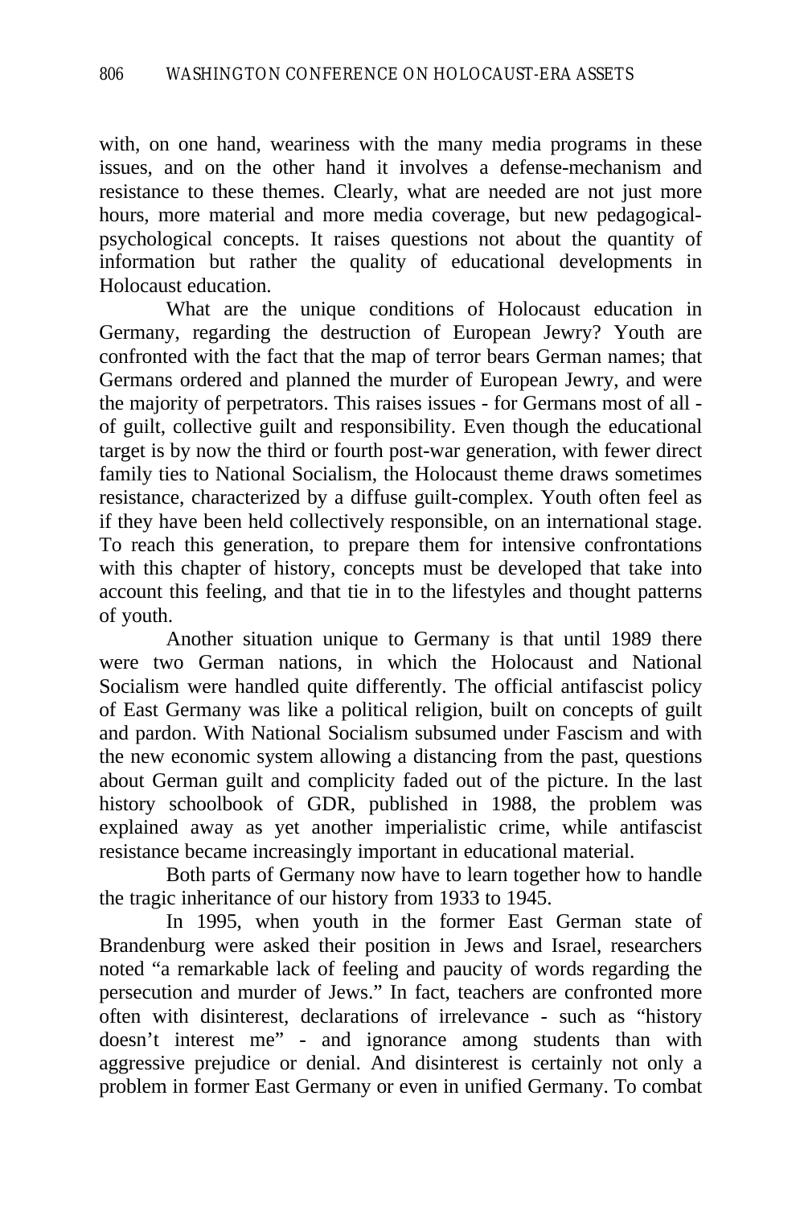with, on one hand, weariness with the many media programs in these issues, and on the other hand it involves a defense-mechanism and resistance to these themes. Clearly, what are needed are not just more hours, more material and more media coverage, but new pedagogical-psychological concepts. It raises questions not about the quantity of information but rather the quality of educational developments in Holocaust education.

What are the unique conditions of Holocaust education in Germany, regarding the destruction of European Jewry? Youth are confronted with the fact that the map of terror bears German names; that Germans ordered and planned the murder of European Jewry, and were the majority of perpetrators. This raises issues - for Germans most of all - of guilt, collective guilt and responsibility. Even though the educational target is by now the third or fourth post-war generation, with fewer direct family ties to National Socialism, the Holocaust theme draws sometimes resistance, characterized by a diffuse guilt-complex. Youth often feel as if they have been held collectively responsible, on an international stage. To reach this generation, to prepare them for intensive confrontations with this chapter of history, concepts must be developed that take into account this feeling, and that tie in to the lifestyles and thought patterns of youth.

Another situation unique to Germany is that until 1989 there were two German nations, in which the Holocaust and National Socialism were handled quite differently. The official antifascist policy of East Germany was like a political religion, built on concepts of guilt and pardon. With National Socialism subsumed under Fascism and with the new economic system allowing a distancing from the past, questions about German guilt and complicity faded out of the picture. In the last history schoolbook of GDR, published in 1988, the problem was explained away as yet another imperialistic crime, while antifascist resistance became increasingly important in educational material.

Both parts of Germany now have to learn together how to handle the tragic inheritance of our history from 1933 to 1945.

In 1995, when youth in the former East German state of Brandenburg were asked their position in Jews and Israel, researchers noted “a remarkable lack of feeling and paucity of words regarding the persecution and murder of Jews.” In fact, teachers are confronted more often with disinterest, declarations of irrelevance - such as “history doesn’t interest me” - and ignorance among students than with aggressive prejudice or denial. And disinterest is certainly not only a problem in former East Germany or even in unified Germany. To combat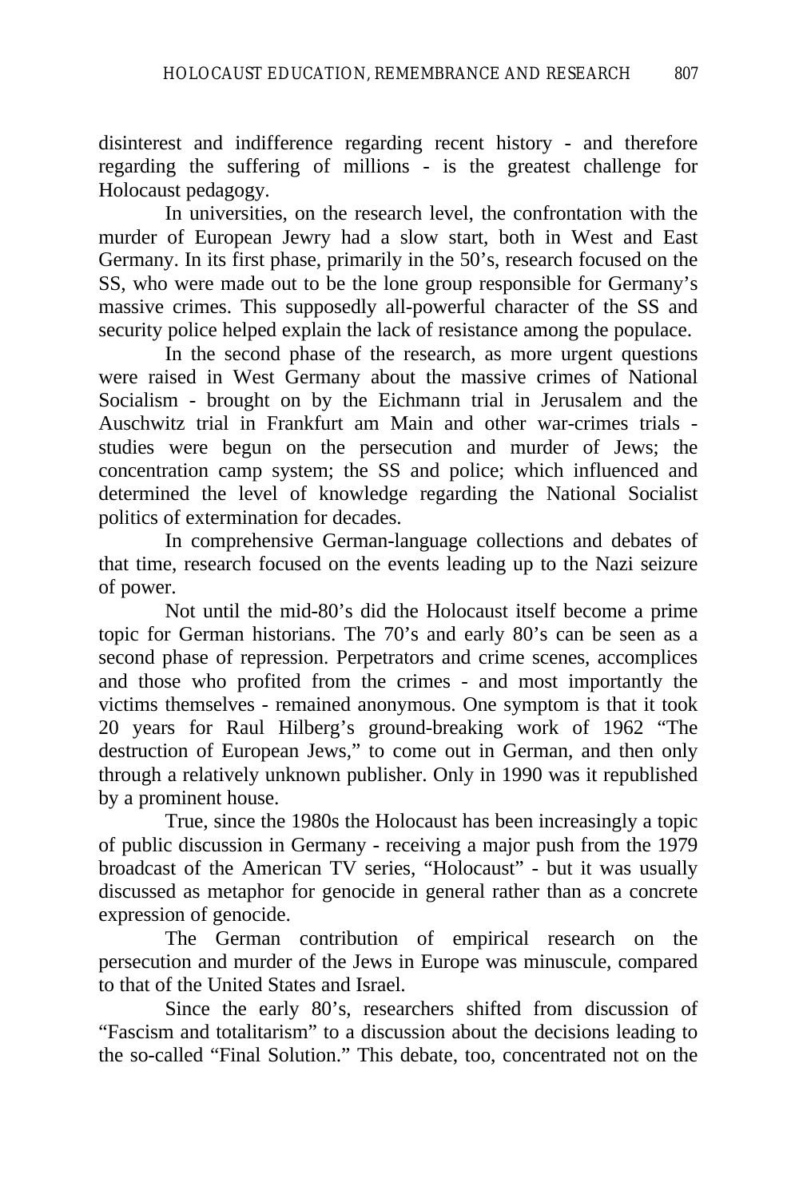disinterest and indifference regarding recent history - and therefore regarding the suffering of millions - is the greatest challenge for Holocaust pedagogy.

In universities, on the research level, the confrontation with the murder of European Jewry had a slow start, both in West and East Germany. In its first phase, primarily in the 50's, research focused on the SS, who were made out to be the lone group responsible for Germany's massive crimes. This supposedly all-powerful character of the SS and security police helped explain the lack of resistance among the populace.

In the second phase of the research, as more urgent questions were raised in West Germany about the massive crimes of National Socialism - brought on by the Eichmann trial in Jerusalem and the Auschwitz trial in Frankfurt am Main and other war-crimes trials - studies were begun on the persecution and murder of Jews; the concentration camp system; the SS and police; which influenced and determined the level of knowledge regarding the National Socialist politics of extermination for decades.

In comprehensive German-language collections and debates of that time, research focused on the events leading up to the Nazi seizure of power.

Not until the mid-80's did the Holocaust itself become a prime topic for German historians. The 70's and early 80's can be seen as a second phase of repression. Perpetrators and crime scenes, accomplices and those who profited from the crimes - and most importantly the victims themselves - remained anonymous. One symptom is that it took 20 years for Raul Hilberg's ground-breaking work of 1962 "The destruction of European Jews," to come out in German, and then only through a relatively unknown publisher. Only in 1990 was it republished by a prominent house.

True, since the 1980s the Holocaust has been increasingly a topic of public discussion in Germany - receiving a major push from the 1979 broadcast of the American TV series, "Holocaust" - but it was usually discussed as metaphor for genocide in general rather than as a concrete expression of genocide.

The German contribution of empirical research on the persecution and murder of the Jews in Europe was minuscule, compared to that of the United States and Israel.

Since the early 80's, researchers shifted from discussion of "Fascism and totalitarism" to a discussion about the decisions leading to the so-called "Final Solution." This debate, too, concentrated not on the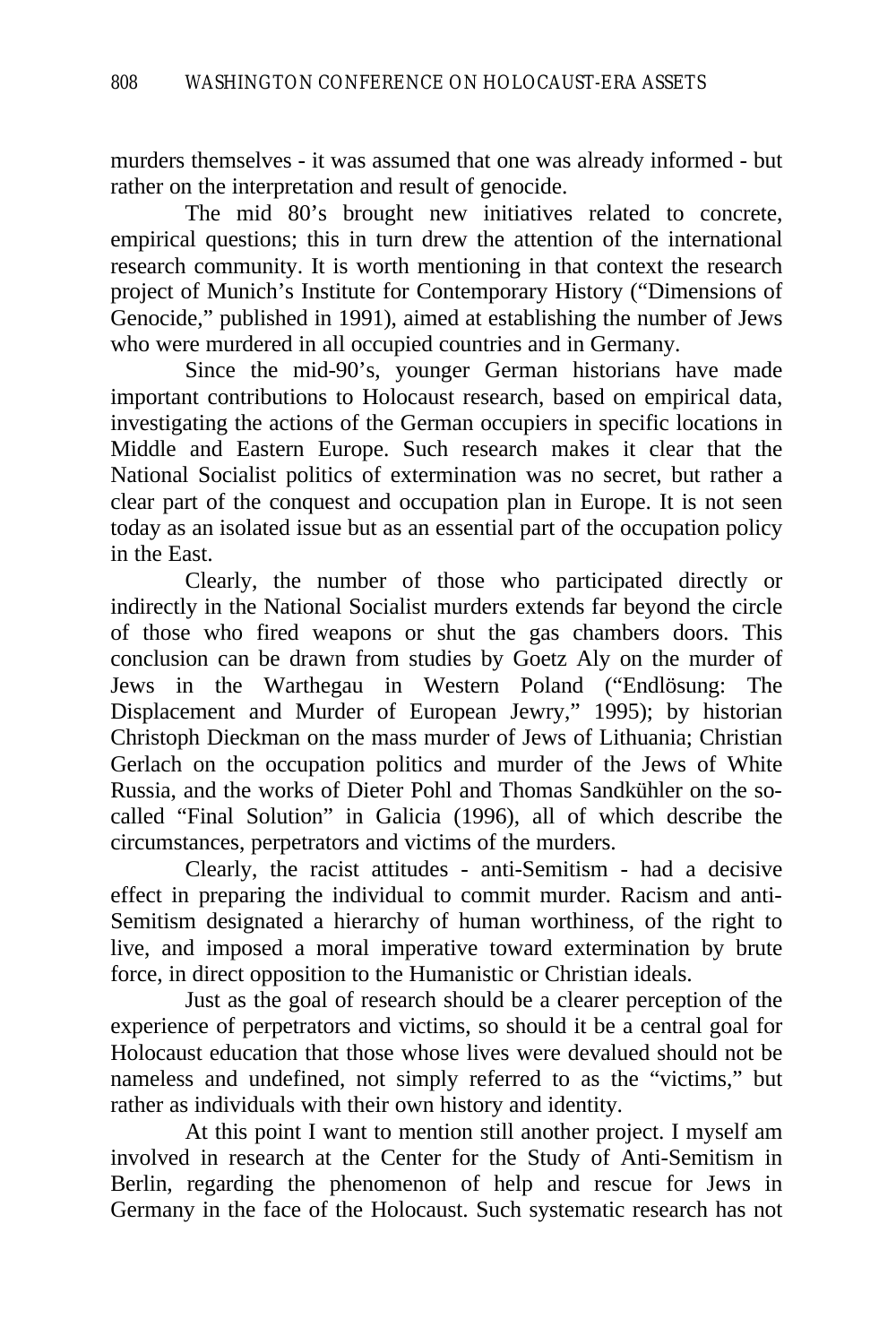murders themselves - it was assumed that one was already informed - but rather on the interpretation and result of genocide.

The mid 80's brought new initiatives related to concrete, empirical questions; this in turn drew the attention of the international research community. It is worth mentioning in that context the research project of Munich's Institute for Contemporary History ("Dimensions of Genocide," published in 1991), aimed at establishing the number of Jews who were murdered in all occupied countries and in Germany.

Since the mid-90's, younger German historians have made important contributions to Holocaust research, based on empirical data, investigating the actions of the German occupiers in specific locations in Middle and Eastern Europe. Such research makes it clear that the National Socialist politics of extermination was no secret, but rather a clear part of the conquest and occupation plan in Europe. It is not seen today as an isolated issue but as an essential part of the occupation policy in the East.

Clearly, the number of those who participated directly or indirectly in the National Socialist murders extends far beyond the circle of those who fired weapons or shut the gas chambers doors. This conclusion can be drawn from studies by Goetz Aly on the murder of Jews in the Warthegau in Western Poland ("Endlösung: The Displacement and Murder of European Jewry," 1995); by historian Christoph Dieckman on the mass murder of Jews of Lithuania; Christian Gerlach on the occupation politics and murder of the Jews of White Russia, and the works of Dieter Pohl and Thomas Sandkühler on the so-called "Final Solution" in Galicia (1996), all of which describe the circumstances, perpetrators and victims of the murders.

Clearly, the racist attitudes - anti-Semitism - had a decisive effect in preparing the individual to commit murder. Racism and anti-Semitism designated a hierarchy of human worthiness, of the right to live, and imposed a moral imperative toward extermination by brute force, in direct opposition to the Humanistic or Christian ideals.

Just as the goal of research should be a clearer perception of the experience of perpetrators and victims, so should it be a central goal for Holocaust education that those whose lives were devalued should not be nameless and undefined, not simply referred to as the "victims," but rather as individuals with their own history and identity.

At this point I want to mention still another project. I myself am involved in research at the Center for the Study of Anti-Semitism in Berlin, regarding the phenomenon of help and rescue for Jews in Germany in the face of the Holocaust. Such systematic research has not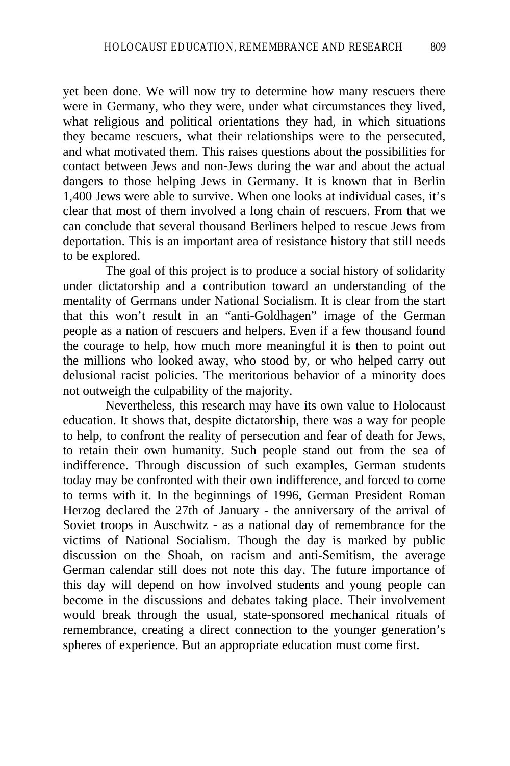yet been done. We will now try to determine how many rescuers there were in Germany, who they were, under what circumstances they lived, what religious and political orientations they had, in which situations they became rescuers, what their relationships were to the persecuted, and what motivated them. This raises questions about the possibilities for contact between Jews and non-Jews during the war and about the actual dangers to those helping Jews in Germany. It is known that in Berlin 1,400 Jews were able to survive. When one looks at individual cases, it's clear that most of them involved a long chain of rescuers. From that we can conclude that several thousand Berliners helped to rescue Jews from deportation. This is an important area of resistance history that still needs to be explored.

The goal of this project is to produce a social history of solidarity under dictatorship and a contribution toward an understanding of the mentality of Germans under National Socialism. It is clear from the start that this won't result in an "anti-Goldhagen" image of the German people as a nation of rescuers and helpers. Even if a few thousand found the courage to help, how much more meaningful it is then to point out the millions who looked away, who stood by, or who helped carry out delusional racist policies. The meritorious behavior of a minority does not outweigh the culpability of the majority.

Nevertheless, this research may have its own value to Holocaust education. It shows that, despite dictatorship, there was a way for people to help, to confront the reality of persecution and fear of death for Jews, to retain their own humanity. Such people stand out from the sea of indifference. Through discussion of such examples, German students today may be confronted with their own indifference, and forced to come to terms with it. In the beginnings of 1996, German President Roman Herzog declared the 27th of January - the anniversary of the arrival of Soviet troops in Auschwitz - as a national day of remembrance for the victims of National Socialism. Though the day is marked by public discussion on the Shoah, on racism and anti-Semitism, the average German calendar still does not note this day. The future importance of this day will depend on how involved students and young people can become in the discussions and debates taking place. Their involvement would break through the usual, state-sponsored mechanical rituals of remembrance, creating a direct connection to the younger generation's spheres of experience. But an appropriate education must come first.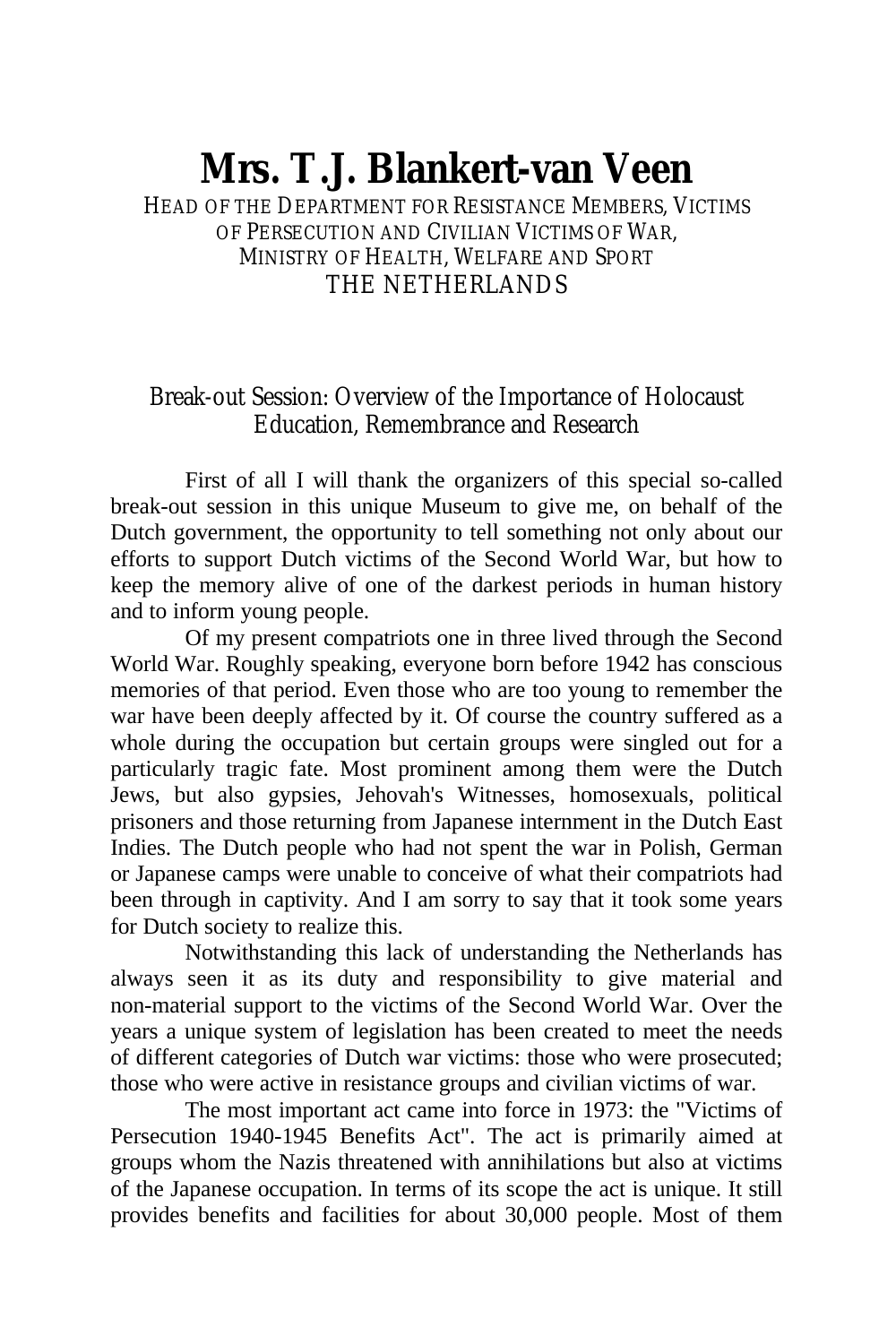# Mrs. T.J. Blankert-van Veen

HEAD OF THE DEPARTMENT FOR RESISTANCE MEMBERS, VICTIMS OF PERSECUTION AND CIVILIAN VICTIMS OF WAR, MINISTRY OF HEALTH, WELFARE AND SPORT
THE NETHERLANDS

## Break-out Session: Overview of the Importance of Holocaust Education, Remembrance and Research

First of all I will thank the organizers of this special so-called break-out session in this unique Museum to give me, on behalf of the Dutch government, the opportunity to tell something not only about our efforts to support Dutch victims of the Second World War, but how to keep the memory alive of one of the darkest periods in human history and to inform young people.

Of my present compatriots one in three lived through the Second World War. Roughly speaking, everyone born before 1942 has conscious memories of that period. Even those who are too young to remember the war have been deeply affected by it. Of course the country suffered as a whole during the occupation but certain groups were singled out for a particularly tragic fate. Most prominent among them were the Dutch Jews, but also gypsies, Jehovah's Witnesses, homosexuals, political prisoners and those returning from Japanese internment in the Dutch East Indies. The Dutch people who had not spent the war in Polish, German or Japanese camps were unable to conceive of what their compatriots had been through in captivity. And I am sorry to say that it took some years for Dutch society to realize this.

Notwithstanding this lack of understanding the Netherlands has always seen it as its duty and responsibility to give material and non-material support to the victims of the Second World War. Over the years a unique system of legislation has been created to meet the needs of different categories of Dutch war victims: those who were prosecuted; those who were active in resistance groups and civilian victims of war.

The most important act came into force in 1973: the "Victims of Persecution 1940-1945 Benefits Act". The act is primarily aimed at groups whom the Nazis threatened with annihilations but also at victims of the Japanese occupation. In terms of its scope the act is unique. It still provides benefits and facilities for about 30,000 people. Most of them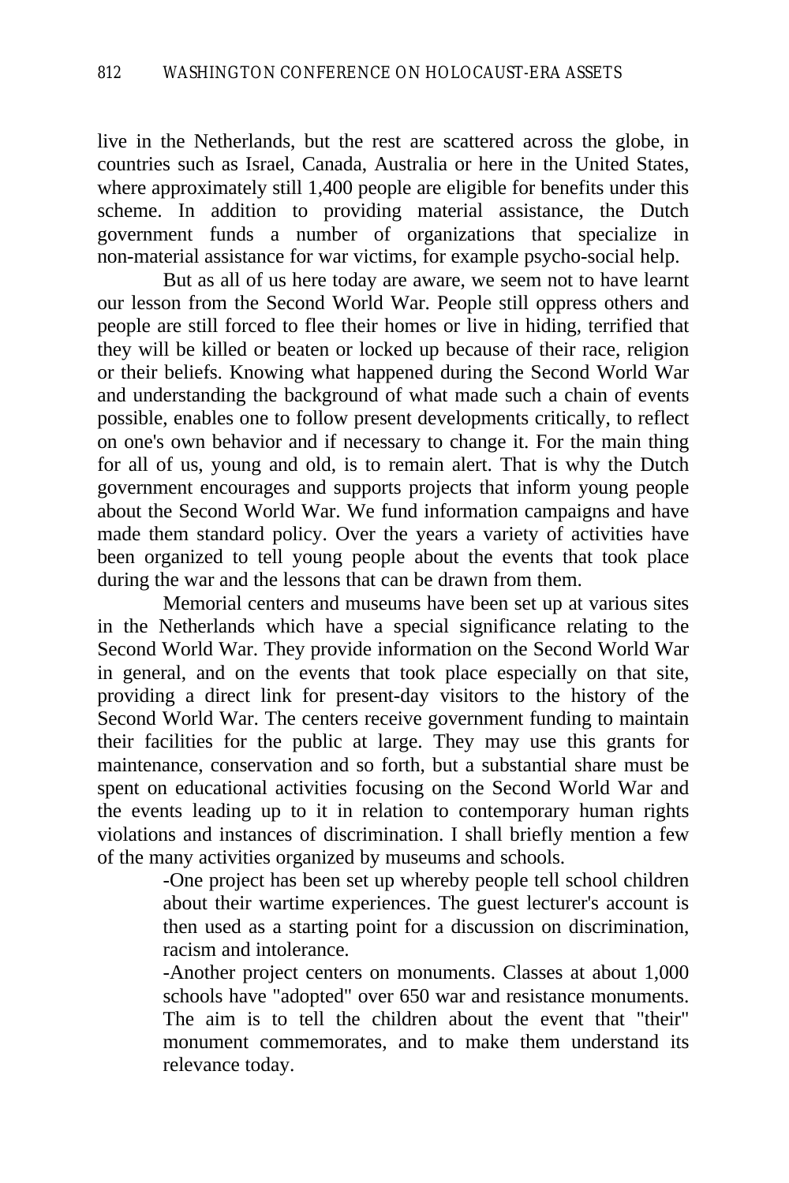live in the Netherlands, but the rest are scattered across the globe, in countries such as Israel, Canada, Australia or here in the United States, where approximately still 1,400 people are eligible for benefits under this scheme. In addition to providing material assistance, the Dutch government funds a number of organizations that specialize in non-material assistance for war victims, for example psycho-social help.

But as all of us here today are aware, we seem not to have learnt our lesson from the Second World War. People still oppress others and people are still forced to flee their homes or live in hiding, terrified that they will be killed or beaten or locked up because of their race, religion or their beliefs. Knowing what happened during the Second World War and understanding the background of what made such a chain of events possible, enables one to follow present developments critically, to reflect on one's own behavior and if necessary to change it. For the main thing for all of us, young and old, is to remain alert. That is why the Dutch government encourages and supports projects that inform young people about the Second World War. We fund information campaigns and have made them standard policy. Over the years a variety of activities have been organized to tell young people about the events that took place during the war and the lessons that can be drawn from them.

Memorial centers and museums have been set up at various sites in the Netherlands which have a special significance relating to the Second World War. They provide information on the Second World War in general, and on the events that took place especially on that site, providing a direct link for present-day visitors to the history of the Second World War. The centers receive government funding to maintain their facilities for the public at large. They may use this grants for maintenance, conservation and so forth, but a substantial share must be spent on educational activities focusing on the Second World War and the events leading up to it in relation to contemporary human rights violations and instances of discrimination. I shall briefly mention a few of the many activities organized by museums and schools.

-One project has been set up whereby people tell school children about their wartime experiences. The guest lecturer's account is then used as a starting point for a discussion on discrimination, racism and intolerance.

-Another project centers on monuments. Classes at about 1,000 schools have "adopted" over 650 war and resistance monuments. The aim is to tell the children about the event that "their" monument commemorates, and to make them understand its relevance today.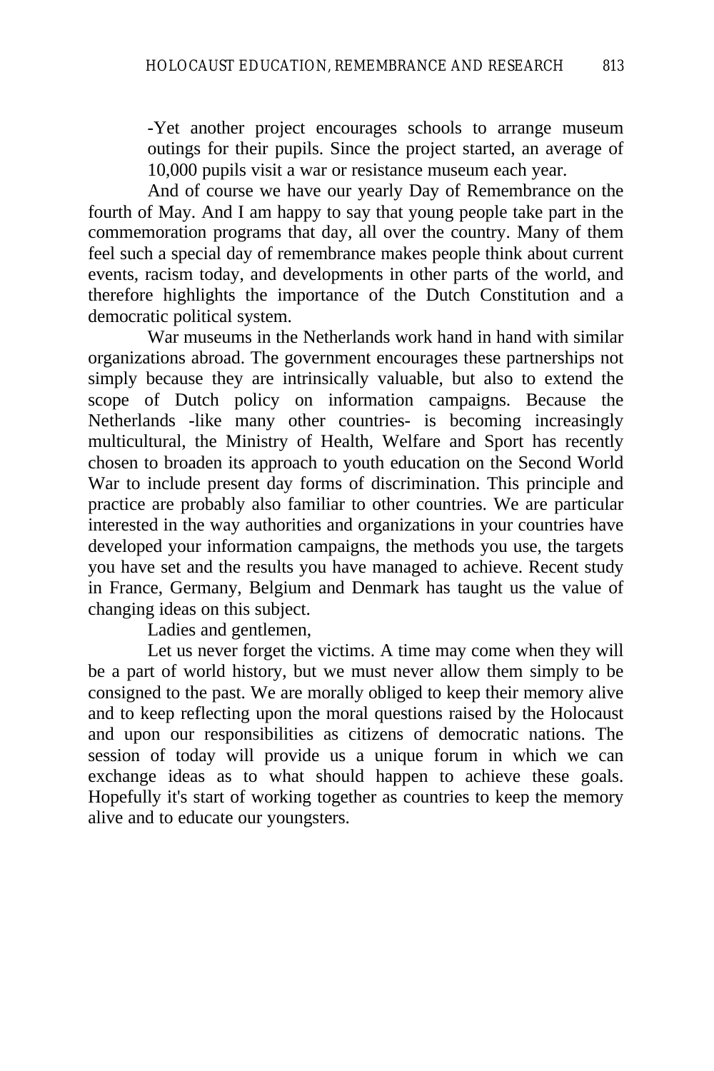-Yet another project encourages schools to arrange museum outings for their pupils. Since the project started, an average of 10,000 pupils visit a war or resistance museum each year.

And of course we have our yearly Day of Remembrance on the fourth of May. And I am happy to say that young people take part in the commemoration programs that day, all over the country. Many of them feel such a special day of remembrance makes people think about current events, racism today, and developments in other parts of the world, and therefore highlights the importance of the Dutch Constitution and a democratic political system.

War museums in the Netherlands work hand in hand with similar organizations abroad. The government encourages these partnerships not simply because they are intrinsically valuable, but also to extend the scope of Dutch policy on information campaigns. Because the Netherlands -like many other countries- is becoming increasingly multicultural, the Ministry of Health, Welfare and Sport has recently chosen to broaden its approach to youth education on the Second World War to include present day forms of discrimination. This principle and practice are probably also familiar to other countries. We are particular interested in the way authorities and organizations in your countries have developed your information campaigns, the methods you use, the targets you have set and the results you have managed to achieve. Recent study in France, Germany, Belgium and Denmark has taught us the value of changing ideas on this subject.

Ladies and gentlemen,

Let us never forget the victims. A time may come when they will be a part of world history, but we must never allow them simply to be consigned to the past. We are morally obliged to keep their memory alive and to keep reflecting upon the moral questions raised by the Holocaust and upon our responsibilities as citizens of democratic nations. The session of today will provide us a unique forum in which we can exchange ideas as to what should happen to achieve these goals. Hopefully it's start of working together as countries to keep the memory alive and to educate our youngsters.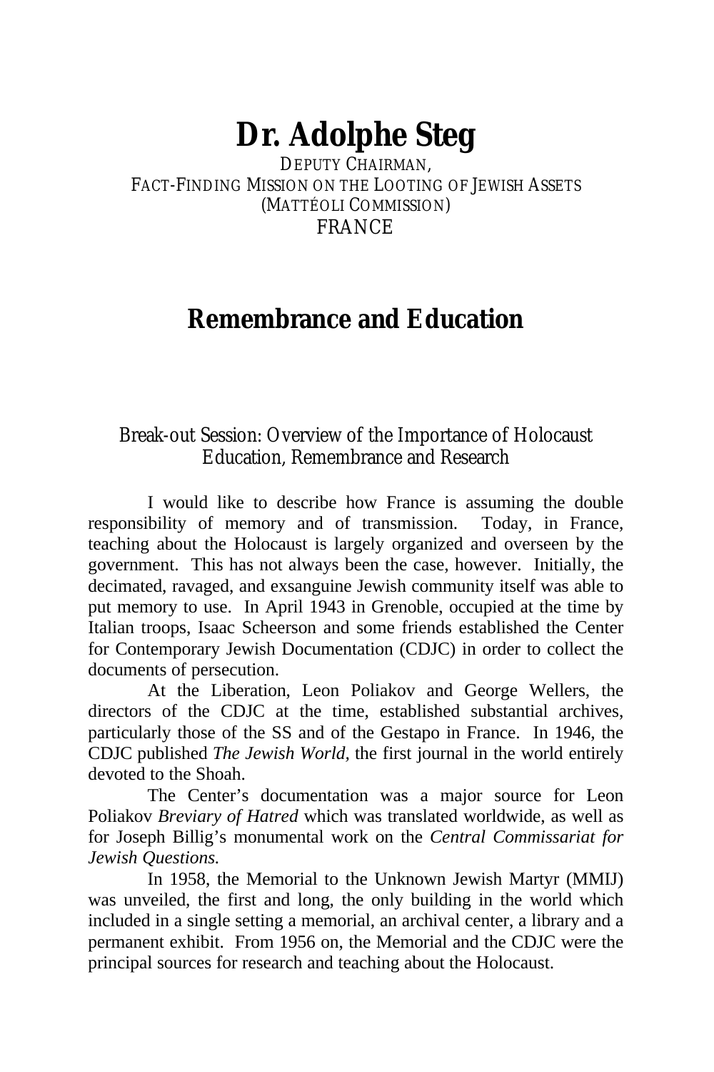# Dr. Adolphe Steg

DEPUTY CHAIRMAN,
FACT-FINDING MISSION ON THE LOOTING OF JEWISH ASSETS
(MATTÉOLI COMMISSION)
FRANCE

## Remembrance and Education

### Break-out Session: Overview of the Importance of Holocaust Education, Remembrance and Research

I would like to describe how France is assuming the double responsibility of memory and of transmission. Today, in France, teaching about the Holocaust is largely organized and overseen by the government. This has not always been the case, however. Initially, the decimated, ravaged, and exsanguine Jewish community itself was able to put memory to use. In April 1943 in Grenoble, occupied at the time by Italian troops, Isaac Scheerson and some friends established the Center for Contemporary Jewish Documentation (CDJC) in order to collect the documents of persecution.

At the Liberation, Leon Poliakov and George Wellers, the directors of the CDJC at the time, established substantial archives, particularly those of the SS and of the Gestapo in France. In 1946, the CDJC published *The Jewish World,* the first journal in the world entirely devoted to the Shoah.

The Center's documentation was a major source for Leon Poliakov *Breviary of Hatred* which was translated worldwide, as well as for Joseph Billig's monumental work on the *Central Commissariat for Jewish Questions.*

In 1958, the Memorial to the Unknown Jewish Martyr (MMIJ) was unveiled, the first and long, the only building in the world which included in a single setting a memorial, an archival center, a library and a permanent exhibit. From 1956 on, the Memorial and the CDJC were the principal sources for research and teaching about the Holocaust.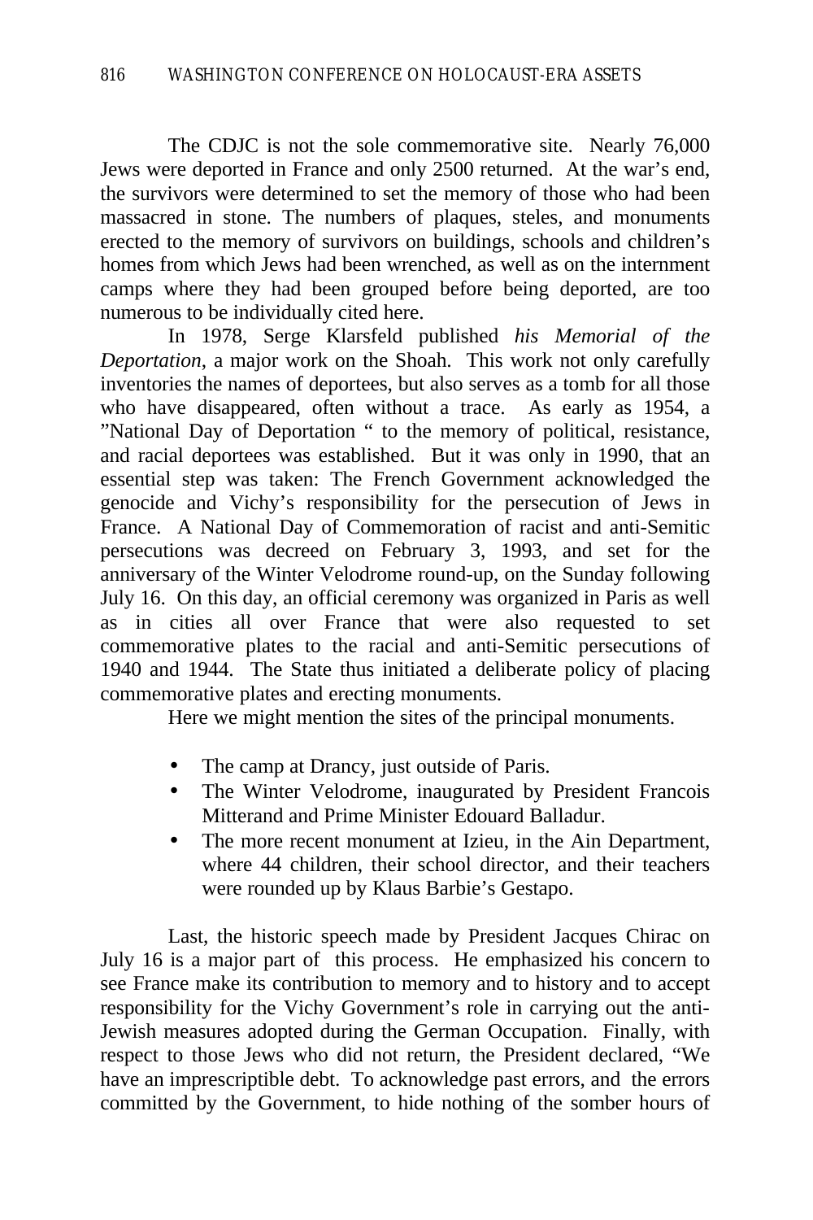The CDJC is not the sole commemorative site. Nearly 76,000 Jews were deported in France and only 2500 returned. At the war's end, the survivors were determined to set the memory of those who had been massacred in stone. The numbers of plaques, steles, and monuments erected to the memory of survivors on buildings, schools and children's homes from which Jews had been wrenched, as well as on the internment camps where they had been grouped before being deported, are too numerous to be individually cited here.

In 1978, Serge Klarsfeld published *his Memorial of the Deportation*, a major work on the Shoah. This work not only carefully inventories the names of deportees, but also serves as a tomb for all those who have disappeared, often without a trace. As early as 1954, a "National Day of Deportation " to the memory of political, resistance, and racial deportees was established. But it was only in 1990, that an essential step was taken: The French Government acknowledged the genocide and Vichy's responsibility for the persecution of Jews in France. A National Day of Commemoration of racist and anti-Semitic persecutions was decreed on February 3, 1993, and set for the anniversary of the Winter Velodrome round-up, on the Sunday following July 16. On this day, an official ceremony was organized in Paris as well as in cities all over France that were also requested to set commemorative plates to the racial and anti-Semitic persecutions of 1940 and 1944. The State thus initiated a deliberate policy of placing commemorative plates and erecting monuments.

Here we might mention the sites of the principal monuments.

- The camp at Drancy, just outside of Paris.
- The Winter Velodrome, inaugurated by President Francois Mitterand and Prime Minister Edouard Balladur.
- The more recent monument at Izieu, in the Ain Department, where 44 children, their school director, and their teachers were rounded up by Klaus Barbie's Gestapo.

Last, the historic speech made by President Jacques Chirac on July 16 is a major part of this process. He emphasized his concern to see France make its contribution to memory and to history and to accept responsibility for the Vichy Government's role in carrying out the anti-Jewish measures adopted during the German Occupation. Finally, with respect to those Jews who did not return, the President declared, "We have an imprescriptible debt. To acknowledge past errors, and the errors committed by the Government, to hide nothing of the somber hours of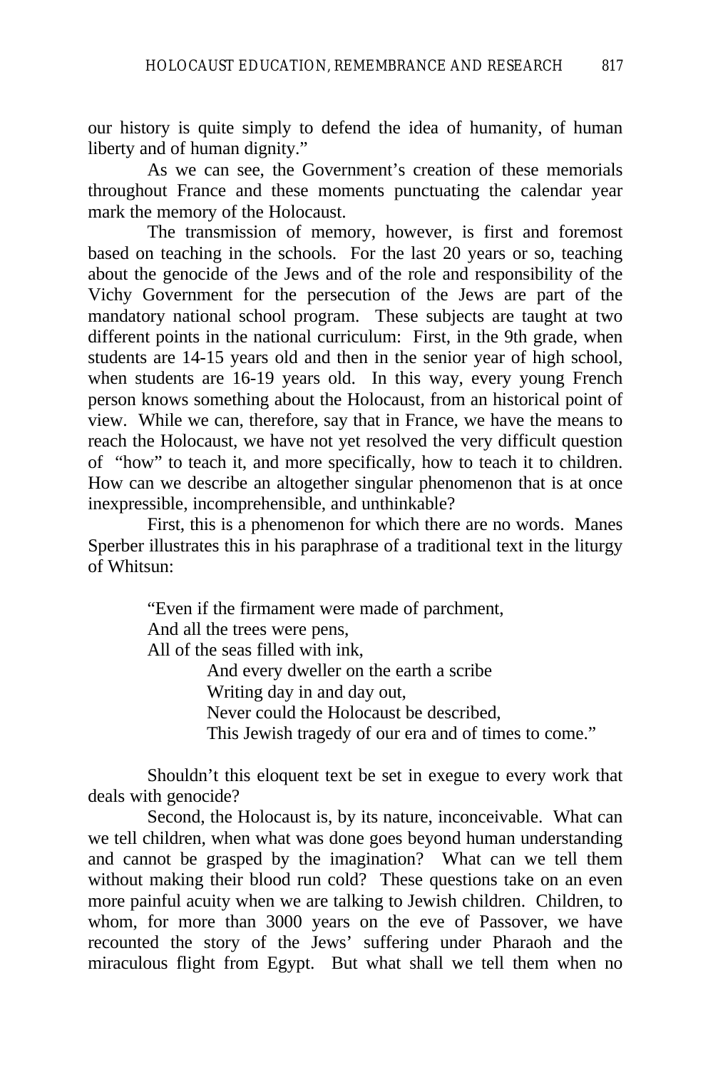our history is quite simply to defend the idea of humanity, of human liberty and of human dignity."

As we can see, the Government's creation of these memorials throughout France and these moments punctuating the calendar year mark the memory of the Holocaust.

The transmission of memory, however, is first and foremost based on teaching in the schools. For the last 20 years or so, teaching about the genocide of the Jews and of the role and responsibility of the Vichy Government for the persecution of the Jews are part of the mandatory national school program. These subjects are taught at two different points in the national curriculum: First, in the 9th grade, when students are 14-15 years old and then in the senior year of high school, when students are 16-19 years old. In this way, every young French person knows something about the Holocaust, from an historical point of view. While we can, therefore, say that in France, we have the means to reach the Holocaust, we have not yet resolved the very difficult question of "how" to teach it, and more specifically, how to teach it to children. How can we describe an altogether singular phenomenon that is at once inexpressible, incomprehensible, and unthinkable?

First, this is a phenomenon for which there are no words. Manes Sperber illustrates this in his paraphrase of a traditional text in the liturgy of Whitsun:

> "Even if the firmament were made of parchment,
> And all the trees were pens,
> All of the seas filled with ink,
> And every dweller on the earth a scribe
> Writing day in and day out,
> Never could the Holocaust be described,
> This Jewish tragedy of our era and of times to come."

Shouldn't this eloquent text be set in exegue to every work that deals with genocide?

Second, the Holocaust is, by its nature, inconceivable. What can we tell children, when what was done goes beyond human understanding and cannot be grasped by the imagination? What can we tell them without making their blood run cold? These questions take on an even more painful acuity when we are talking to Jewish children. Children, to whom, for more than 3000 years on the eve of Passover, we have recounted the story of the Jews' suffering under Pharaoh and the miraculous flight from Egypt. But what shall we tell them when no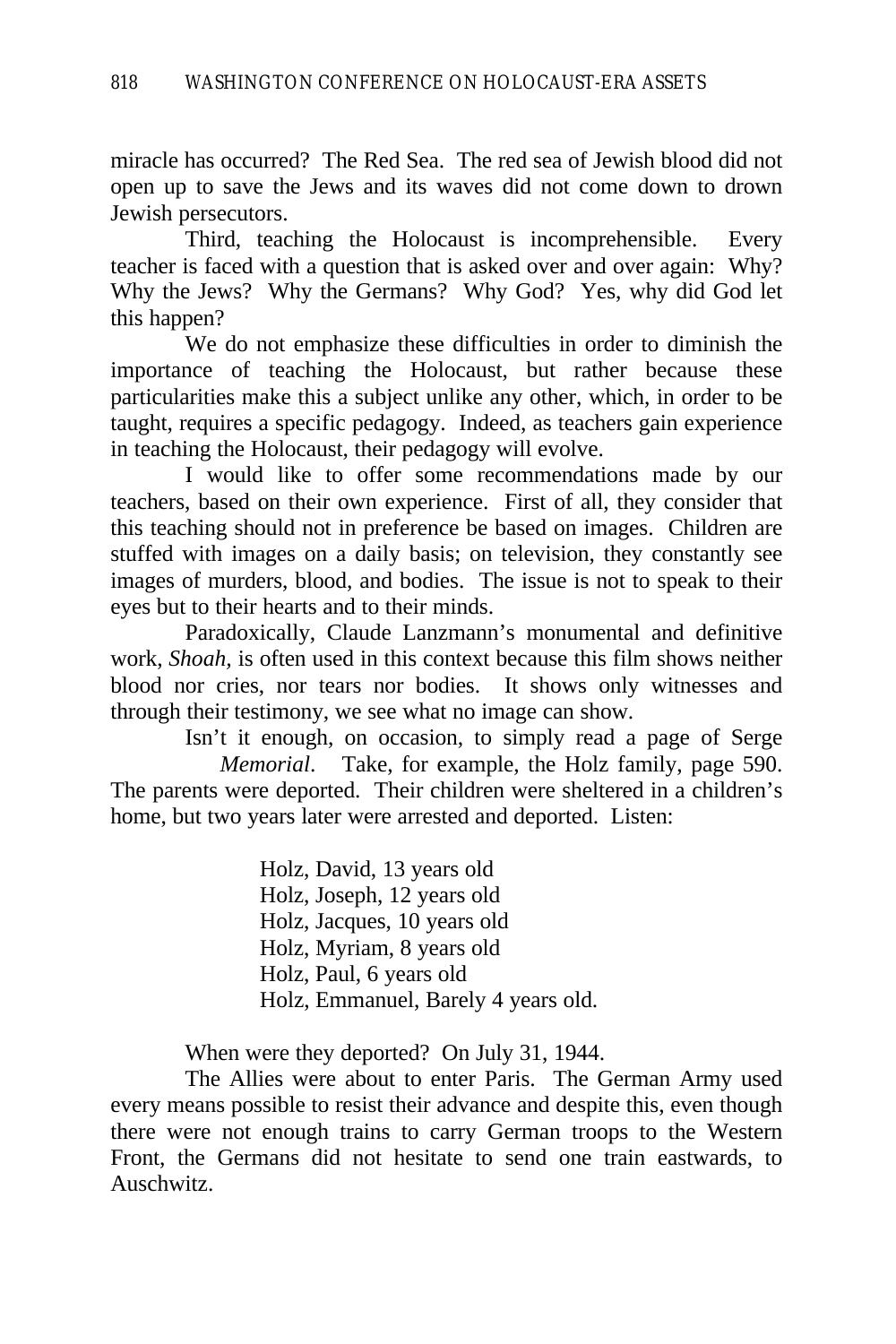miracle has occurred? The Red Sea. The red sea of Jewish blood did not open up to save the Jews and its waves did not come down to drown Jewish persecutors.

Third, teaching the Holocaust is incomprehensible. Every teacher is faced with a question that is asked over and over again: Why? Why the Jews? Why the Germans? Why God? Yes, why did God let this happen?

We do not emphasize these difficulties in order to diminish the importance of teaching the Holocaust, but rather because these particularities make this a subject unlike any other, which, in order to be taught, requires a specific pedagogy. Indeed, as teachers gain experience in teaching the Holocaust, their pedagogy will evolve.

I would like to offer some recommendations made by our teachers, based on their own experience. First of all, they consider that this teaching should not in preference be based on images. Children are stuffed with images on a daily basis; on television, they constantly see images of murders, blood, and bodies. The issue is not to speak to their eyes but to their hearts and to their minds.

Paradoxically, Claude Lanzmann's monumental and definitive work, *Shoah,* is often used in this context because this film shows neither blood nor cries, nor tears nor bodies. It shows only witnesses and through their testimony, we see what no image can show.

Isn't it enough, on occasion, to simply read a page of Serge *Memorial*. Take, for example, the Holz family, page 590. The parents were deported. Their children were sheltered in a children's home, but two years later were arrested and deported. Listen:

> Holz, David, 13 years old
> Holz, Joseph, 12 years old
> Holz, Jacques, 10 years old
> Holz, Myriam, 8 years old
> Holz, Paul, 6 years old
> Holz, Emmanuel, Barely 4 years old.

When were they deported? On July 31, 1944.

The Allies were about to enter Paris. The German Army used every means possible to resist their advance and despite this, even though there were not enough trains to carry German troops to the Western Front, the Germans did not hesitate to send one train eastwards, to Auschwitz.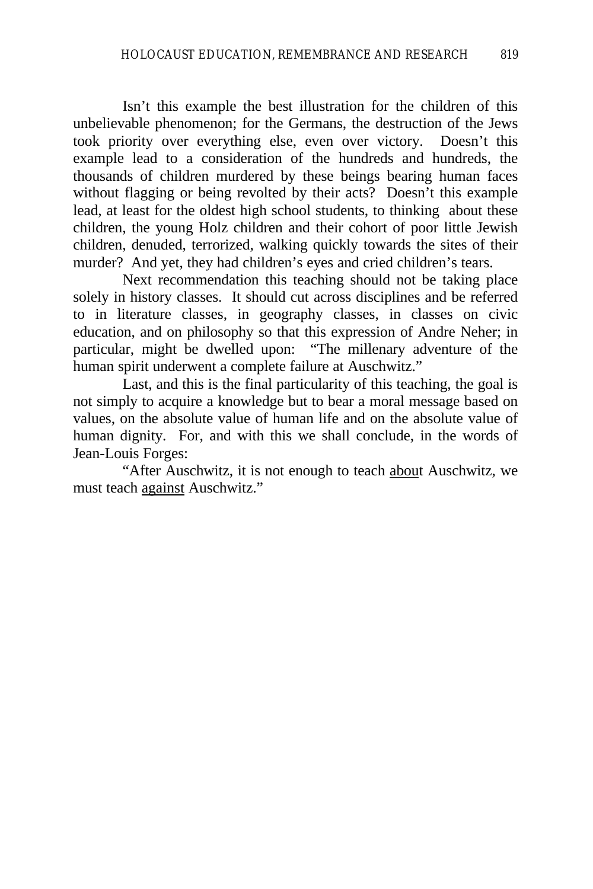Isn't this example the best illustration for the children of this unbelievable phenomenon; for the Germans, the destruction of the Jews took priority over everything else, even over victory. Doesn't this example lead to a consideration of the hundreds and hundreds, the thousands of children murdered by these beings bearing human faces without flagging or being revolted by their acts? Doesn't this example lead, at least for the oldest high school students, to thinking about these children, the young Holz children and their cohort of poor little Jewish children, denuded, terrorized, walking quickly towards the sites of their murder? And yet, they had children's eyes and cried children's tears.

Next recommendation this teaching should not be taking place solely in history classes. It should cut across disciplines and be referred to in literature classes, in geography classes, in classes on civic education, and on philosophy so that this expression of Andre Neher; in particular, might be dwelled upon: "The millenary adventure of the human spirit underwent a complete failure at Auschwitz."

Last, and this is the final particularity of this teaching, the goal is not simply to acquire a knowledge but to bear a moral message based on values, on the absolute value of human life and on the absolute value of human dignity. For, and with this we shall conclude, in the words of Jean-Louis Forges:

"After Auschwitz, it is not enough to teach <u>abou</u>t Auschwitz, we must teach <u>against</u> Auschwitz."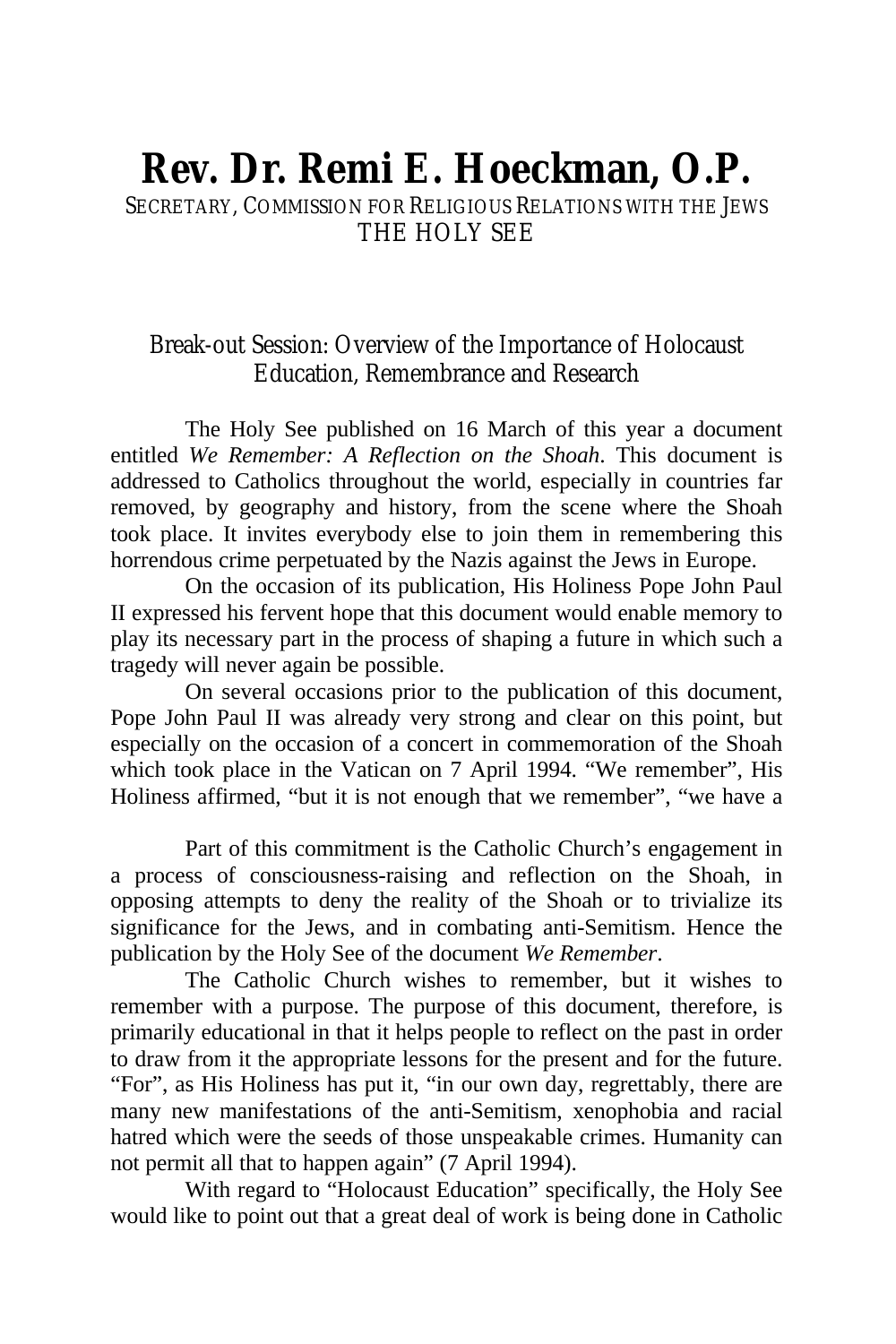# Rev. Dr. Remi E. Hoeckman, O.P.

SECRETARY, COMMISSION FOR RELIGIOUS RELATIONS WITH THE JEWS
THE HOLY SEE

## Break-out Session: Overview of the Importance of Holocaust Education, Remembrance and Research

The Holy See published on 16 March of this year a document entitled *We Remember: A Reflection on the Shoah*. This document is addressed to Catholics throughout the world, especially in countries far removed, by geography and history, from the scene where the Shoah took place. It invites everybody else to join them in remembering this horrendous crime perpetuated by the Nazis against the Jews in Europe.

On the occasion of its publication, His Holiness Pope John Paul II expressed his fervent hope that this document would enable memory to play its necessary part in the process of shaping a future in which such a tragedy will never again be possible.

On several occasions prior to the publication of this document, Pope John Paul II was already very strong and clear on this point, but especially on the occasion of a concert in commemoration of the Shoah which took place in the Vatican on 7 April 1994. "We remember", His Holiness affirmed, "but it is not enough that we remember", "we have a

Part of this commitment is the Catholic Church's engagement in a process of consciousness-raising and reflection on the Shoah, in opposing attempts to deny the reality of the Shoah or to trivialize its significance for the Jews, and in combating anti-Semitism. Hence the publication by the Holy See of the document *We Remember*.

The Catholic Church wishes to remember, but it wishes to remember with a purpose. The purpose of this document, therefore, is primarily educational in that it helps people to reflect on the past in order to draw from it the appropriate lessons for the present and for the future. "For", as His Holiness has put it, "in our own day, regrettably, there are many new manifestations of the anti-Semitism, xenophobia and racial hatred which were the seeds of those unspeakable crimes. Humanity can not permit all that to happen again" (7 April 1994).

With regard to "Holocaust Education" specifically, the Holy See would like to point out that a great deal of work is being done in Catholic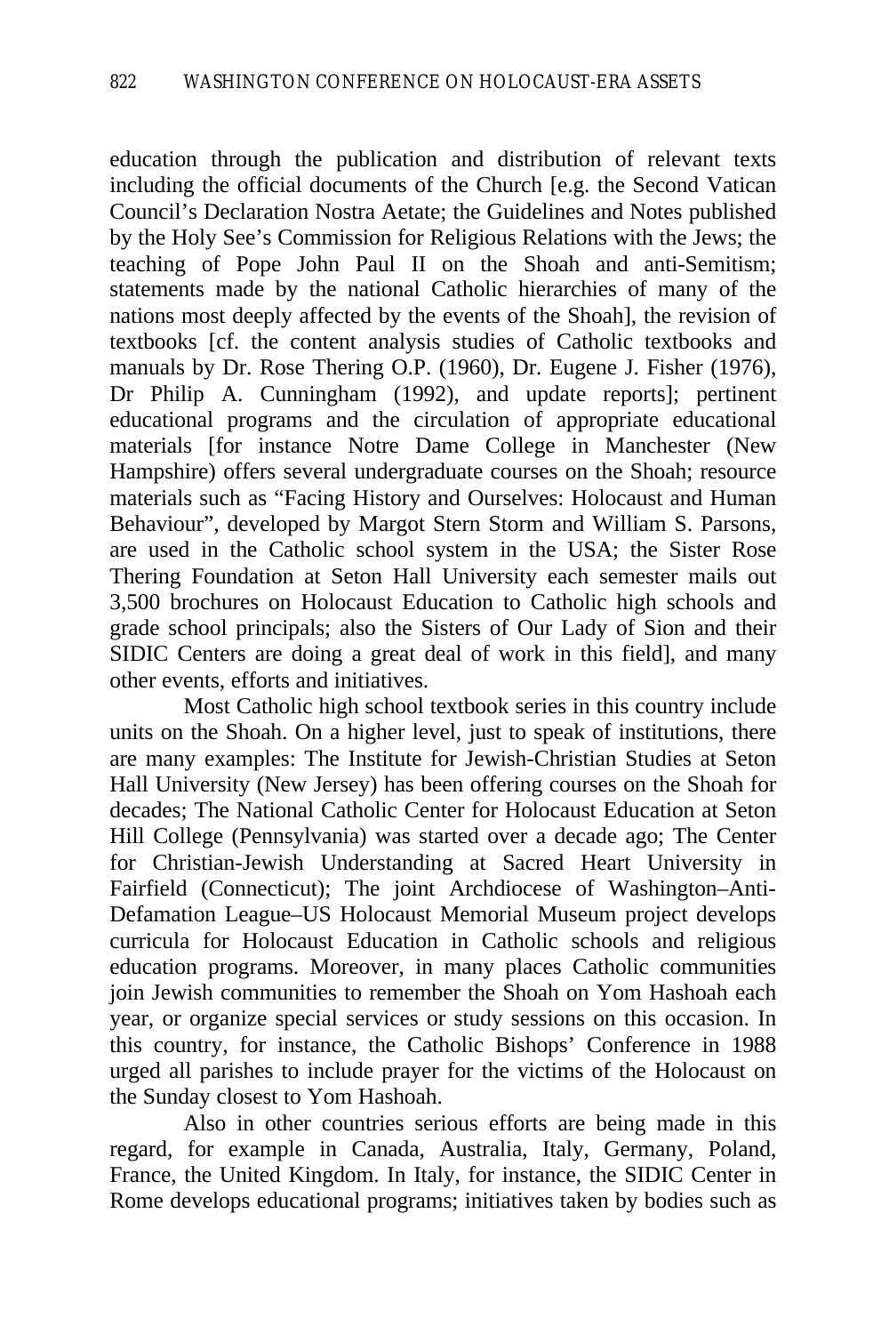education through the publication and distribution of relevant texts including the official documents of the Church [e.g. the Second Vatican Council's Declaration Nostra Aetate; the Guidelines and Notes published by the Holy See's Commission for Religious Relations with the Jews; the teaching of Pope John Paul II on the Shoah and anti-Semitism; statements made by the national Catholic hierarchies of many of the nations most deeply affected by the events of the Shoah], the revision of textbooks [cf. the content analysis studies of Catholic textbooks and manuals by Dr. Rose Thering O.P. (1960), Dr. Eugene J. Fisher (1976), Dr Philip A. Cunningham (1992), and update reports]; pertinent educational programs and the circulation of appropriate educational materials [for instance Notre Dame College in Manchester (New Hampshire) offers several undergraduate courses on the Shoah; resource materials such as "Facing History and Ourselves: Holocaust and Human Behaviour", developed by Margot Stern Storm and William S. Parsons, are used in the Catholic school system in the USA; the Sister Rose Thering Foundation at Seton Hall University each semester mails out 3,500 brochures on Holocaust Education to Catholic high schools and grade school principals; also the Sisters of Our Lady of Sion and their SIDIC Centers are doing a great deal of work in this field], and many other events, efforts and initiatives.

Most Catholic high school textbook series in this country include units on the Shoah. On a higher level, just to speak of institutions, there are many examples: The Institute for Jewish-Christian Studies at Seton Hall University (New Jersey) has been offering courses on the Shoah for decades; The National Catholic Center for Holocaust Education at Seton Hill College (Pennsylvania) was started over a decade ago; The Center for Christian-Jewish Understanding at Sacred Heart University in Fairfield (Connecticut); The joint Archdiocese of Washington–Anti-Defamation League–US Holocaust Memorial Museum project develops curricula for Holocaust Education in Catholic schools and religious education programs. Moreover, in many places Catholic communities join Jewish communities to remember the Shoah on Yom Hashoah each year, or organize special services or study sessions on this occasion. In this country, for instance, the Catholic Bishops' Conference in 1988 urged all parishes to include prayer for the victims of the Holocaust on the Sunday closest to Yom Hashoah.

Also in other countries serious efforts are being made in this regard, for example in Canada, Australia, Italy, Germany, Poland, France, the United Kingdom. In Italy, for instance, the SIDIC Center in Rome develops educational programs; initiatives taken by bodies such as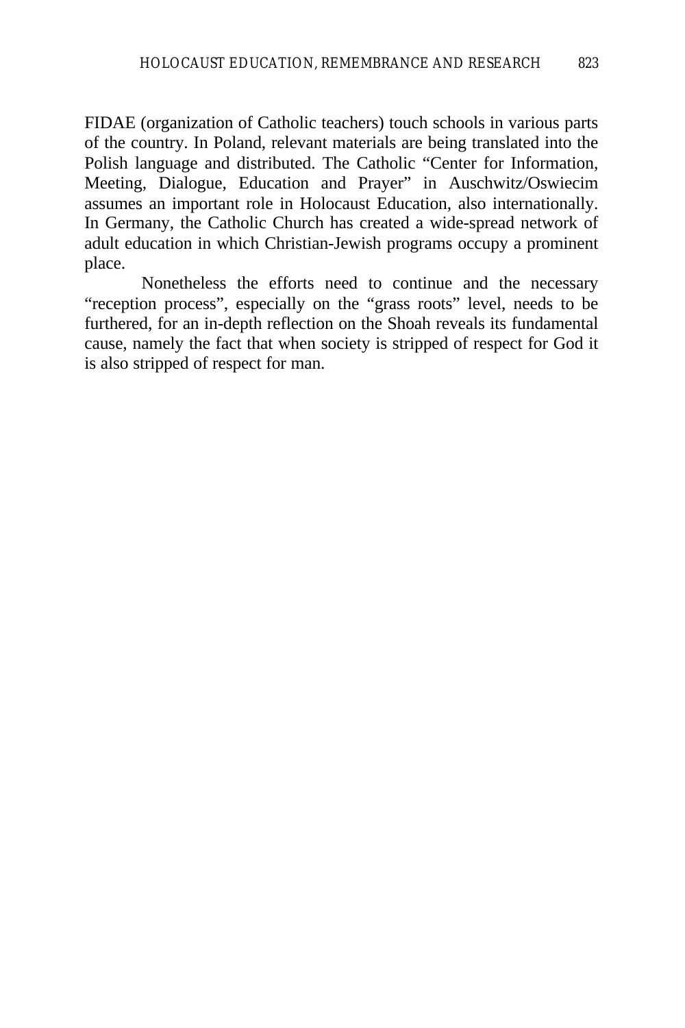FIDAE (organization of Catholic teachers) touch schools in various parts of the country. In Poland, relevant materials are being translated into the Polish language and distributed. The Catholic "Center for Information, Meeting, Dialogue, Education and Prayer" in Auschwitz/Oswiecim assumes an important role in Holocaust Education, also internationally. In Germany, the Catholic Church has created a wide-spread network of adult education in which Christian-Jewish programs occupy a prominent place.

Nonetheless the efforts need to continue and the necessary "reception process", especially on the "grass roots" level, needs to be furthered, for an in-depth reflection on the Shoah reveals its fundamental cause, namely the fact that when society is stripped of respect for God it is also stripped of respect for man.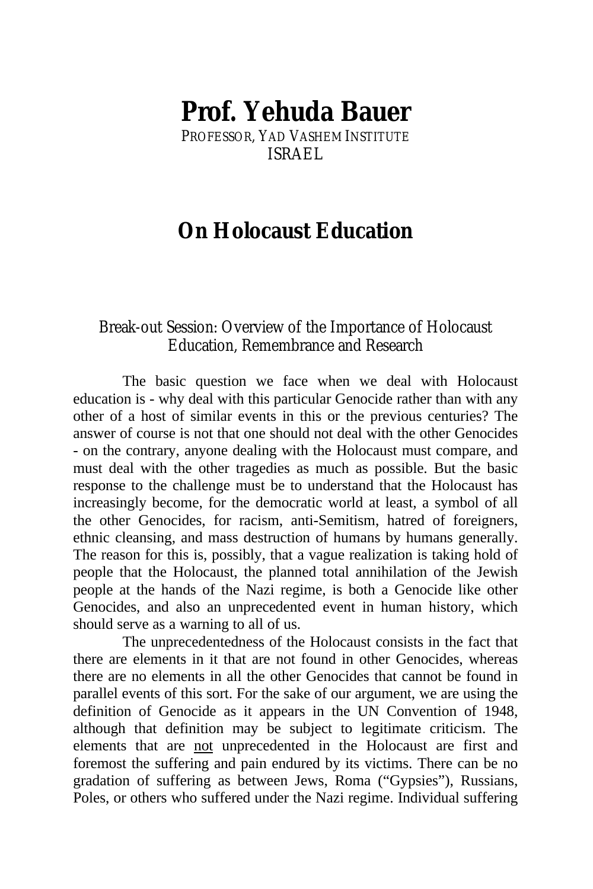# Prof. Yehuda Bauer

PROFESSOR, YAD VASHEM INSTITUTE
ISRAEL

## On Holocaust Education

### Break-out Session: Overview of the Importance of Holocaust Education, Remembrance and Research

The basic question we face when we deal with Holocaust education is - why deal with this particular Genocide rather than with any other of a host of similar events in this or the previous centuries? The answer of course is not that one should not deal with the other Genocides - on the contrary, anyone dealing with the Holocaust must compare, and must deal with the other tragedies as much as possible. But the basic response to the challenge must be to understand that the Holocaust has increasingly become, for the democratic world at least, a symbol of all the other Genocides, for racism, anti-Semitism, hatred of foreigners, ethnic cleansing, and mass destruction of humans by humans generally. The reason for this is, possibly, that a vague realization is taking hold of people that the Holocaust, the planned total annihilation of the Jewish people at the hands of the Nazi regime, is both a Genocide like other Genocides, and also an unprecedented event in human history, which should serve as a warning to all of us.

The unprecedentedness of the Holocaust consists in the fact that there are elements in it that are not found in other Genocides, whereas there are no elements in all the other Genocides that cannot be found in parallel events of this sort. For the sake of our argument, we are using the definition of Genocide as it appears in the UN Convention of 1948, although that definition may be subject to legitimate criticism. The elements that are <u>not</u> unprecedented in the Holocaust are first and foremost the suffering and pain endured by its victims. There can be no gradation of suffering as between Jews, Roma ("Gypsies"), Russians, Poles, or others who suffered under the Nazi regime. Individual suffering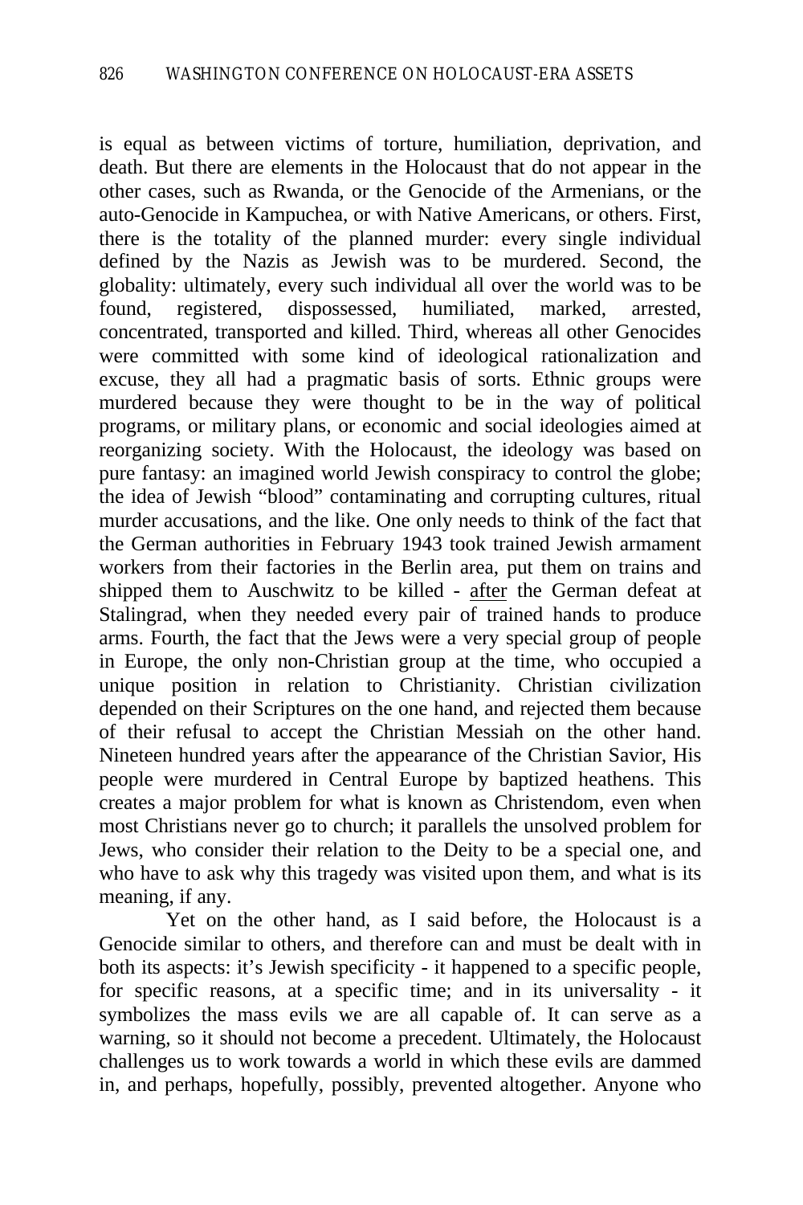is equal as between victims of torture, humiliation, deprivation, and death. But there are elements in the Holocaust that do not appear in the other cases, such as Rwanda, or the Genocide of the Armenians, or the auto-Genocide in Kampuchea, or with Native Americans, or others. First, there is the totality of the planned murder: every single individual defined by the Nazis as Jewish was to be murdered. Second, the globality: ultimately, every such individual all over the world was to be found, registered, dispossessed, humiliated, marked, arrested, concentrated, transported and killed. Third, whereas all other Genocides were committed with some kind of ideological rationalization and excuse, they all had a pragmatic basis of sorts. Ethnic groups were murdered because they were thought to be in the way of political programs, or military plans, or economic and social ideologies aimed at reorganizing society. With the Holocaust, the ideology was based on pure fantasy: an imagined world Jewish conspiracy to control the globe; the idea of Jewish "blood" contaminating and corrupting cultures, ritual murder accusations, and the like. One only needs to think of the fact that the German authorities in February 1943 took trained Jewish armament workers from their factories in the Berlin area, put them on trains and shipped them to Auschwitz to be killed - after the German defeat at Stalingrad, when they needed every pair of trained hands to produce arms. Fourth, the fact that the Jews were a very special group of people in Europe, the only non-Christian group at the time, who occupied a unique position in relation to Christianity. Christian civilization depended on their Scriptures on the one hand, and rejected them because of their refusal to accept the Christian Messiah on the other hand. Nineteen hundred years after the appearance of the Christian Savior, His people were murdered in Central Europe by baptized heathens. This creates a major problem for what is known as Christendom, even when most Christians never go to church; it parallels the unsolved problem for Jews, who consider their relation to the Deity to be a special one, and who have to ask why this tragedy was visited upon them, and what is its meaning, if any.

Yet on the other hand, as I said before, the Holocaust is a Genocide similar to others, and therefore can and must be dealt with in both its aspects: it's Jewish specificity - it happened to a specific people, for specific reasons, at a specific time; and in its universality - it symbolizes the mass evils we are all capable of. It can serve as a warning, so it should not become a precedent. Ultimately, the Holocaust challenges us to work towards a world in which these evils are dammed in, and perhaps, hopefully, possibly, prevented altogether. Anyone who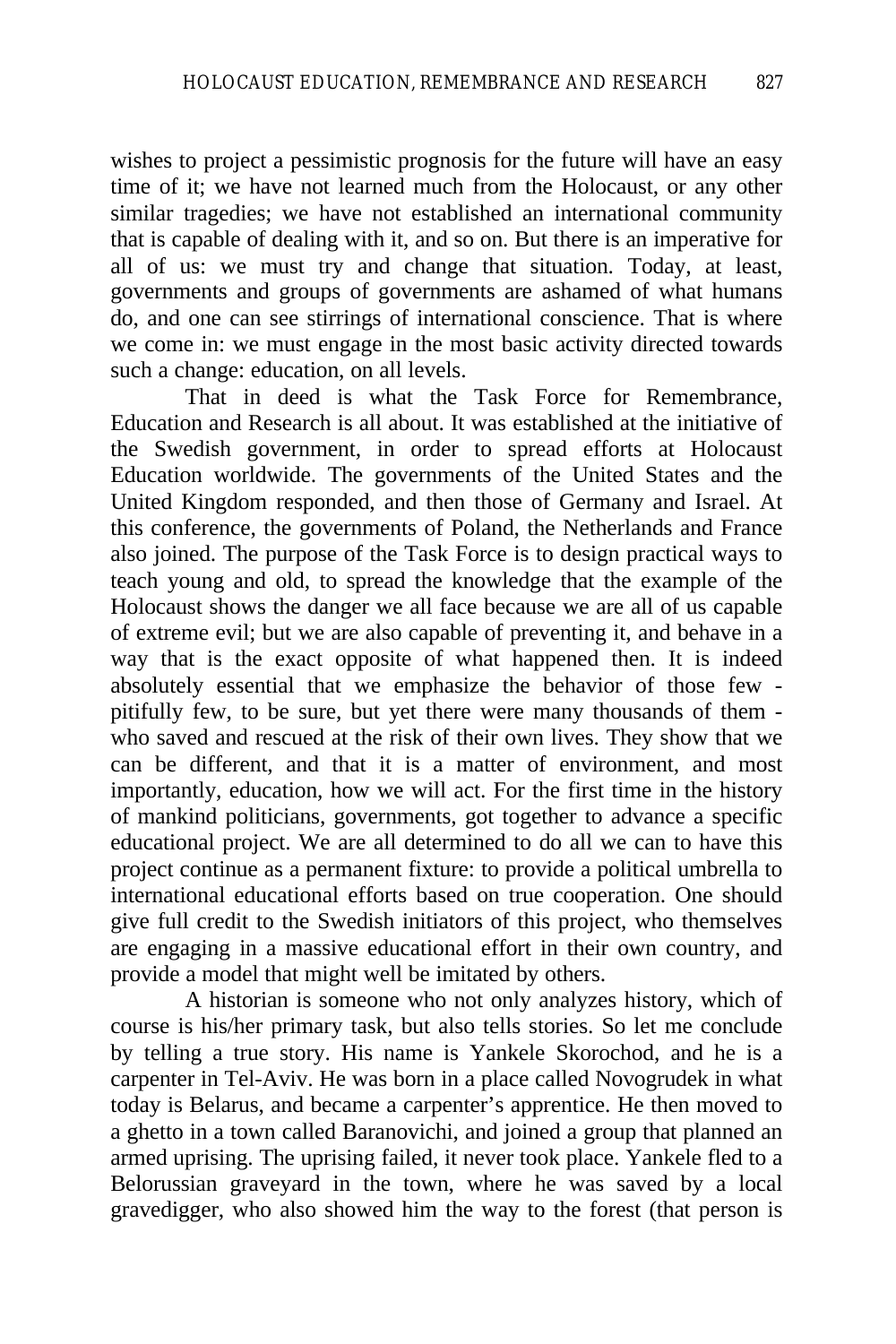wishes to project a pessimistic prognosis for the future will have an easy time of it; we have not learned much from the Holocaust, or any other similar tragedies; we have not established an international community that is capable of dealing with it, and so on. But there is an imperative for all of us: we must try and change that situation. Today, at least, governments and groups of governments are ashamed of what humans do, and one can see stirrings of international conscience. That is where we come in: we must engage in the most basic activity directed towards such a change: education, on all levels.

That in deed is what the Task Force for Remembrance, Education and Research is all about. It was established at the initiative of the Swedish government, in order to spread efforts at Holocaust Education worldwide. The governments of the United States and the United Kingdom responded, and then those of Germany and Israel. At this conference, the governments of Poland, the Netherlands and France also joined. The purpose of the Task Force is to design practical ways to teach young and old, to spread the knowledge that the example of the Holocaust shows the danger we all face because we are all of us capable of extreme evil; but we are also capable of preventing it, and behave in a way that is the exact opposite of what happened then. It is indeed absolutely essential that we emphasize the behavior of those few - pitifully few, to be sure, but yet there were many thousands of them - who saved and rescued at the risk of their own lives. They show that we can be different, and that it is a matter of environment, and most importantly, education, how we will act. For the first time in the history of mankind politicians, governments, got together to advance a specific educational project. We are all determined to do all we can to have this project continue as a permanent fixture: to provide a political umbrella to international educational efforts based on true cooperation. One should give full credit to the Swedish initiators of this project, who themselves are engaging in a massive educational effort in their own country, and provide a model that might well be imitated by others.

A historian is someone who not only analyzes history, which of course is his/her primary task, but also tells stories. So let me conclude by telling a true story. His name is Yankele Skorochod, and he is a carpenter in Tel-Aviv. He was born in a place called Novogrudek in what today is Belarus, and became a carpenter's apprentice. He then moved to a ghetto in a town called Baranovichi, and joined a group that planned an armed uprising. The uprising failed, it never took place. Yankele fled to a Belorussian graveyard in the town, where he was saved by a local gravedigger, who also showed him the way to the forest (that person is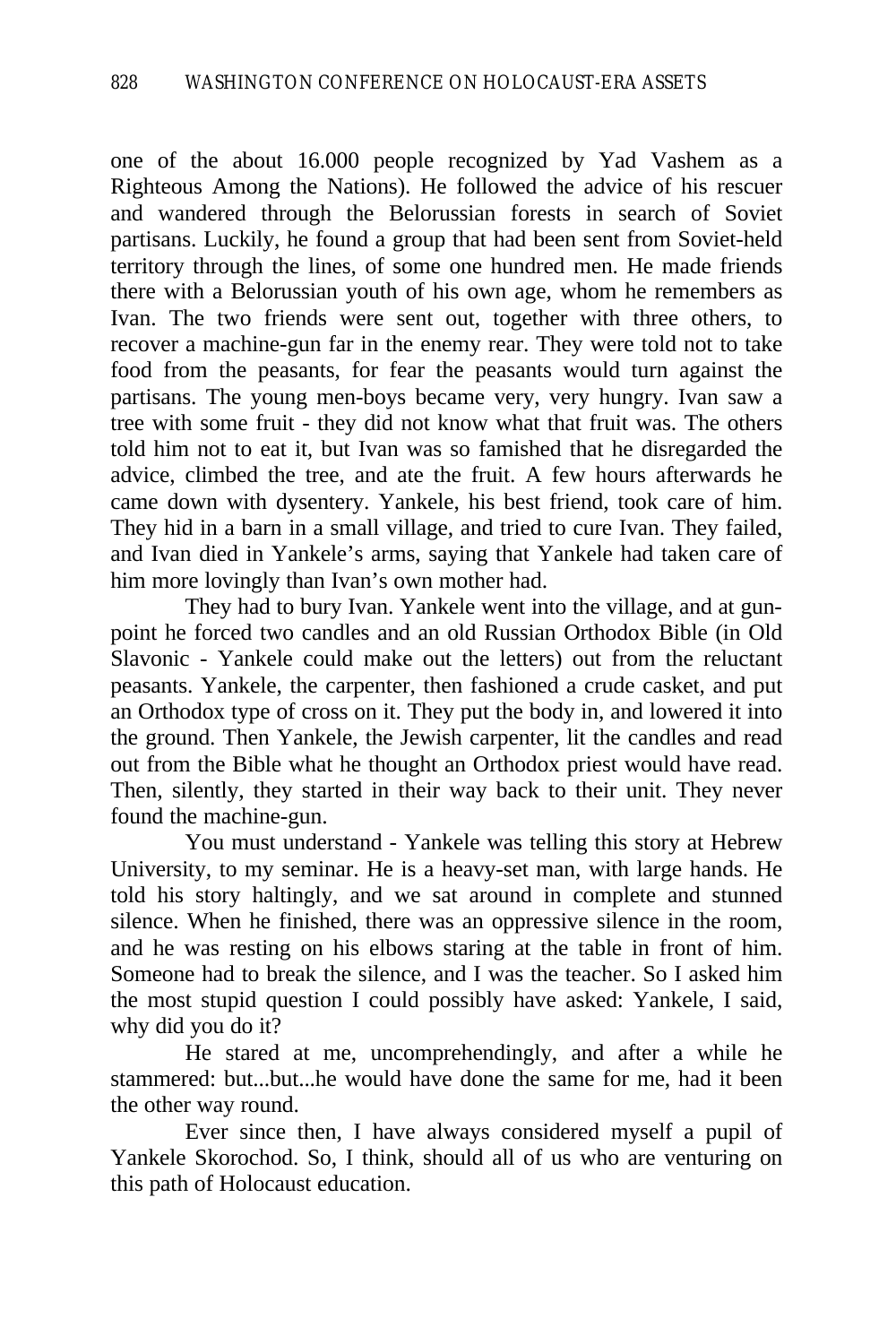one of the about 16.000 people recognized by Yad Vashem as a Righteous Among the Nations). He followed the advice of his rescuer and wandered through the Belorussian forests in search of Soviet partisans. Luckily, he found a group that had been sent from Soviet-held territory through the lines, of some one hundred men. He made friends there with a Belorussian youth of his own age, whom he remembers as Ivan. The two friends were sent out, together with three others, to recover a machine-gun far in the enemy rear. They were told not to take food from the peasants, for fear the peasants would turn against the partisans. The young men-boys became very, very hungry. Ivan saw a tree with some fruit - they did not know what that fruit was. The others told him not to eat it, but Ivan was so famished that he disregarded the advice, climbed the tree, and ate the fruit. A few hours afterwards he came down with dysentery. Yankele, his best friend, took care of him. They hid in a barn in a small village, and tried to cure Ivan. They failed, and Ivan died in Yankele's arms, saying that Yankele had taken care of him more lovingly than Ivan's own mother had.

They had to bury Ivan. Yankele went into the village, and at gun-point he forced two candles and an old Russian Orthodox Bible (in Old Slavonic - Yankele could make out the letters) out from the reluctant peasants. Yankele, the carpenter, then fashioned a crude casket, and put an Orthodox type of cross on it. They put the body in, and lowered it into the ground. Then Yankele, the Jewish carpenter, lit the candles and read out from the Bible what he thought an Orthodox priest would have read. Then, silently, they started in their way back to their unit. They never found the machine-gun.

You must understand - Yankele was telling this story at Hebrew University, to my seminar. He is a heavy-set man, with large hands. He told his story haltingly, and we sat around in complete and stunned silence. When he finished, there was an oppressive silence in the room, and he was resting on his elbows staring at the table in front of him. Someone had to break the silence, and I was the teacher. So I asked him the most stupid question I could possibly have asked: Yankele, I said, why did you do it?

He stared at me, uncomprehendingly, and after a while he stammered: but...but...he would have done the same for me, had it been the other way round.

Ever since then, I have always considered myself a pupil of Yankele Skorochod. So, I think, should all of us who are venturing on this path of Holocaust education.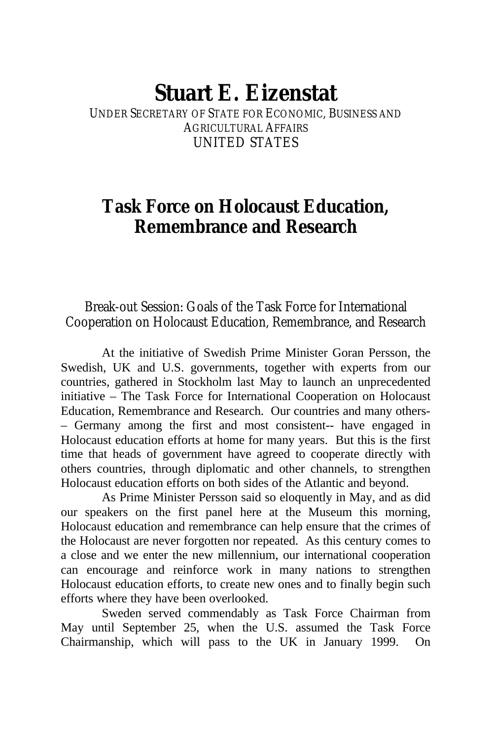# Stuart E. Eizenstat

UNDER SECRETARY OF STATE FOR ECONOMIC, BUSINESS AND AGRICULTURAL AFFAIRS
UNITED STATES

## Task Force on Holocaust Education, Remembrance and Research

### Break-out Session: Goals of the Task Force for International Cooperation on Holocaust Education, Remembrance, and Research

At the initiative of Swedish Prime Minister Goran Persson, the Swedish, UK and U.S. governments, together with experts from our countries, gathered in Stockholm last May to launch an unprecedented initiative – The Task Force for International Cooperation on Holocaust Education, Remembrance and Research. Our countries and many others-– Germany among the first and most consistent-- have engaged in Holocaust education efforts at home for many years. But this is the first time that heads of government have agreed to cooperate directly with others countries, through diplomatic and other channels, to strengthen Holocaust education efforts on both sides of the Atlantic and beyond.

As Prime Minister Persson said so eloquently in May, and as did our speakers on the first panel here at the Museum this morning, Holocaust education and remembrance can help ensure that the crimes of the Holocaust are never forgotten nor repeated. As this century comes to a close and we enter the new millennium, our international cooperation can encourage and reinforce work in many nations to strengthen Holocaust education efforts, to create new ones and to finally begin such efforts where they have been overlooked.

Sweden served commendably as Task Force Chairman from May until September 25, when the U.S. assumed the Task Force Chairmanship, which will pass to the UK in January 1999. On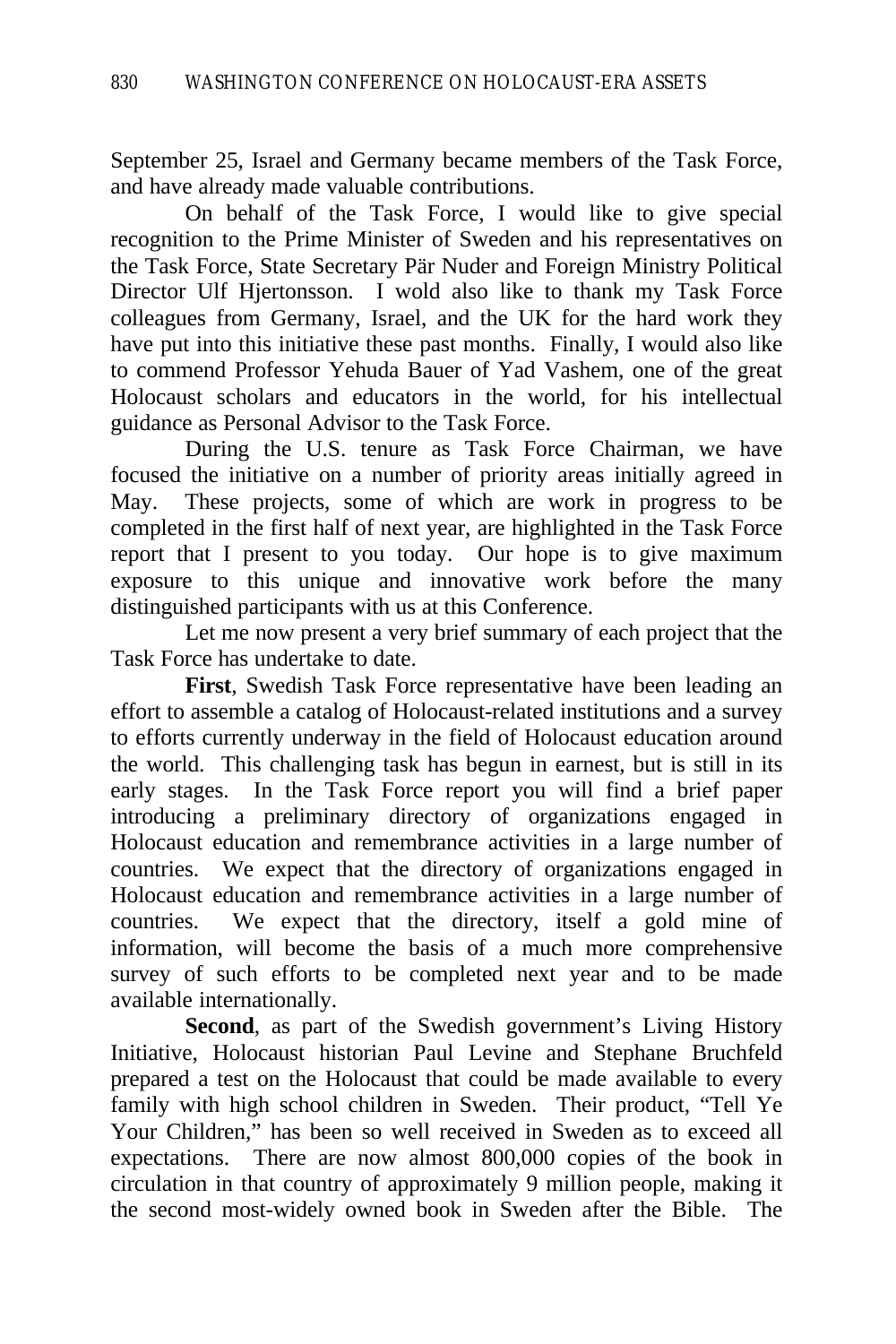September 25, Israel and Germany became members of the Task Force, and have already made valuable contributions.

On behalf of the Task Force, I would like to give special recognition to the Prime Minister of Sweden and his representatives on the Task Force, State Secretary Pär Nuder and Foreign Ministry Political Director Ulf Hjertonsson. I wold also like to thank my Task Force colleagues from Germany, Israel, and the UK for the hard work they have put into this initiative these past months. Finally, I would also like to commend Professor Yehuda Bauer of Yad Vashem, one of the great Holocaust scholars and educators in the world, for his intellectual guidance as Personal Advisor to the Task Force.

During the U.S. tenure as Task Force Chairman, we have focused the initiative on a number of priority areas initially agreed in May. These projects, some of which are work in progress to be completed in the first half of next year, are highlighted in the Task Force report that I present to you today. Our hope is to give maximum exposure to this unique and innovative work before the many distinguished participants with us at this Conference.

Let me now present a very brief summary of each project that the Task Force has undertake to date.

**First**, Swedish Task Force representative have been leading an effort to assemble a catalog of Holocaust-related institutions and a survey to efforts currently underway in the field of Holocaust education around the world. This challenging task has begun in earnest, but is still in its early stages. In the Task Force report you will find a brief paper introducing a preliminary directory of organizations engaged in Holocaust education and remembrance activities in a large number of countries. We expect that the directory of organizations engaged in Holocaust education and remembrance activities in a large number of countries. We expect that the directory, itself a gold mine of information, will become the basis of a much more comprehensive survey of such efforts to be completed next year and to be made available internationally.

**Second**, as part of the Swedish government's Living History Initiative, Holocaust historian Paul Levine and Stephane Bruchfeld prepared a test on the Holocaust that could be made available to every family with high school children in Sweden. Their product, "Tell Ye Your Children," has been so well received in Sweden as to exceed all expectations. There are now almost 800,000 copies of the book in circulation in that country of approximately 9 million people, making it the second most-widely owned book in Sweden after the Bible. The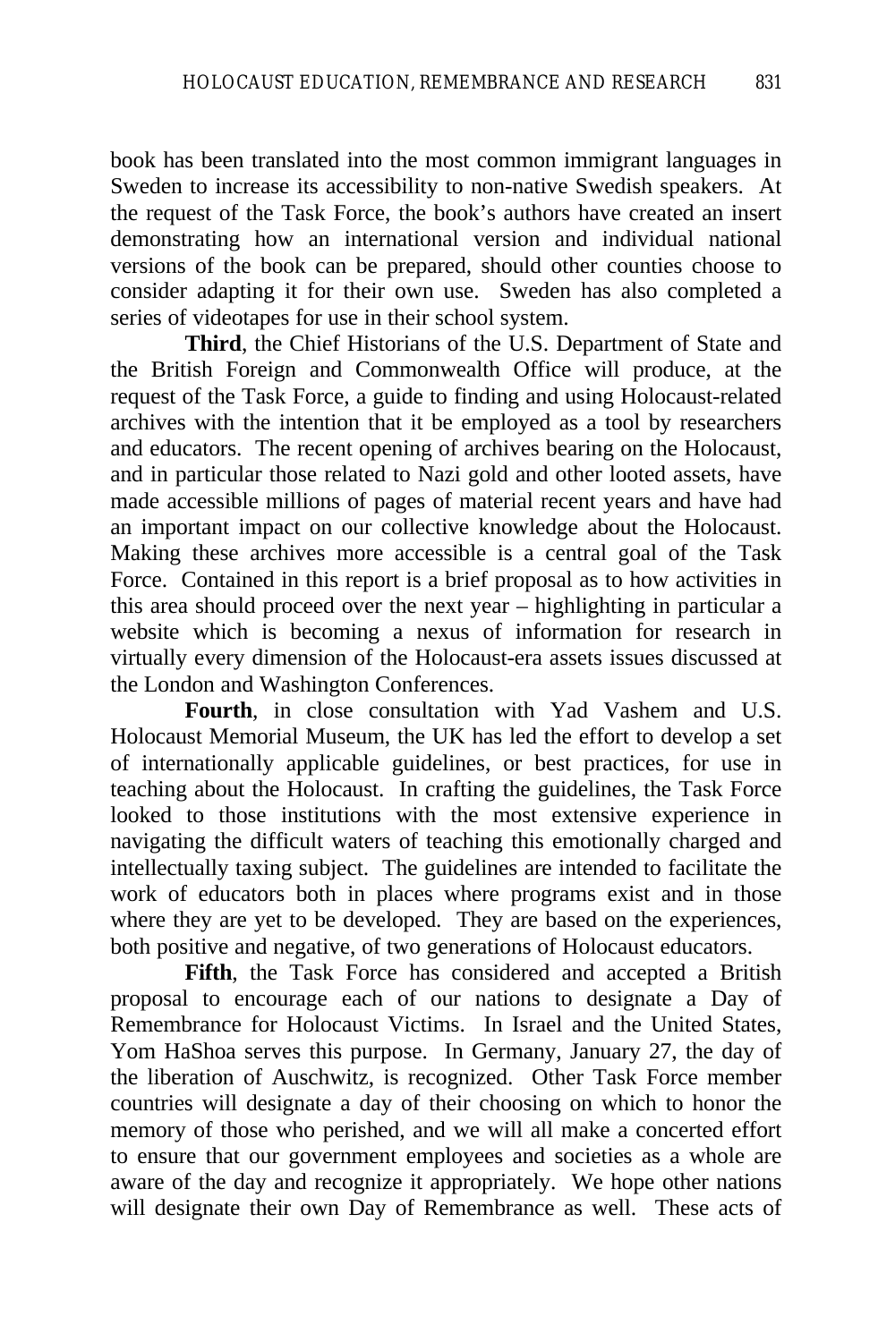book has been translated into the most common immigrant languages in Sweden to increase its accessibility to non-native Swedish speakers. At the request of the Task Force, the book's authors have created an insert demonstrating how an international version and individual national versions of the book can be prepared, should other counties choose to consider adapting it for their own use. Sweden has also completed a series of videotapes for use in their school system.

**Third**, the Chief Historians of the U.S. Department of State and the British Foreign and Commonwealth Office will produce, at the request of the Task Force, a guide to finding and using Holocaust-related archives with the intention that it be employed as a tool by researchers and educators. The recent opening of archives bearing on the Holocaust, and in particular those related to Nazi gold and other looted assets, have made accessible millions of pages of material recent years and have had an important impact on our collective knowledge about the Holocaust. Making these archives more accessible is a central goal of the Task Force. Contained in this report is a brief proposal as to how activities in this area should proceed over the next year – highlighting in particular a website which is becoming a nexus of information for research in virtually every dimension of the Holocaust-era assets issues discussed at the London and Washington Conferences.

**Fourth**, in close consultation with Yad Vashem and U.S. Holocaust Memorial Museum, the UK has led the effort to develop a set of internationally applicable guidelines, or best practices, for use in teaching about the Holocaust. In crafting the guidelines, the Task Force looked to those institutions with the most extensive experience in navigating the difficult waters of teaching this emotionally charged and intellectually taxing subject. The guidelines are intended to facilitate the work of educators both in places where programs exist and in those where they are yet to be developed. They are based on the experiences, both positive and negative, of two generations of Holocaust educators.

**Fifth**, the Task Force has considered and accepted a British proposal to encourage each of our nations to designate a Day of Remembrance for Holocaust Victims. In Israel and the United States, Yom HaShoa serves this purpose. In Germany, January 27, the day of the liberation of Auschwitz, is recognized. Other Task Force member countries will designate a day of their choosing on which to honor the memory of those who perished, and we will all make a concerted effort to ensure that our government employees and societies as a whole are aware of the day and recognize it appropriately. We hope other nations will designate their own Day of Remembrance as well. These acts of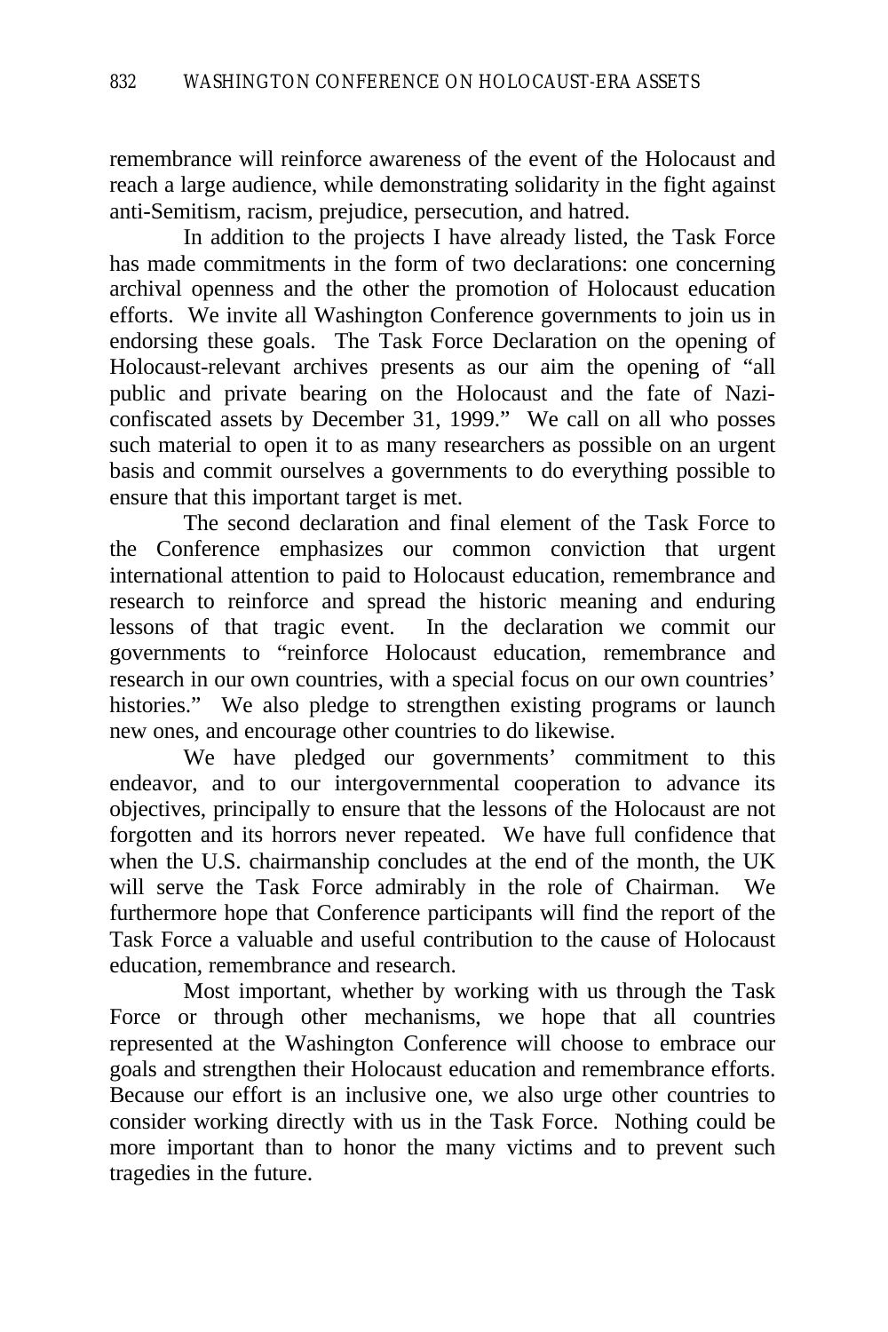remembrance will reinforce awareness of the event of the Holocaust and reach a large audience, while demonstrating solidarity in the fight against anti-Semitism, racism, prejudice, persecution, and hatred.

In addition to the projects I have already listed, the Task Force has made commitments in the form of two declarations: one concerning archival openness and the other the promotion of Holocaust education efforts. We invite all Washington Conference governments to join us in endorsing these goals. The Task Force Declaration on the opening of Holocaust-relevant archives presents as our aim the opening of "all public and private bearing on the Holocaust and the fate of Nazi-confiscated assets by December 31, 1999." We call on all who posses such material to open it to as many researchers as possible on an urgent basis and commit ourselves a governments to do everything possible to ensure that this important target is met.

The second declaration and final element of the Task Force to the Conference emphasizes our common conviction that urgent international attention to paid to Holocaust education, remembrance and research to reinforce and spread the historic meaning and enduring lessons of that tragic event. In the declaration we commit our governments to "reinforce Holocaust education, remembrance and research in our own countries, with a special focus on our own countries' histories." We also pledge to strengthen existing programs or launch new ones, and encourage other countries to do likewise.

We have pledged our governments' commitment to this endeavor, and to our intergovernmental cooperation to advance its objectives, principally to ensure that the lessons of the Holocaust are not forgotten and its horrors never repeated. We have full confidence that when the U.S. chairmanship concludes at the end of the month, the UK will serve the Task Force admirably in the role of Chairman. We furthermore hope that Conference participants will find the report of the Task Force a valuable and useful contribution to the cause of Holocaust education, remembrance and research.

Most important, whether by working with us through the Task Force or through other mechanisms, we hope that all countries represented at the Washington Conference will choose to embrace our goals and strengthen their Holocaust education and remembrance efforts. Because our effort is an inclusive one, we also urge other countries to consider working directly with us in the Task Force. Nothing could be more important than to honor the many victims and to prevent such tragedies in the future.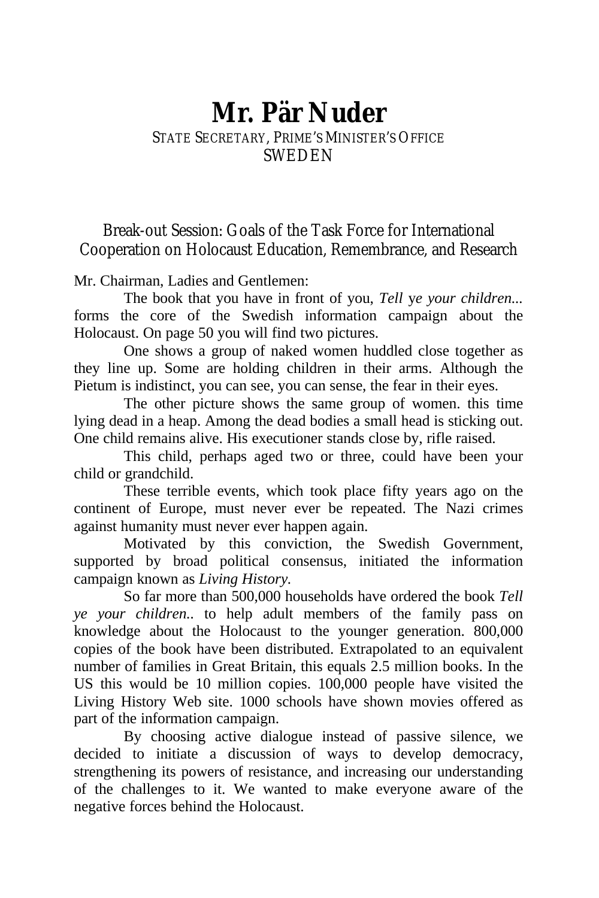# Mr. Pär Nuder

STATE SECRETARY, PRIME'S MINISTER'S OFFICE
SWEDEN

## Break-out Session: Goals of the Task Force for International Cooperation on Holocaust Education, Remembrance, and Research

Mr. Chairman, Ladies and Gentlemen:

The book that you have in front of you, *Tell ye your children...* forms the core of the Swedish information campaign about the Holocaust. On page 50 you will find two pictures.

One shows a group of naked women huddled close together as they line up. Some are holding children in their arms. Although the Pietum is indistinct, you can see, you can sense, the fear in their eyes.

The other picture shows the same group of women. this time lying dead in a heap. Among the dead bodies a small head is sticking out. One child remains alive. His executioner stands close by, rifle raised.

This child, perhaps aged two or three, could have been your child or grandchild.

These terrible events, which took place fifty years ago on the continent of Europe, must never ever be repeated. The Nazi crimes against humanity must never ever happen again.

Motivated by this conviction, the Swedish Government, supported by broad political consensus, initiated the information campaign known as *Living History.*

So far more than 500,000 households have ordered the book *Tell ye your children..* to help adult members of the family pass on knowledge about the Holocaust to the younger generation. 800,000 copies of the book have been distributed. Extrapolated to an equivalent number of families in Great Britain, this equals 2.5 million books. In the US this would be 10 million copies. 100,000 people have visited the Living History Web site. 1000 schools have shown movies offered as part of the information campaign.

By choosing active dialogue instead of passive silence, we decided to initiate a discussion of ways to develop democracy, strengthening its powers of resistance, and increasing our understanding of the challenges to it. We wanted to make everyone aware of the negative forces behind the Holocaust.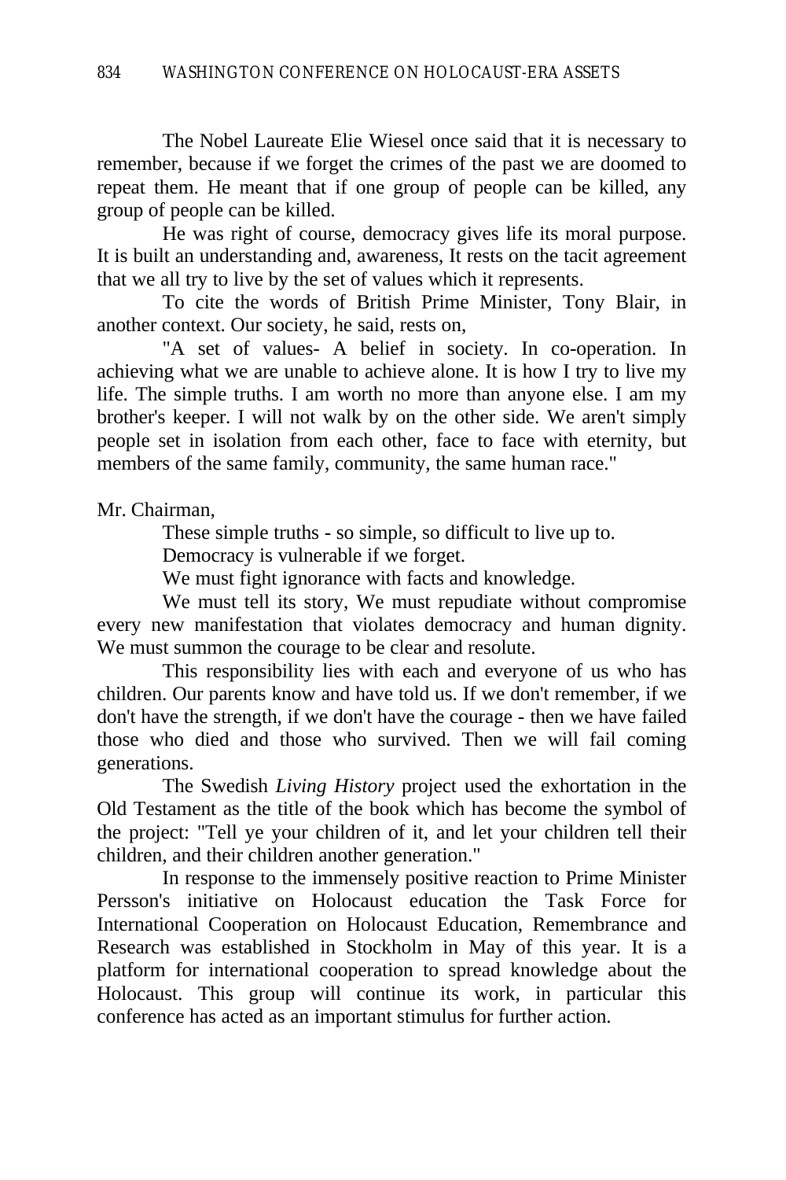The Nobel Laureate Elie Wiesel once said that it is necessary to remember, because if we forget the crimes of the past we are doomed to repeat them. He meant that if one group of people can be killed, any group of people can be killed.

He was right of course, democracy gives life its moral purpose. It is built an understanding and, awareness, It rests on the tacit agreement that we all try to live by the set of values which it represents.

To cite the words of British Prime Minister, Tony Blair, in another context. Our society, he said, rests on,

"A set of values- A belief in society. In co-operation. In achieving what we are unable to achieve alone. It is how I try to live my life. The simple truths. I am worth no more than anyone else. I am my brother's keeper. I will not walk by on the other side. We aren't simply people set in isolation from each other, face to face with eternity, but members of the same family, community, the same human race."

Mr. Chairman,

These simple truths - so simple, so difficult to live up to.

Democracy is vulnerable if we forget.

We must fight ignorance with facts and knowledge.

We must tell its story, We must repudiate without compromise every new manifestation that violates democracy and human dignity. We must summon the courage to be clear and resolute.

This responsibility lies with each and everyone of us who has children. Our parents know and have told us. If we don't remember, if we don't have the strength, if we don't have the courage - then we have failed those who died and those who survived. Then we will fail coming generations.

The Swedish *Living History* project used the exhortation in the Old Testament as the title of the book which has become the symbol of the project: "Tell ye your children of it, and let your children tell their children, and their children another generation."

In response to the immensely positive reaction to Prime Minister Persson's initiative on Holocaust education the Task Force for International Cooperation on Holocaust Education, Remembrance and Research was established in Stockholm in May of this year. It is a platform for international cooperation to spread knowledge about the Holocaust. This group will continue its work, in particular this conference has acted as an important stimulus for further action.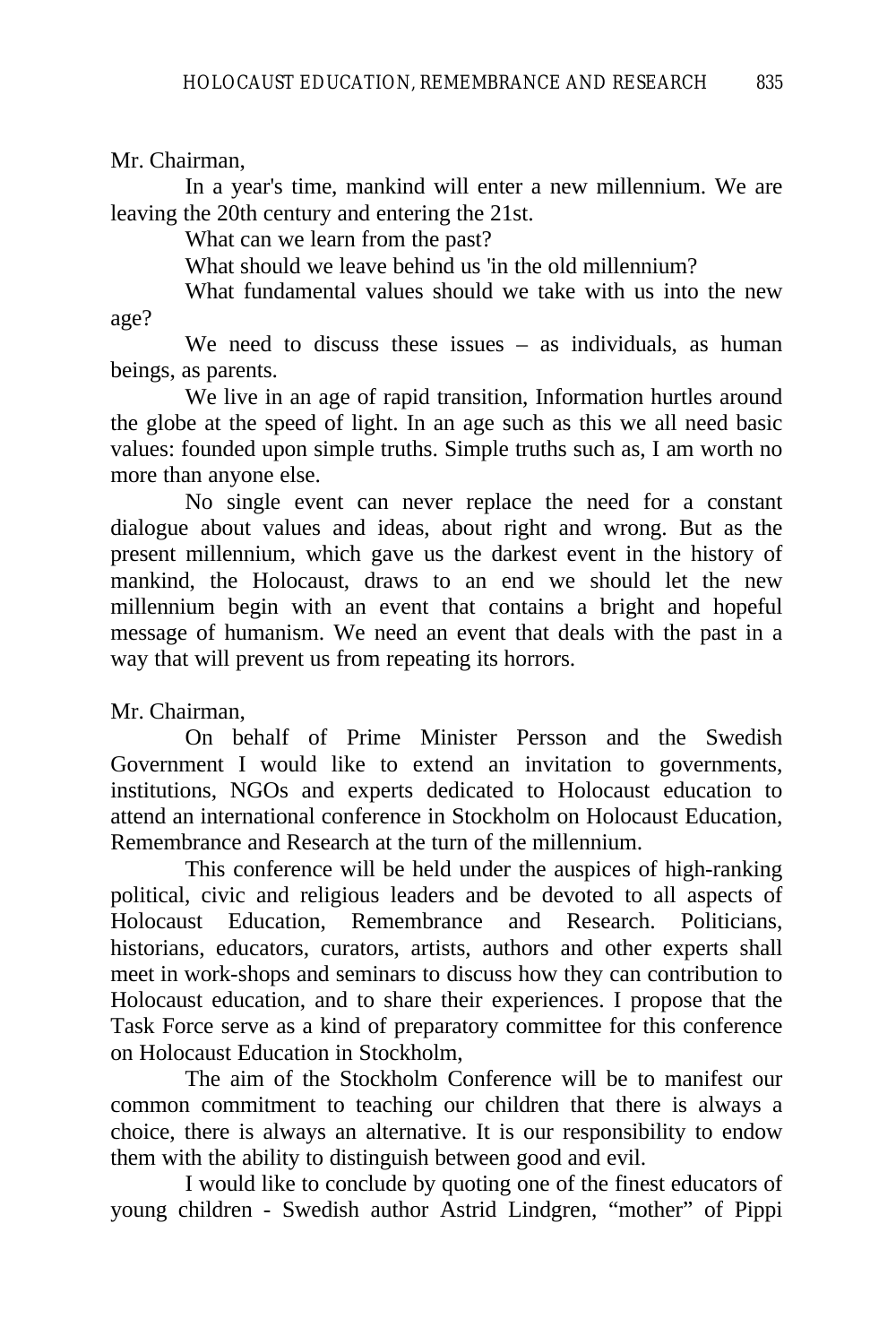Mr. Chairman,

In a year's time, mankind will enter a new millennium. We are leaving the 20th century and entering the 21st.

What can we learn from the past?

What should we leave behind us 'in the old millennium?

What fundamental values should we take with us into the new age?

We need to discuss these issues – as individuals, as human beings, as parents.

We live in an age of rapid transition, Information hurtles around the globe at the speed of light. In an age such as this we all need basic values: founded upon simple truths. Simple truths such as, I am worth no more than anyone else.

No single event can never replace the need for a constant dialogue about values and ideas, about right and wrong. But as the present millennium, which gave us the darkest event in the history of mankind, the Holocaust, draws to an end we should let the new millennium begin with an event that contains a bright and hopeful message of humanism. We need an event that deals with the past in a way that will prevent us from repeating its horrors.

Mr. Chairman,

On behalf of Prime Minister Persson and the Swedish Government I would like to extend an invitation to governments, institutions, NGOs and experts dedicated to Holocaust education to attend an international conference in Stockholm on Holocaust Education, Remembrance and Research at the turn of the millennium.

This conference will be held under the auspices of high-ranking political, civic and religious leaders and be devoted to all aspects of Holocaust Education, Remembrance and Research. Politicians, historians, educators, curators, artists, authors and other experts shall meet in work-shops and seminars to discuss how they can contribution to Holocaust education, and to share their experiences. I propose that the Task Force serve as a kind of preparatory committee for this conference on Holocaust Education in Stockholm,

The aim of the Stockholm Conference will be to manifest our common commitment to teaching our children that there is always a choice, there is always an alternative. It is our responsibility to endow them with the ability to distinguish between good and evil.

I would like to conclude by quoting one of the finest educators of young children - Swedish author Astrid Lindgren, "mother" of Pippi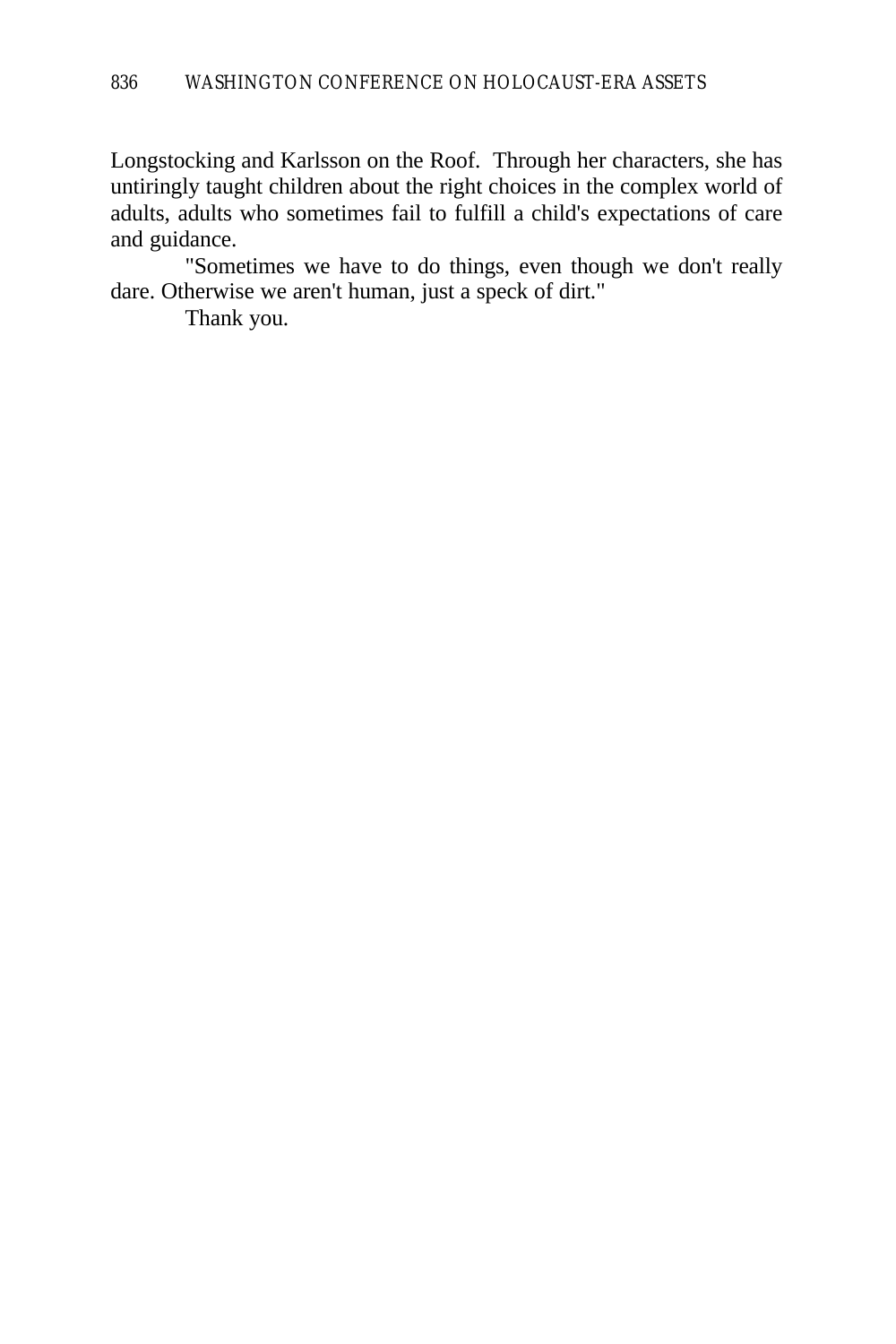Longstocking and Karlsson on the Roof. Through her characters, she has untiringly taught children about the right choices in the complex world of adults, adults who sometimes fail to fulfill a child's expectations of care and guidance.

"Sometimes we have to do things, even though we don't really dare. Otherwise we aren't human, just a speck of dirt."

Thank you.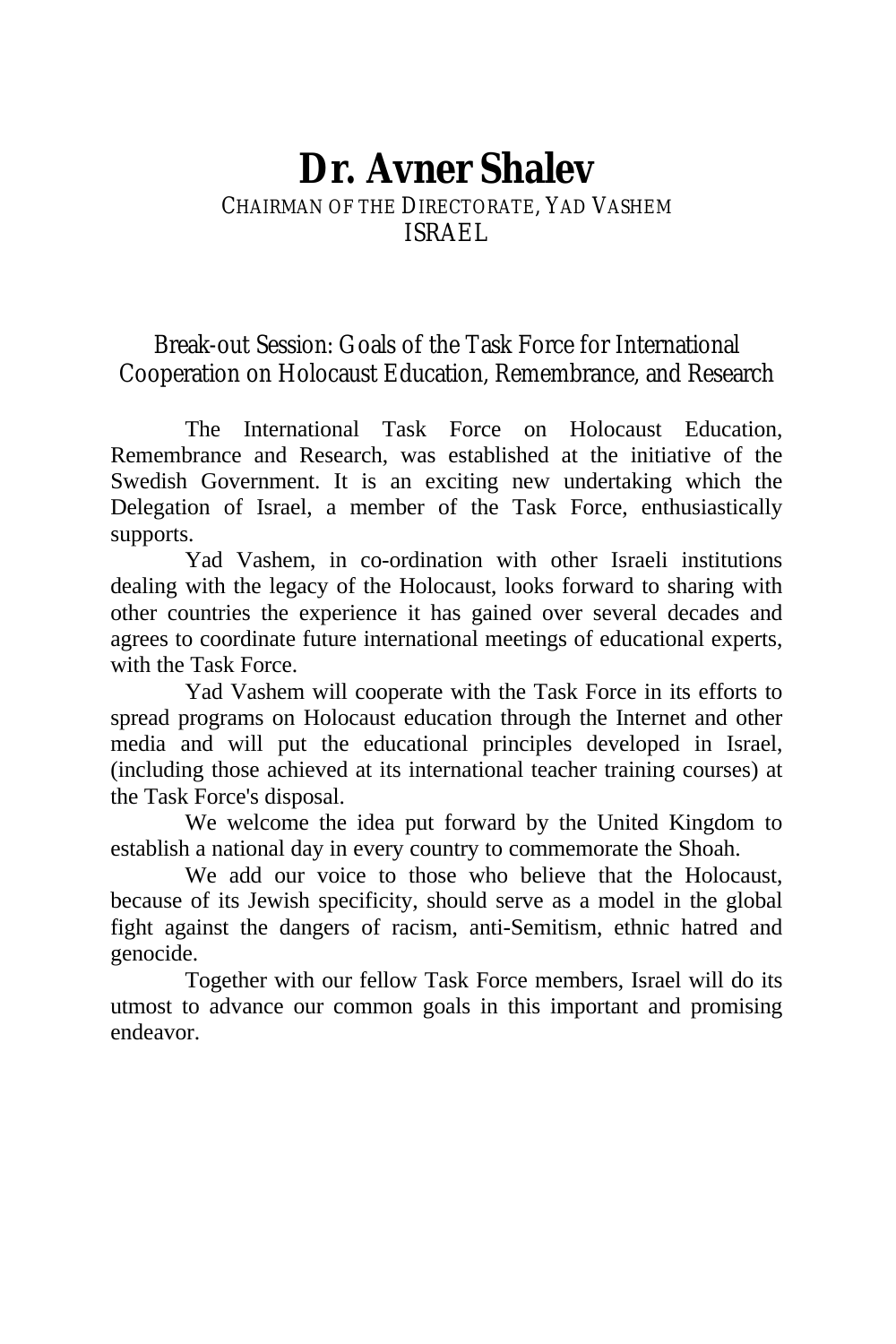# Dr. Avner Shalev

CHAIRMAN OF THE DIRECTORATE, YAD VASHEM
ISRAEL

## Break-out Session: Goals of the Task Force for International Cooperation on Holocaust Education, Remembrance, and Research

The International Task Force on Holocaust Education, Remembrance and Research, was established at the initiative of the Swedish Government. It is an exciting new undertaking which the Delegation of Israel, a member of the Task Force, enthusiastically supports.

Yad Vashem, in co-ordination with other Israeli institutions dealing with the legacy of the Holocaust, looks forward to sharing with other countries the experience it has gained over several decades and agrees to coordinate future international meetings of educational experts, with the Task Force.

Yad Vashem will cooperate with the Task Force in its efforts to spread programs on Holocaust education through the Internet and other media and will put the educational principles developed in Israel, (including those achieved at its international teacher training courses) at the Task Force's disposal.

We welcome the idea put forward by the United Kingdom to establish a national day in every country to commemorate the Shoah.

We add our voice to those who believe that the Holocaust, because of its Jewish specificity, should serve as a model in the global fight against the dangers of racism, anti-Semitism, ethnic hatred and genocide.

Together with our fellow Task Force members, Israel will do its utmost to advance our common goals in this important and promising endeavor.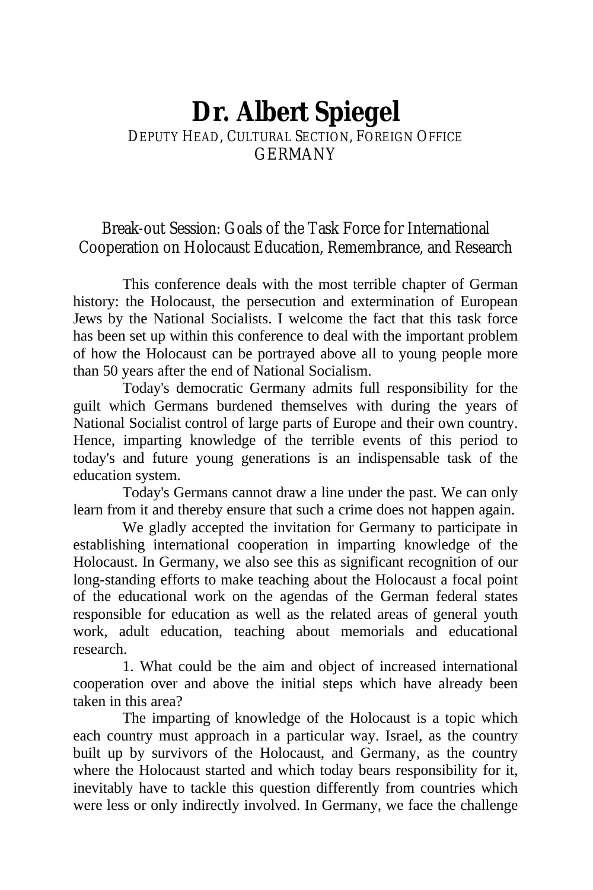# Dr. Albert Spiegel

DEPUTY HEAD, CULTURAL SECTION, FOREIGN OFFICE
GERMANY

## Break-out Session: Goals of the Task Force for International Cooperation on Holocaust Education, Remembrance, and Research

This conference deals with the most terrible chapter of German history: the Holocaust, the persecution and extermination of European Jews by the National Socialists. I welcome the fact that this task force has been set up within this conference to deal with the important problem of how the Holocaust can be portrayed above all to young people more than 50 years after the end of National Socialism.

Today's democratic Germany admits full responsibility for the guilt which Germans burdened themselves with during the years of National Socialist control of large parts of Europe and their own country. Hence, imparting knowledge of the terrible events of this period to today's and future young generations is an indispensable task of the education system.

Today's Germans cannot draw a line under the past. We can only learn from it and thereby ensure that such a crime does not happen again.

We gladly accepted the invitation for Germany to participate in establishing international cooperation in imparting knowledge of the Holocaust. In Germany, we also see this as significant recognition of our long-standing efforts to make teaching about the Holocaust a focal point of the educational work on the agendas of the German federal states responsible for education as well as the related areas of general youth work, adult education, teaching about memorials and educational research.

1. What could be the aim and object of increased international cooperation over and above the initial steps which have already been taken in this area?

The imparting of knowledge of the Holocaust is a topic which each country must approach in a particular way. Israel, as the country built up by survivors of the Holocaust, and Germany, as the country where the Holocaust started and which today bears responsibility for it, inevitably have to tackle this question differently from countries which were less or only indirectly involved. In Germany, we face the challenge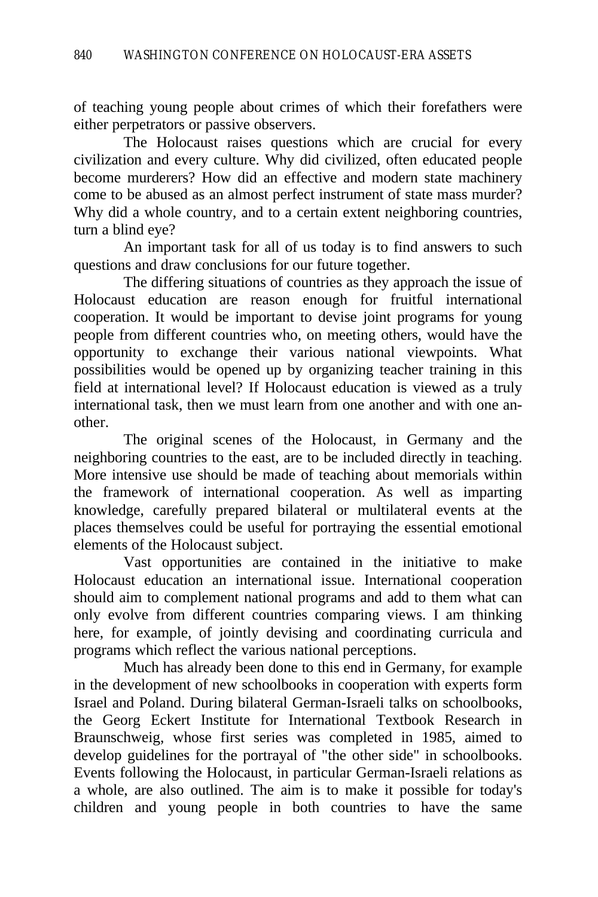of teaching young people about crimes of which their forefathers were either perpetrators or passive observers.

The Holocaust raises questions which are crucial for every civilization and every culture. Why did civilized, often educated people become murderers? How did an effective and modern state machinery come to be abused as an almost perfect instrument of state mass murder? Why did a whole country, and to a certain extent neighboring countries, turn a blind eye?

An important task for all of us today is to find answers to such questions and draw conclusions for our future together.

The differing situations of countries as they approach the issue of Holocaust education are reason enough for fruitful international cooperation. It would be important to devise joint programs for young people from different countries who, on meeting others, would have the opportunity to exchange their various national viewpoints. What possibilities would be opened up by organizing teacher training in this field at international level? If Holocaust education is viewed as a truly international task, then we must learn from one another and with one another.

The original scenes of the Holocaust, in Germany and the neighboring countries to the east, are to be included directly in teaching. More intensive use should be made of teaching about memorials within the framework of international cooperation. As well as imparting knowledge, carefully prepared bilateral or multilateral events at the places themselves could be useful for portraying the essential emotional elements of the Holocaust subject.

Vast opportunities are contained in the initiative to make Holocaust education an international issue. International cooperation should aim to complement national programs and add to them what can only evolve from different countries comparing views. I am thinking here, for example, of jointly devising and coordinating curricula and programs which reflect the various national perceptions.

Much has already been done to this end in Germany, for example in the development of new schoolbooks in cooperation with experts form Israel and Poland. During bilateral German-Israeli talks on schoolbooks, the Georg Eckert Institute for International Textbook Research in Braunschweig, whose first series was completed in 1985, aimed to develop guidelines for the portrayal of "the other side" in schoolbooks. Events following the Holocaust, in particular German-Israeli relations as a whole, are also outlined. The aim is to make it possible for today's children and young people in both countries to have the same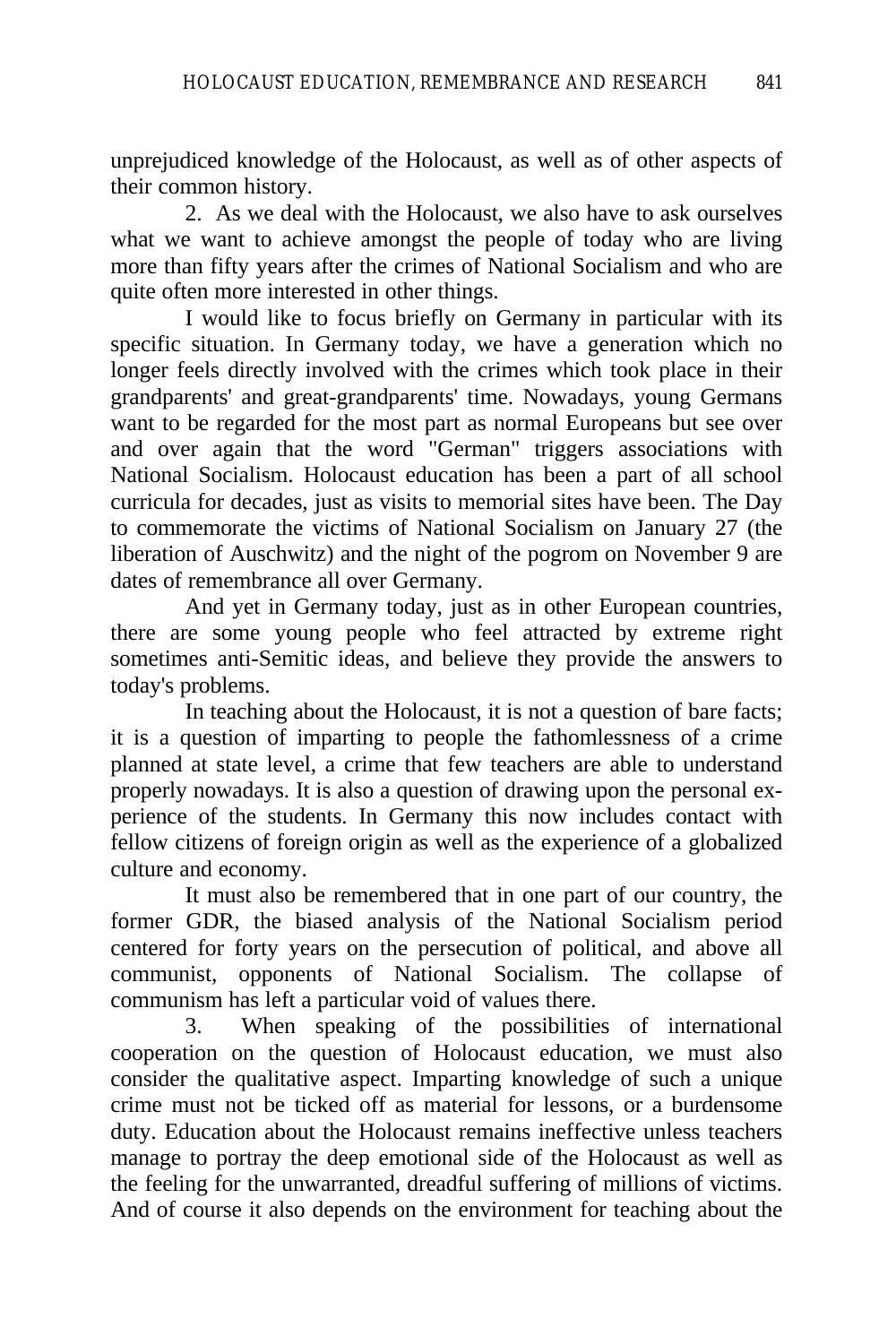unprejudiced knowledge of the Holocaust, as well as of other aspects of their common history.

2. As we deal with the Holocaust, we also have to ask ourselves what we want to achieve amongst the people of today who are living more than fifty years after the crimes of National Socialism and who are quite often more interested in other things.

I would like to focus briefly on Germany in particular with its specific situation. In Germany today, we have a generation which no longer feels directly involved with the crimes which took place in their grandparents' and great-grandparents' time. Nowadays, young Germans want to be regarded for the most part as normal Europeans but see over and over again that the word "German" triggers associations with National Socialism. Holocaust education has been a part of all school curricula for decades, just as visits to memorial sites have been. The Day to commemorate the victims of National Socialism on January 27 (the liberation of Auschwitz) and the night of the pogrom on November 9 are dates of remembrance all over Germany.

And yet in Germany today, just as in other European countries, there are some young people who feel attracted by extreme right sometimes anti-Semitic ideas, and believe they provide the answers to today's problems.

In teaching about the Holocaust, it is not a question of bare facts; it is a question of imparting to people the fathomlessness of a crime planned at state level, a crime that few teachers are able to understand properly nowadays. It is also a question of drawing upon the personal experience of the students. In Germany this now includes contact with fellow citizens of foreign origin as well as the experience of a globalized culture and economy.

It must also be remembered that in one part of our country, the former GDR, the biased analysis of the National Socialism period centered for forty years on the persecution of political, and above all communist, opponents of National Socialism. The collapse of communism has left a particular void of values there.

3. When speaking of the possibilities of international cooperation on the question of Holocaust education, we must also consider the qualitative aspect. Imparting knowledge of such a unique crime must not be ticked off as material for lessons, or a burdensome duty. Education about the Holocaust remains ineffective unless teachers manage to portray the deep emotional side of the Holocaust as well as the feeling for the unwarranted, dreadful suffering of millions of victims. And of course it also depends on the environment for teaching about the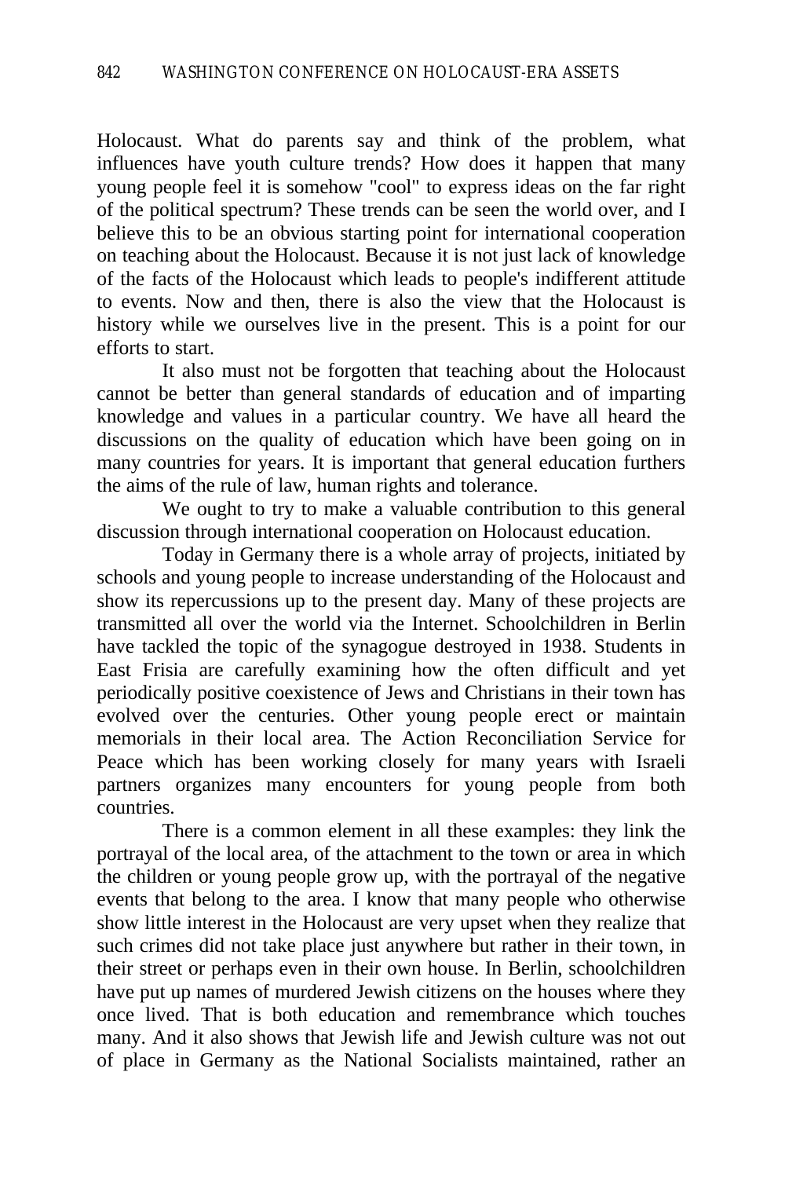Holocaust. What do parents say and think of the problem, what influences have youth culture trends? How does it happen that many young people feel it is somehow "cool" to express ideas on the far right of the political spectrum? These trends can be seen the world over, and I believe this to be an obvious starting point for international cooperation on teaching about the Holocaust. Because it is not just lack of knowledge of the facts of the Holocaust which leads to people's indifferent attitude to events. Now and then, there is also the view that the Holocaust is history while we ourselves live in the present. This is a point for our efforts to start.

It also must not be forgotten that teaching about the Holocaust cannot be better than general standards of education and of imparting knowledge and values in a particular country. We have all heard the discussions on the quality of education which have been going on in many countries for years. It is important that general education furthers the aims of the rule of law, human rights and tolerance.

We ought to try to make a valuable contribution to this general discussion through international cooperation on Holocaust education.

Today in Germany there is a whole array of projects, initiated by schools and young people to increase understanding of the Holocaust and show its repercussions up to the present day. Many of these projects are transmitted all over the world via the Internet. Schoolchildren in Berlin have tackled the topic of the synagogue destroyed in 1938. Students in East Frisia are carefully examining how the often difficult and yet periodically positive coexistence of Jews and Christians in their town has evolved over the centuries. Other young people erect or maintain memorials in their local area. The Action Reconciliation Service for Peace which has been working closely for many years with Israeli partners organizes many encounters for young people from both countries.

There is a common element in all these examples: they link the portrayal of the local area, of the attachment to the town or area in which the children or young people grow up, with the portrayal of the negative events that belong to the area. I know that many people who otherwise show little interest in the Holocaust are very upset when they realize that such crimes did not take place just anywhere but rather in their town, in their street or perhaps even in their own house. In Berlin, schoolchildren have put up names of murdered Jewish citizens on the houses where they once lived. That is both education and remembrance which touches many. And it also shows that Jewish life and Jewish culture was not out of place in Germany as the National Socialists maintained, rather an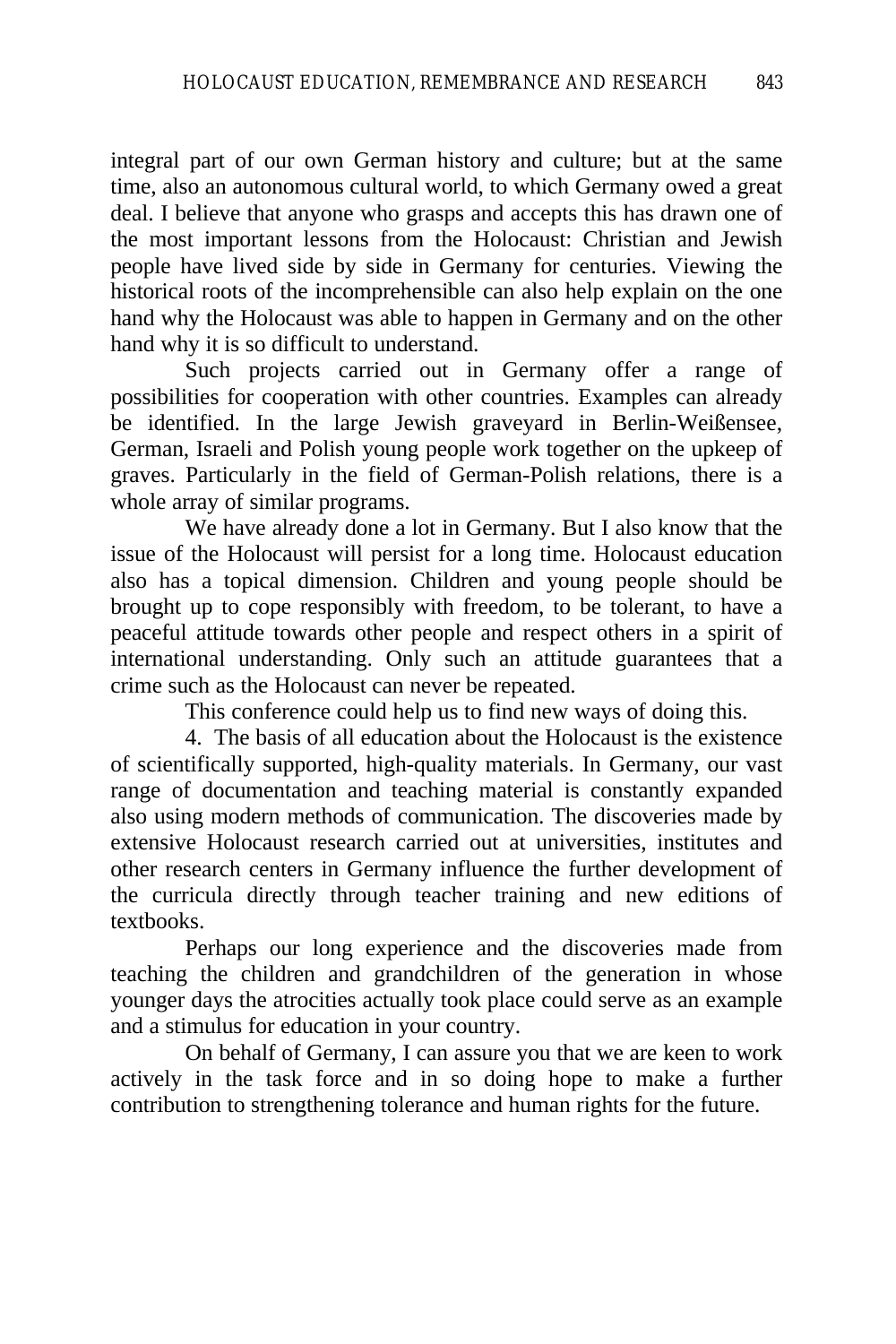integral part of our own German history and culture; but at the same time, also an autonomous cultural world, to which Germany owed a great deal. I believe that anyone who grasps and accepts this has drawn one of the most important lessons from the Holocaust: Christian and Jewish people have lived side by side in Germany for centuries. Viewing the historical roots of the incomprehensible can also help explain on the one hand why the Holocaust was able to happen in Germany and on the other hand why it is so difficult to understand.

Such projects carried out in Germany offer a range of possibilities for cooperation with other countries. Examples can already be identified. In the large Jewish graveyard in Berlin-Weißensee, German, Israeli and Polish young people work together on the upkeep of graves. Particularly in the field of German-Polish relations, there is a whole array of similar programs.

We have already done a lot in Germany. But I also know that the issue of the Holocaust will persist for a long time. Holocaust education also has a topical dimension. Children and young people should be brought up to cope responsibly with freedom, to be tolerant, to have a peaceful attitude towards other people and respect others in a spirit of international understanding. Only such an attitude guarantees that a crime such as the Holocaust can never be repeated.

This conference could help us to find new ways of doing this.

4. The basis of all education about the Holocaust is the existence of scientifically supported, high-quality materials. In Germany, our vast range of documentation and teaching material is constantly expanded also using modern methods of communication. The discoveries made by extensive Holocaust research carried out at universities, institutes and other research centers in Germany influence the further development of the curricula directly through teacher training and new editions of textbooks.

Perhaps our long experience and the discoveries made from teaching the children and grandchildren of the generation in whose younger days the atrocities actually took place could serve as an example and a stimulus for education in your country.

On behalf of Germany, I can assure you that we are keen to work actively in the task force and in so doing hope to make a further contribution to strengthening tolerance and human rights for the future.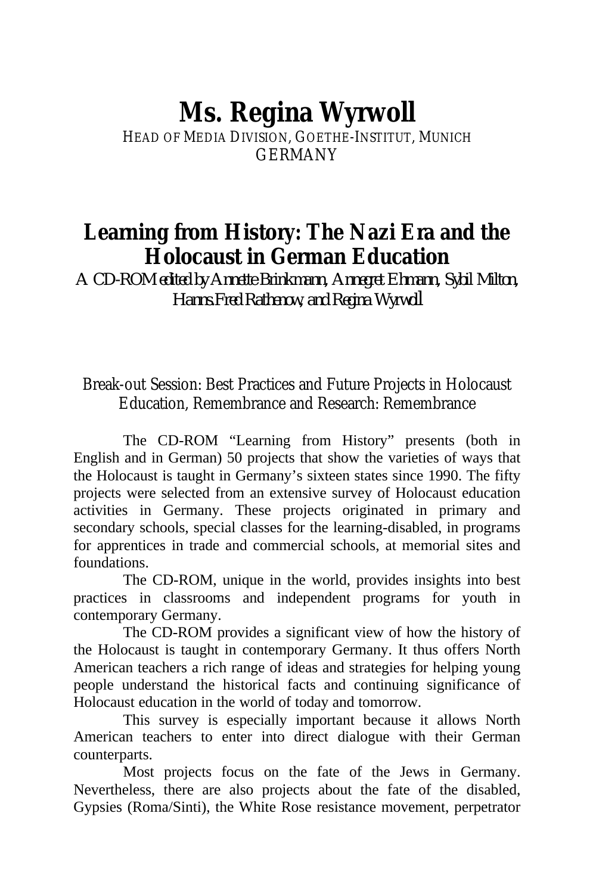# Ms. Regina Wyrwoll

HEAD OF MEDIA DIVISION, GOETHE-INSTITUT, MUNICH
GERMANY

## Learning from History: The Nazi Era and the Holocaust in German Education

*A CD-ROM edited by Annette Brinkmann, Annegret Ehmann, Sybil Milton, Hanns-Fred Rathenow, and Regina Wyrwoll*

Break-out Session: Best Practices and Future Projects in Holocaust Education, Remembrance and Research: Remembrance

The CD-ROM "Learning from History" presents (both in English and in German) 50 projects that show the varieties of ways that the Holocaust is taught in Germany's sixteen states since 1990. The fifty projects were selected from an extensive survey of Holocaust education activities in Germany. These projects originated in primary and secondary schools, special classes for the learning-disabled, in programs for apprentices in trade and commercial schools, at memorial sites and foundations.

The CD-ROM, unique in the world, provides insights into best practices in classrooms and independent programs for youth in contemporary Germany.

The CD-ROM provides a significant view of how the history of the Holocaust is taught in contemporary Germany. It thus offers North American teachers a rich range of ideas and strategies for helping young people understand the historical facts and continuing significance of Holocaust education in the world of today and tomorrow.

This survey is especially important because it allows North American teachers to enter into direct dialogue with their German counterparts.

Most projects focus on the fate of the Jews in Germany. Nevertheless, there are also projects about the fate of the disabled, Gypsies (Roma/Sinti), the White Rose resistance movement, perpetrator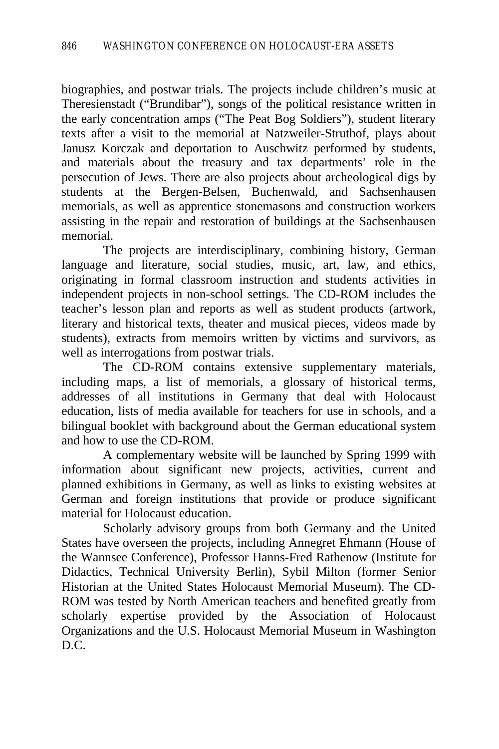biographies, and postwar trials. The projects include children's music at Theresienstadt ("Brundibar"), songs of the political resistance written in the early concentration amps ("The Peat Bog Soldiers"), student literary texts after a visit to the memorial at Natzweiler-Struthof, plays about Janusz Korczak and deportation to Auschwitz performed by students, and materials about the treasury and tax departments' role in the persecution of Jews. There are also projects about archeological digs by students at the Bergen-Belsen, Buchenwald, and Sachsenhausen memorials, as well as apprentice stonemasons and construction workers assisting in the repair and restoration of buildings at the Sachsenhausen memorial.

The projects are interdisciplinary, combining history, German language and literature, social studies, music, art, law, and ethics, originating in formal classroom instruction and students activities in independent projects in non-school settings. The CD-ROM includes the teacher's lesson plan and reports as well as student products (artwork, literary and historical texts, theater and musical pieces, videos made by students), extracts from memoirs written by victims and survivors, as well as interrogations from postwar trials.

The CD-ROM contains extensive supplementary materials, including maps, a list of memorials, a glossary of historical terms, addresses of all institutions in Germany that deal with Holocaust education, lists of media available for teachers for use in schools, and a bilingual booklet with background about the German educational system and how to use the CD-ROM.

A complementary website will be launched by Spring 1999 with information about significant new projects, activities, current and planned exhibitions in Germany, as well as links to existing websites at German and foreign institutions that provide or produce significant material for Holocaust education.

Scholarly advisory groups from both Germany and the United States have overseen the projects, including Annegret Ehmann (House of the Wannsee Conference), Professor Hanns-Fred Rathenow (Institute for Didactics, Technical University Berlin), Sybil Milton (former Senior Historian at the United States Holocaust Memorial Museum). The CD-ROM was tested by North American teachers and benefited greatly from scholarly expertise provided by the Association of Holocaust Organizations and the U.S. Holocaust Memorial Museum in Washington D.C.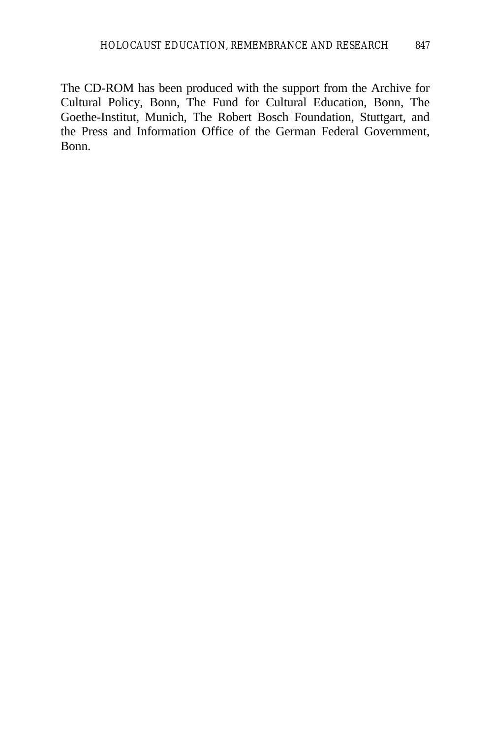The CD-ROM has been produced with the support from the Archive for Cultural Policy, Bonn, The Fund for Cultural Education, Bonn, The Goethe-Institut, Munich, The Robert Bosch Foundation, Stuttgart, and the Press and Information Office of the German Federal Government, Bonn.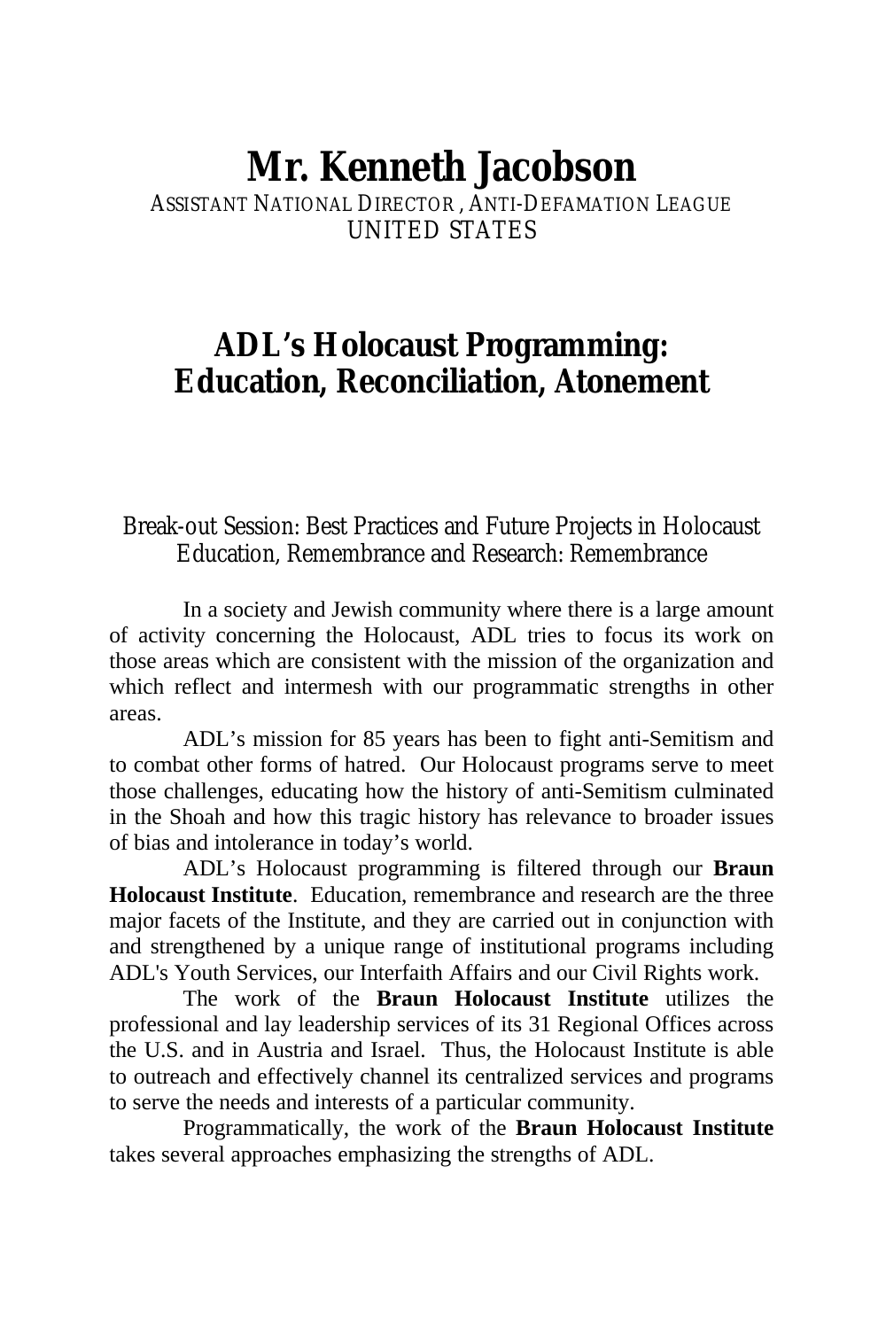# Mr. Kenneth Jacobson

ASSISTANT NATIONAL DIRECTOR, ANTI-DEFAMATION LEAGUE
UNITED STATES

## ADL's Holocaust Programming: Education, Reconciliation, Atonement

Break-out Session: Best Practices and Future Projects in Holocaust Education, Remembrance and Research: Remembrance

In a society and Jewish community where there is a large amount of activity concerning the Holocaust, ADL tries to focus its work on those areas which are consistent with the mission of the organization and which reflect and intermesh with our programmatic strengths in other areas.

ADL's mission for 85 years has been to fight anti-Semitism and to combat other forms of hatred. Our Holocaust programs serve to meet those challenges, educating how the history of anti-Semitism culminated in the Shoah and how this tragic history has relevance to broader issues of bias and intolerance in today's world.

ADL's Holocaust programming is filtered through our **Braun Holocaust Institute**. Education, remembrance and research are the three major facets of the Institute, and they are carried out in conjunction with and strengthened by a unique range of institutional programs including ADL's Youth Services, our Interfaith Affairs and our Civil Rights work.

The work of the **Braun Holocaust Institute** utilizes the professional and lay leadership services of its 31 Regional Offices across the U.S. and in Austria and Israel. Thus, the Holocaust Institute is able to outreach and effectively channel its centralized services and programs to serve the needs and interests of a particular community.

Programmatically, the work of the **Braun Holocaust Institute** takes several approaches emphasizing the strengths of ADL.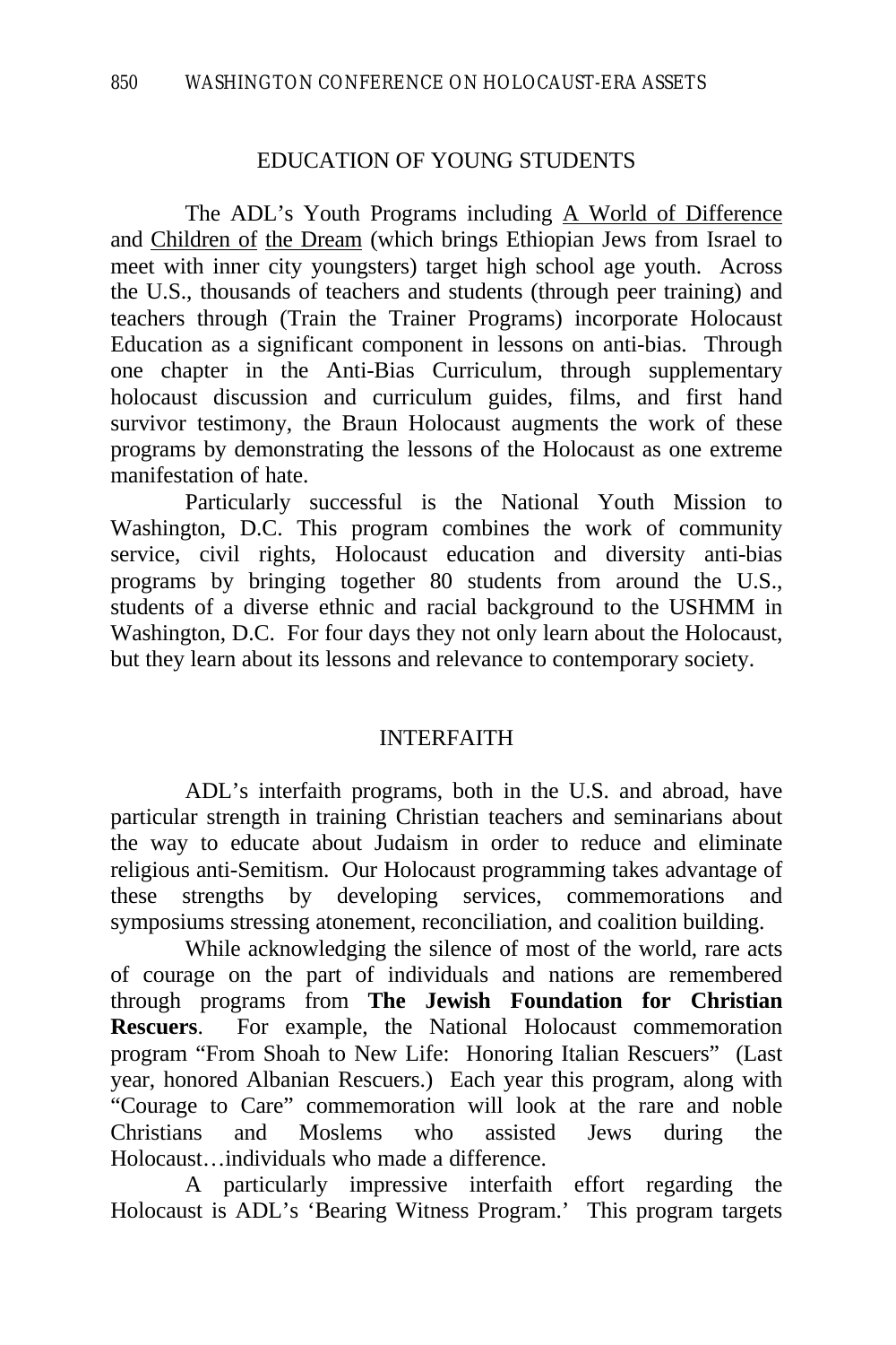## EDUCATION OF YOUNG STUDENTS

The ADL's Youth Programs including <u>A World of Difference</u> and <u>Children of</u> <u>the Dream</u> (which brings Ethiopian Jews from Israel to meet with inner city youngsters) target high school age youth. Across the U.S., thousands of teachers and students (through peer training) and teachers through (Train the Trainer Programs) incorporate Holocaust Education as a significant component in lessons on anti-bias. Through one chapter in the Anti-Bias Curriculum, through supplementary holocaust discussion and curriculum guides, films, and first hand survivor testimony, the Braun Holocaust augments the work of these programs by demonstrating the lessons of the Holocaust as one extreme manifestation of hate.

Particularly successful is the National Youth Mission to Washington, D.C. This program combines the work of community service, civil rights, Holocaust education and diversity anti-bias programs by bringing together 80 students from around the U.S., students of a diverse ethnic and racial background to the USHMM in Washington, D.C. For four days they not only learn about the Holocaust, but they learn about its lessons and relevance to contemporary society.

## INTERFAITH

ADL's interfaith programs, both in the U.S. and abroad, have particular strength in training Christian teachers and seminarians about the way to educate about Judaism in order to reduce and eliminate religious anti-Semitism. Our Holocaust programming takes advantage of these strengths by developing services, commemorations and symposiums stressing atonement, reconciliation, and coalition building.

While acknowledging the silence of most of the world, rare acts of courage on the part of individuals and nations are remembered through programs from **The Jewish Foundation for Christian Rescuers**. For example, the National Holocaust commemoration program "From Shoah to New Life: Honoring Italian Rescuers" (Last year, honored Albanian Rescuers.) Each year this program, along with "Courage to Care" commemoration will look at the rare and noble Christians and Moslems who assisted Jews during the Holocaust…individuals who made a difference.

A particularly impressive interfaith effort regarding the Holocaust is ADL's 'Bearing Witness Program.' This program targets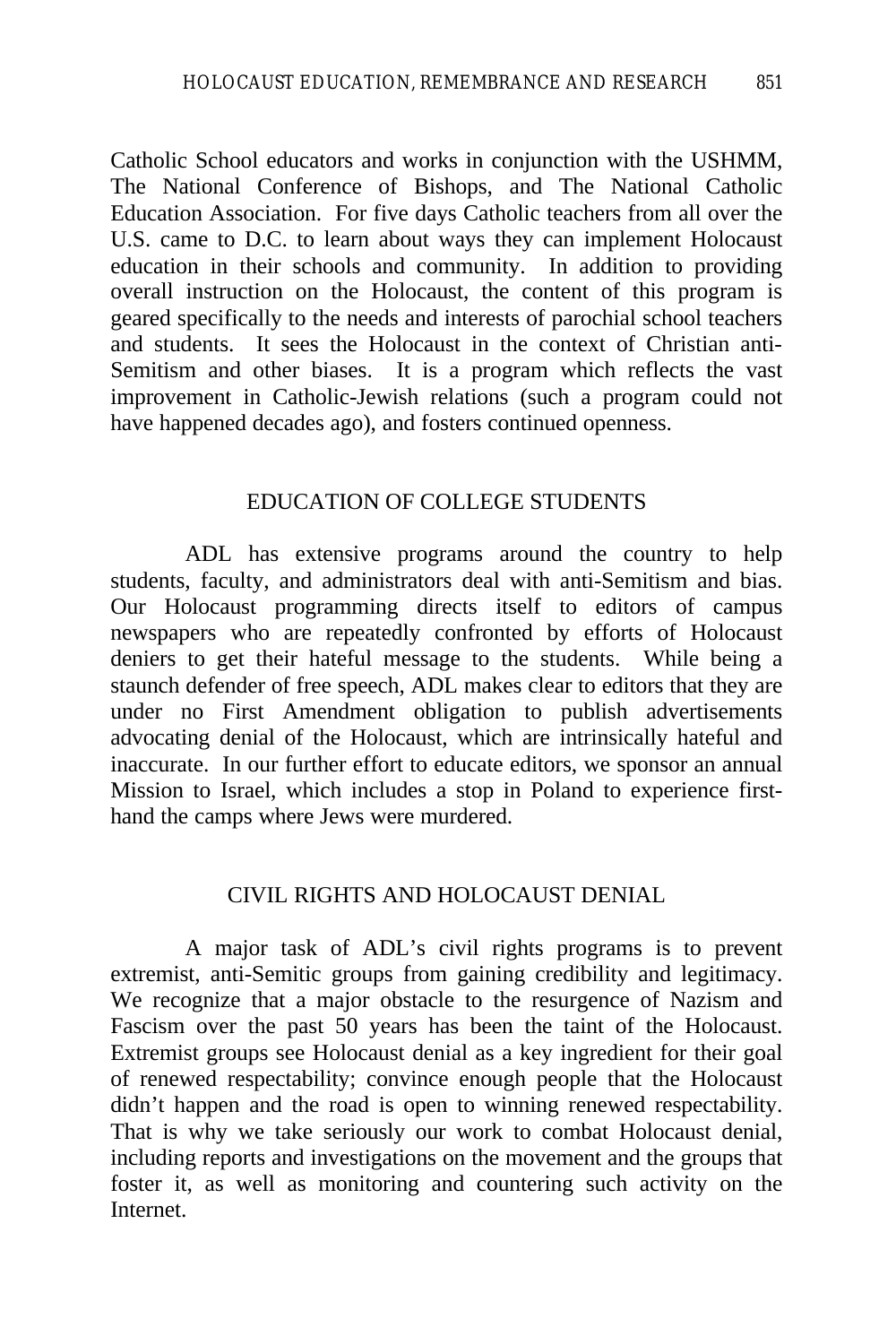Catholic School educators and works in conjunction with the USHMM, The National Conference of Bishops, and The National Catholic Education Association. For five days Catholic teachers from all over the U.S. came to D.C. to learn about ways they can implement Holocaust education in their schools and community. In addition to providing overall instruction on the Holocaust, the content of this program is geared specifically to the needs and interests of parochial school teachers and students. It sees the Holocaust in the context of Christian anti-Semitism and other biases. It is a program which reflects the vast improvement in Catholic-Jewish relations (such a program could not have happened decades ago), and fosters continued openness.

## EDUCATION OF COLLEGE STUDENTS

ADL has extensive programs around the country to help students, faculty, and administrators deal with anti-Semitism and bias. Our Holocaust programming directs itself to editors of campus newspapers who are repeatedly confronted by efforts of Holocaust deniers to get their hateful message to the students. While being a staunch defender of free speech, ADL makes clear to editors that they are under no First Amendment obligation to publish advertisements advocating denial of the Holocaust, which are intrinsically hateful and inaccurate. In our further effort to educate editors, we sponsor an annual Mission to Israel, which includes a stop in Poland to experience first-hand the camps where Jews were murdered.

## CIVIL RIGHTS AND HOLOCAUST DENIAL

A major task of ADL's civil rights programs is to prevent extremist, anti-Semitic groups from gaining credibility and legitimacy. We recognize that a major obstacle to the resurgence of Nazism and Fascism over the past 50 years has been the taint of the Holocaust. Extremist groups see Holocaust denial as a key ingredient for their goal of renewed respectability; convince enough people that the Holocaust didn't happen and the road is open to winning renewed respectability. That is why we take seriously our work to combat Holocaust denial, including reports and investigations on the movement and the groups that foster it, as well as monitoring and countering such activity on the Internet.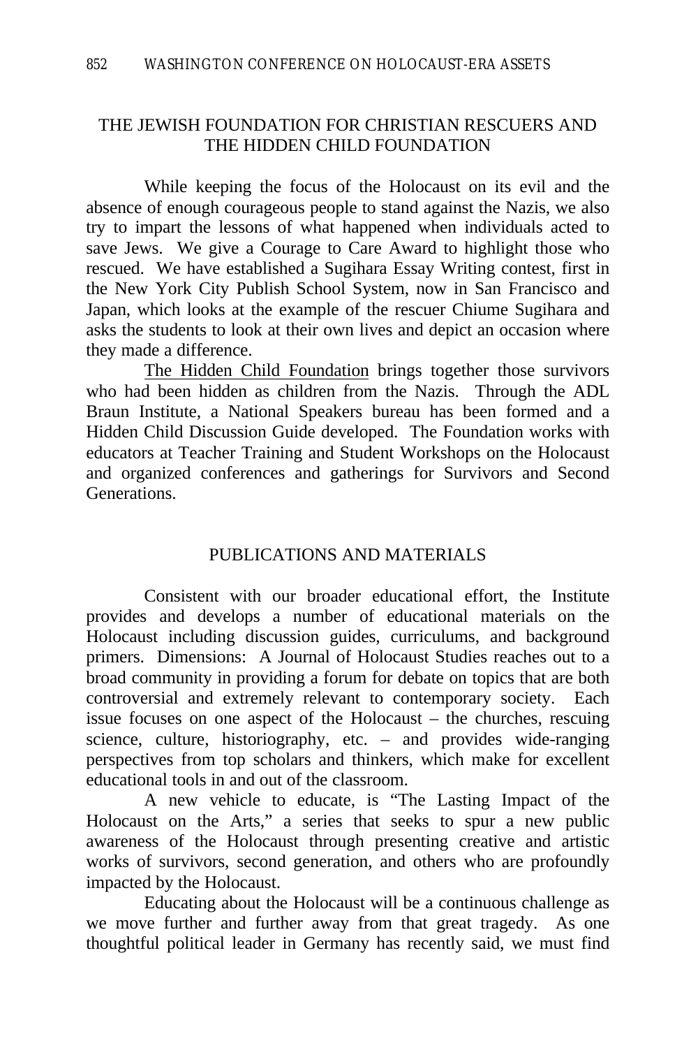## THE JEWISH FOUNDATION FOR CHRISTIAN RESCUERS AND THE HIDDEN CHILD FOUNDATION

While keeping the focus of the Holocaust on its evil and the absence of enough courageous people to stand against the Nazis, we also try to impart the lessons of what happened when individuals acted to save Jews. We give a Courage to Care Award to highlight those who rescued. We have established a Sugihara Essay Writing contest, first in the New York City Publish School System, now in San Francisco and Japan, which looks at the example of the rescuer Chiume Sugihara and asks the students to look at their own lives and depict an occasion where they made a difference.

The Hidden Child Foundation brings together those survivors who had been hidden as children from the Nazis. Through the ADL Braun Institute, a National Speakers bureau has been formed and a Hidden Child Discussion Guide developed. The Foundation works with educators at Teacher Training and Student Workshops on the Holocaust and organized conferences and gatherings for Survivors and Second Generations.

## PUBLICATIONS AND MATERIALS

Consistent with our broader educational effort, the Institute provides and develops a number of educational materials on the Holocaust including discussion guides, curriculums, and background primers. Dimensions: A Journal of Holocaust Studies reaches out to a broad community in providing a forum for debate on topics that are both controversial and extremely relevant to contemporary society. Each issue focuses on one aspect of the Holocaust – the churches, rescuing science, culture, historiography, etc. – and provides wide-ranging perspectives from top scholars and thinkers, which make for excellent educational tools in and out of the classroom.

A new vehicle to educate, is "The Lasting Impact of the Holocaust on the Arts," a series that seeks to spur a new public awareness of the Holocaust through presenting creative and artistic works of survivors, second generation, and others who are profoundly impacted by the Holocaust.

Educating about the Holocaust will be a continuous challenge as we move further and further away from that great tragedy. As one thoughtful political leader in Germany has recently said, we must find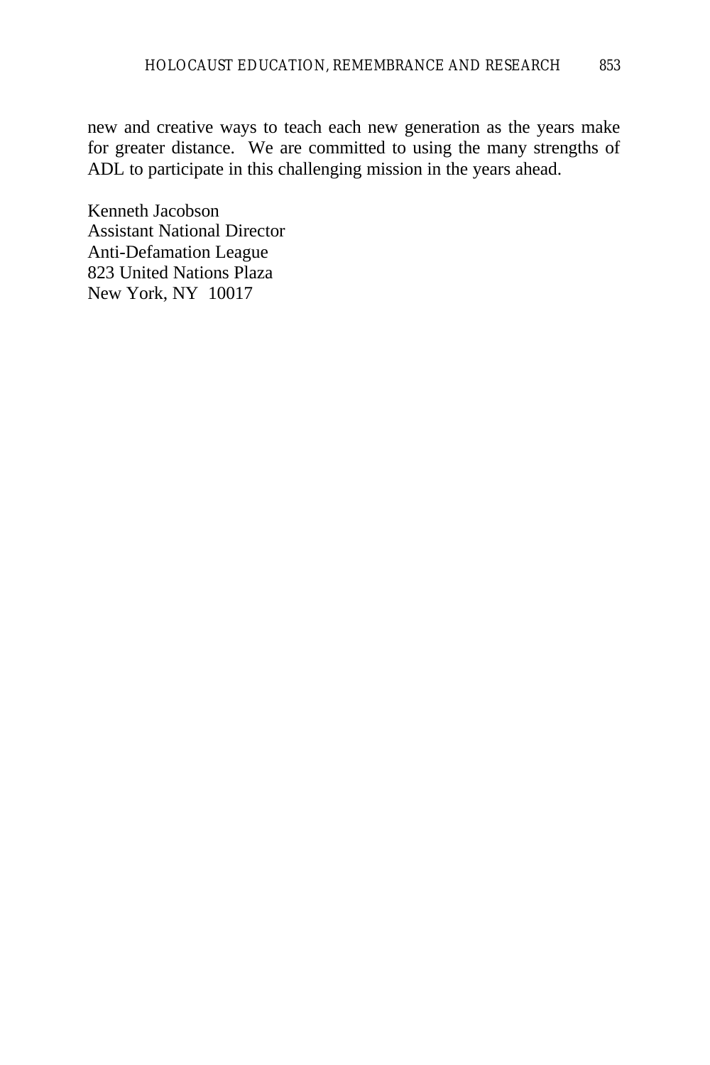new and creative ways to teach each new generation as the years make for greater distance. We are committed to using the many strengths of ADL to participate in this challenging mission in the years ahead.

Kenneth Jacobson
Assistant National Director
Anti-Defamation League
823 United Nations Plaza
New York, NY 10017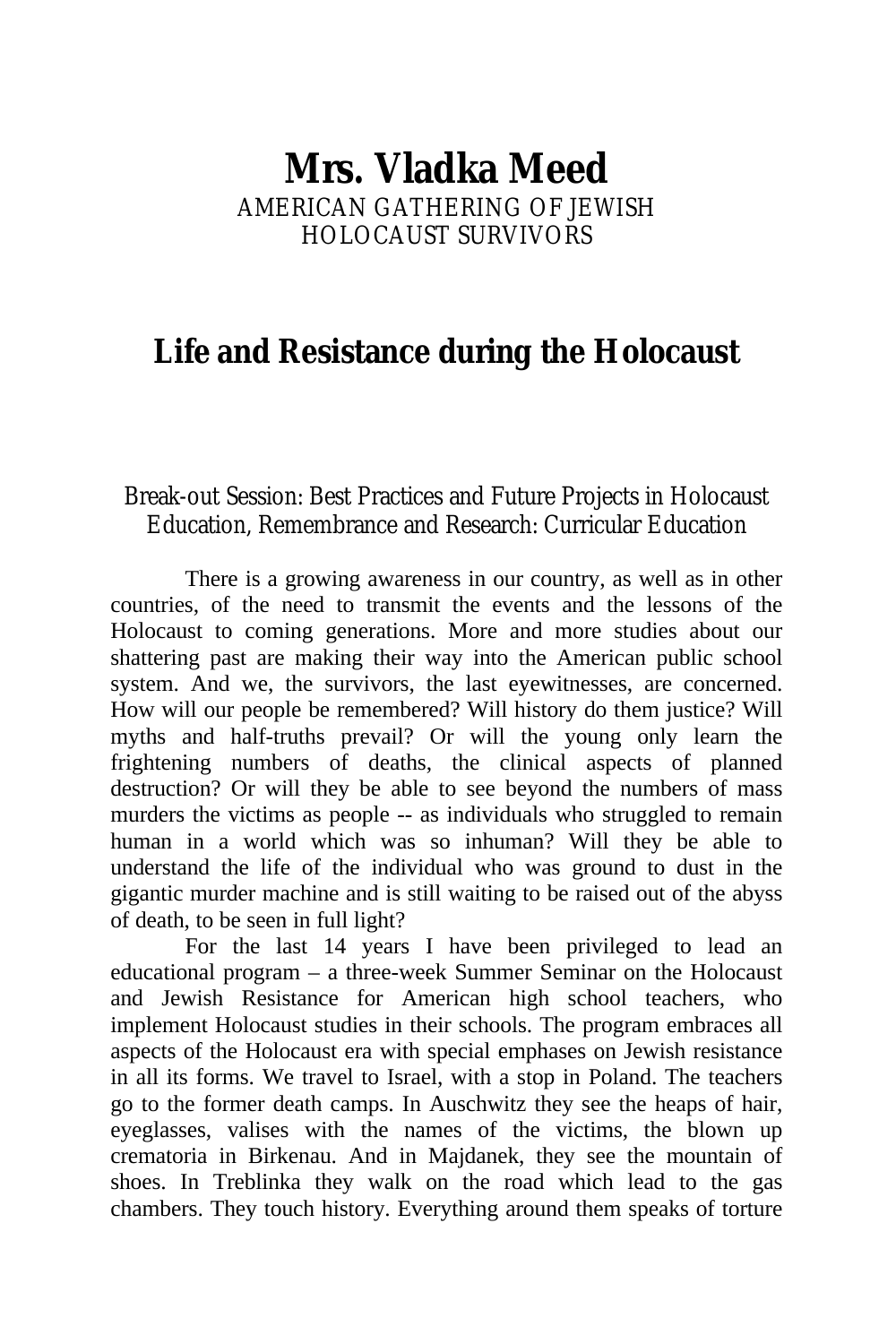# Mrs. Vladka Meed

AMERICAN GATHERING OF JEWISH HOLOCAUST SURVIVORS

## Life and Resistance during the Holocaust

Break-out Session: Best Practices and Future Projects in Holocaust Education, Remembrance and Research: Curricular Education

There is a growing awareness in our country, as well as in other countries, of the need to transmit the events and the lessons of the Holocaust to coming generations. More and more studies about our shattering past are making their way into the American public school system. And we, the survivors, the last eyewitnesses, are concerned. How will our people be remembered? Will history do them justice? Will myths and half-truths prevail? Or will the young only learn the frightening numbers of deaths, the clinical aspects of planned destruction? Or will they be able to see beyond the numbers of mass murders the victims as people -- as individuals who struggled to remain human in a world which was so inhuman? Will they be able to understand the life of the individual who was ground to dust in the gigantic murder machine and is still waiting to be raised out of the abyss of death, to be seen in full light?

For the last 14 years I have been privileged to lead an educational program – a three-week Summer Seminar on the Holocaust and Jewish Resistance for American high school teachers, who implement Holocaust studies in their schools. The program embraces all aspects of the Holocaust era with special emphases on Jewish resistance in all its forms. We travel to Israel, with a stop in Poland. The teachers go to the former death camps. In Auschwitz they see the heaps of hair, eyeglasses, valises with the names of the victims, the blown up crematoria in Birkenau. And in Majdanek, they see the mountain of shoes. In Treblinka they walk on the road which lead to the gas chambers. They touch history. Everything around them speaks of torture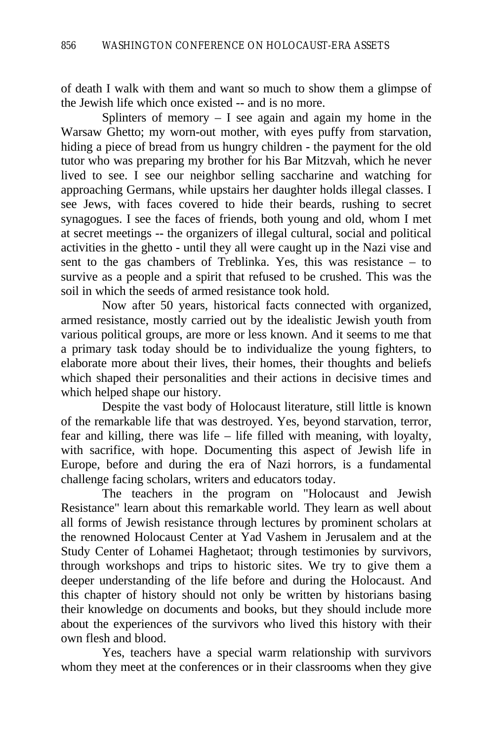of death I walk with them and want so much to show them a glimpse of the Jewish life which once existed -- and is no more.

Splinters of memory – I see again and again my home in the Warsaw Ghetto; my worn-out mother, with eyes puffy from starvation, hiding a piece of bread from us hungry children - the payment for the old tutor who was preparing my brother for his Bar Mitzvah, which he never lived to see. I see our neighbor selling saccharine and watching for approaching Germans, while upstairs her daughter holds illegal classes. I see Jews, with faces covered to hide their beards, rushing to secret synagogues. I see the faces of friends, both young and old, whom I met at secret meetings -- the organizers of illegal cultural, social and political activities in the ghetto - until they all were caught up in the Nazi vise and sent to the gas chambers of Treblinka. Yes, this was resistance – to survive as a people and a spirit that refused to be crushed. This was the soil in which the seeds of armed resistance took hold.

Now after 50 years, historical facts connected with organized, armed resistance, mostly carried out by the idealistic Jewish youth from various political groups, are more or less known. And it seems to me that a primary task today should be to individualize the young fighters, to elaborate more about their lives, their homes, their thoughts and beliefs which shaped their personalities and their actions in decisive times and which helped shape our history.

Despite the vast body of Holocaust literature, still little is known of the remarkable life that was destroyed. Yes, beyond starvation, terror, fear and killing, there was life – life filled with meaning, with loyalty, with sacrifice, with hope. Documenting this aspect of Jewish life in Europe, before and during the era of Nazi horrors, is a fundamental challenge facing scholars, writers and educators today.

The teachers in the program on "Holocaust and Jewish Resistance" learn about this remarkable world. They learn as well about all forms of Jewish resistance through lectures by prominent scholars at the renowned Holocaust Center at Yad Vashem in Jerusalem and at the Study Center of Lohamei Haghetaot; through testimonies by survivors, through workshops and trips to historic sites. We try to give them a deeper understanding of the life before and during the Holocaust. And this chapter of history should not only be written by historians basing their knowledge on documents and books, but they should include more about the experiences of the survivors who lived this history with their own flesh and blood.

Yes, teachers have a special warm relationship with survivors whom they meet at the conferences or in their classrooms when they give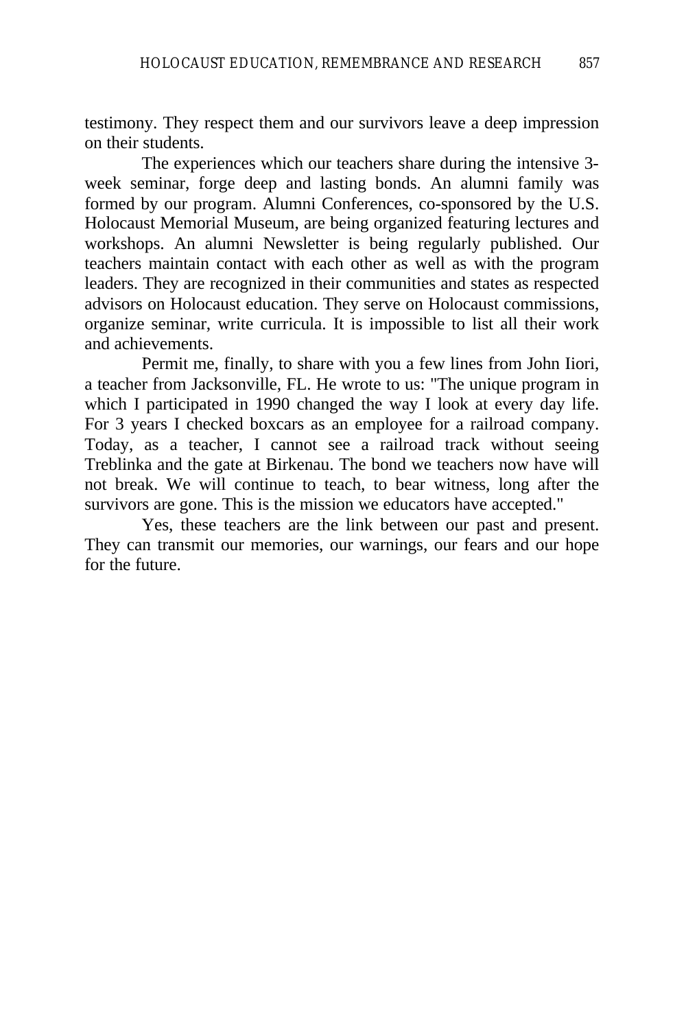testimony. They respect them and our survivors leave a deep impression on their students.

The experiences which our teachers share during the intensive 3-week seminar, forge deep and lasting bonds. An alumni family was formed by our program. Alumni Conferences, co-sponsored by the U.S. Holocaust Memorial Museum, are being organized featuring lectures and workshops. An alumni Newsletter is being regularly published. Our teachers maintain contact with each other as well as with the program leaders. They are recognized in their communities and states as respected advisors on Holocaust education. They serve on Holocaust commissions, organize seminar, write curricula. It is impossible to list all their work and achievements.

Permit me, finally, to share with you a few lines from John Iiori, a teacher from Jacksonville, FL. He wrote to us: "The unique program in which I participated in 1990 changed the way I look at every day life. For 3 years I checked boxcars as an employee for a railroad company. Today, as a teacher, I cannot see a railroad track without seeing Treblinka and the gate at Birkenau. The bond we teachers now have will not break. We will continue to teach, to bear witness, long after the survivors are gone. This is the mission we educators have accepted."

Yes, these teachers are the link between our past and present. They can transmit our memories, our warnings, our fears and our hope for the future.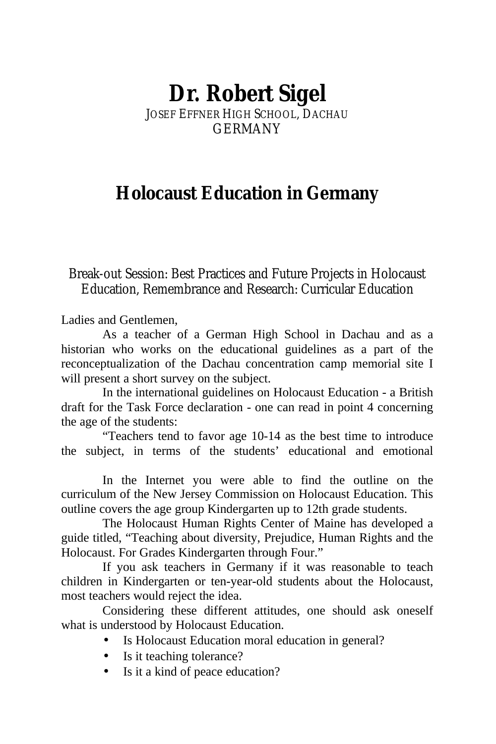# Dr. Robert Sigel

JOSEF EFFNER HIGH SCHOOL, DACHAU
GERMANY

## Holocaust Education in Germany

Break-out Session: Best Practices and Future Projects in Holocaust Education, Remembrance and Research: Curricular Education

Ladies and Gentlemen,

As a teacher of a German High School in Dachau and as a historian who works on the educational guidelines as a part of the reconceptualization of the Dachau concentration camp memorial site I will present a short survey on the subject.

In the international guidelines on Holocaust Education - a British draft for the Task Force declaration - one can read in point 4 concerning the age of the students:

"Teachers tend to favor age 10-14 as the best time to introduce the subject, in terms of the students' educational and emotional

In the Internet you were able to find the outline on the curriculum of the New Jersey Commission on Holocaust Education. This outline covers the age group Kindergarten up to 12th grade students.

The Holocaust Human Rights Center of Maine has developed a guide titled, "Teaching about diversity, Prejudice, Human Rights and the Holocaust. For Grades Kindergarten through Four."

If you ask teachers in Germany if it was reasonable to teach children in Kindergarten or ten-year-old students about the Holocaust, most teachers would reject the idea.

Considering these different attitudes, one should ask oneself what is understood by Holocaust Education.

- Is Holocaust Education moral education in general?
- Is it teaching tolerance?
- Is it a kind of peace education?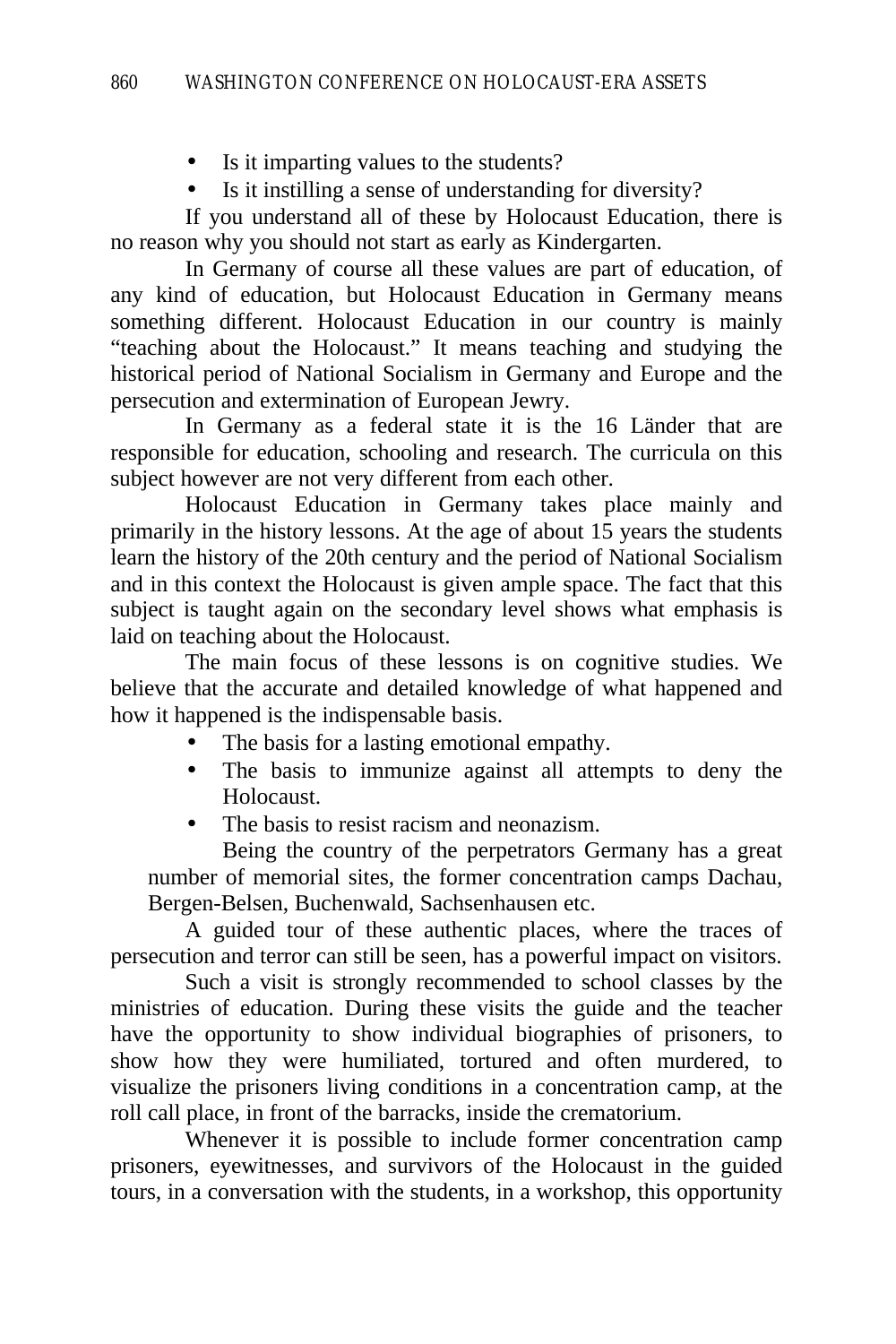- Is it imparting values to the students?
- Is it instilling a sense of understanding for diversity?

If you understand all of these by Holocaust Education, there is no reason why you should not start as early as Kindergarten.

In Germany of course all these values are part of education, of any kind of education, but Holocaust Education in Germany means something different. Holocaust Education in our country is mainly "teaching about the Holocaust." It means teaching and studying the historical period of National Socialism in Germany and Europe and the persecution and extermination of European Jewry.

In Germany as a federal state it is the 16 Länder that are responsible for education, schooling and research. The curricula on this subject however are not very different from each other.

Holocaust Education in Germany takes place mainly and primarily in the history lessons. At the age of about 15 years the students learn the history of the 20th century and the period of National Socialism and in this context the Holocaust is given ample space. The fact that this subject is taught again on the secondary level shows what emphasis is laid on teaching about the Holocaust.

The main focus of these lessons is on cognitive studies. We believe that the accurate and detailed knowledge of what happened and how it happened is the indispensable basis.

- The basis for a lasting emotional empathy.
- The basis to immunize against all attempts to deny the Holocaust.
- The basis to resist racism and neonazism.

Being the country of the perpetrators Germany has a great number of memorial sites, the former concentration camps Dachau, Bergen-Belsen, Buchenwald, Sachsenhausen etc.

A guided tour of these authentic places, where the traces of persecution and terror can still be seen, has a powerful impact on visitors.

Such a visit is strongly recommended to school classes by the ministries of education. During these visits the guide and the teacher have the opportunity to show individual biographies of prisoners, to show how they were humiliated, tortured and often murdered, to visualize the prisoners living conditions in a concentration camp, at the roll call place, in front of the barracks, inside the crematorium.

Whenever it is possible to include former concentration camp prisoners, eyewitnesses, and survivors of the Holocaust in the guided tours, in a conversation with the students, in a workshop, this opportunity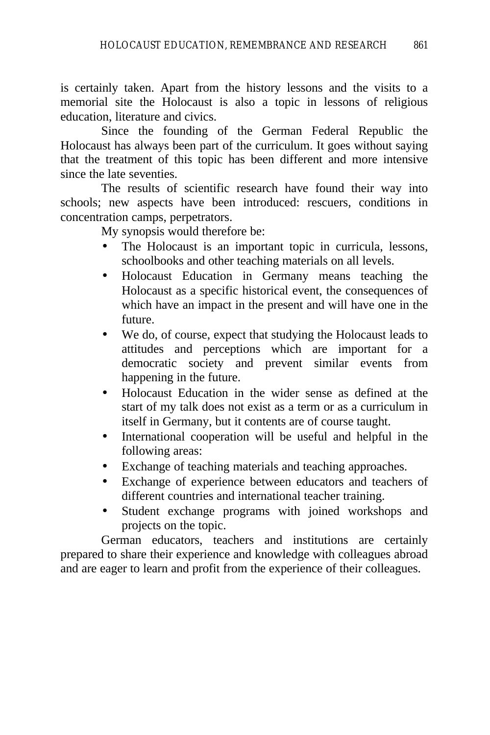is certainly taken. Apart from the history lessons and the visits to a memorial site the Holocaust is also a topic in lessons of religious education, literature and civics.

Since the founding of the German Federal Republic the Holocaust has always been part of the curriculum. It goes without saying that the treatment of this topic has been different and more intensive since the late seventies.

The results of scientific research have found their way into schools; new aspects have been introduced: rescuers, conditions in concentration camps, perpetrators.

My synopsis would therefore be:

- The Holocaust is an important topic in curricula, lessons, schoolbooks and other teaching materials on all levels.
- Holocaust Education in Germany means teaching the Holocaust as a specific historical event, the consequences of which have an impact in the present and will have one in the future.
- We do, of course, expect that studying the Holocaust leads to attitudes and perceptions which are important for a democratic society and prevent similar events from happening in the future.
- Holocaust Education in the wider sense as defined at the start of my talk does not exist as a term or as a curriculum in itself in Germany, but it contents are of course taught.
- International cooperation will be useful and helpful in the following areas:
- Exchange of teaching materials and teaching approaches.
- Exchange of experience between educators and teachers of different countries and international teacher training.
- Student exchange programs with joined workshops and projects on the topic.

German educators, teachers and institutions are certainly prepared to share their experience and knowledge with colleagues abroad and are eager to learn and profit from the experience of their colleagues.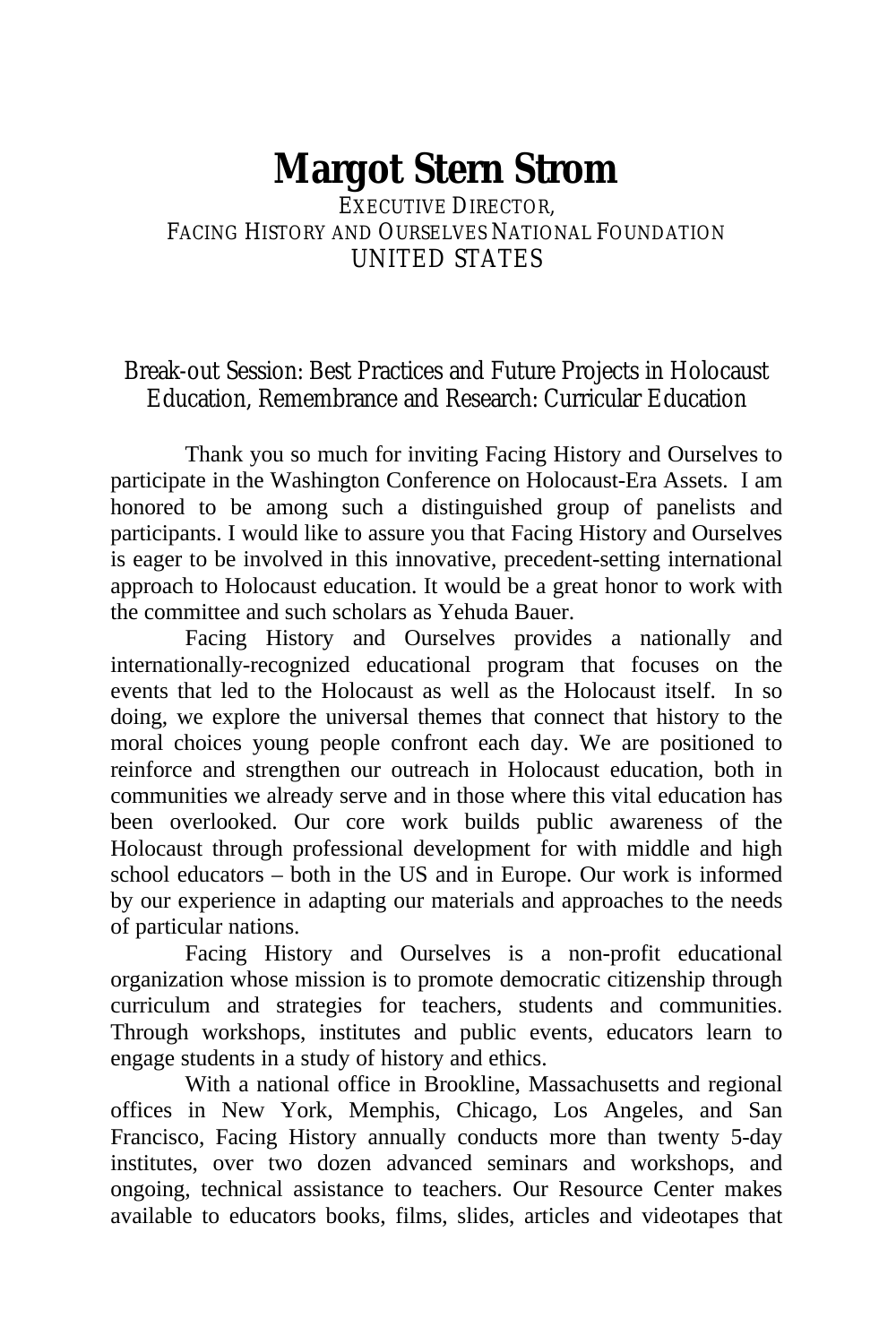# Margot Stern Strom

EXECUTIVE DIRECTOR,
FACING HISTORY AND OURSELVES NATIONAL FOUNDATION
UNITED STATES

## Break-out Session: Best Practices and Future Projects in Holocaust Education, Remembrance and Research: Curricular Education

Thank you so much for inviting Facing History and Ourselves to participate in the Washington Conference on Holocaust-Era Assets. I am honored to be among such a distinguished group of panelists and participants. I would like to assure you that Facing History and Ourselves is eager to be involved in this innovative, precedent-setting international approach to Holocaust education. It would be a great honor to work with the committee and such scholars as Yehuda Bauer.

Facing History and Ourselves provides a nationally and internationally-recognized educational program that focuses on the events that led to the Holocaust as well as the Holocaust itself. In so doing, we explore the universal themes that connect that history to the moral choices young people confront each day. We are positioned to reinforce and strengthen our outreach in Holocaust education, both in communities we already serve and in those where this vital education has been overlooked. Our core work builds public awareness of the Holocaust through professional development for with middle and high school educators – both in the US and in Europe. Our work is informed by our experience in adapting our materials and approaches to the needs of particular nations.

Facing History and Ourselves is a non-profit educational organization whose mission is to promote democratic citizenship through curriculum and strategies for teachers, students and communities. Through workshops, institutes and public events, educators learn to engage students in a study of history and ethics.

With a national office in Brookline, Massachusetts and regional offices in New York, Memphis, Chicago, Los Angeles, and San Francisco, Facing History annually conducts more than twenty 5-day institutes, over two dozen advanced seminars and workshops, and ongoing, technical assistance to teachers. Our Resource Center makes available to educators books, films, slides, articles and videotapes that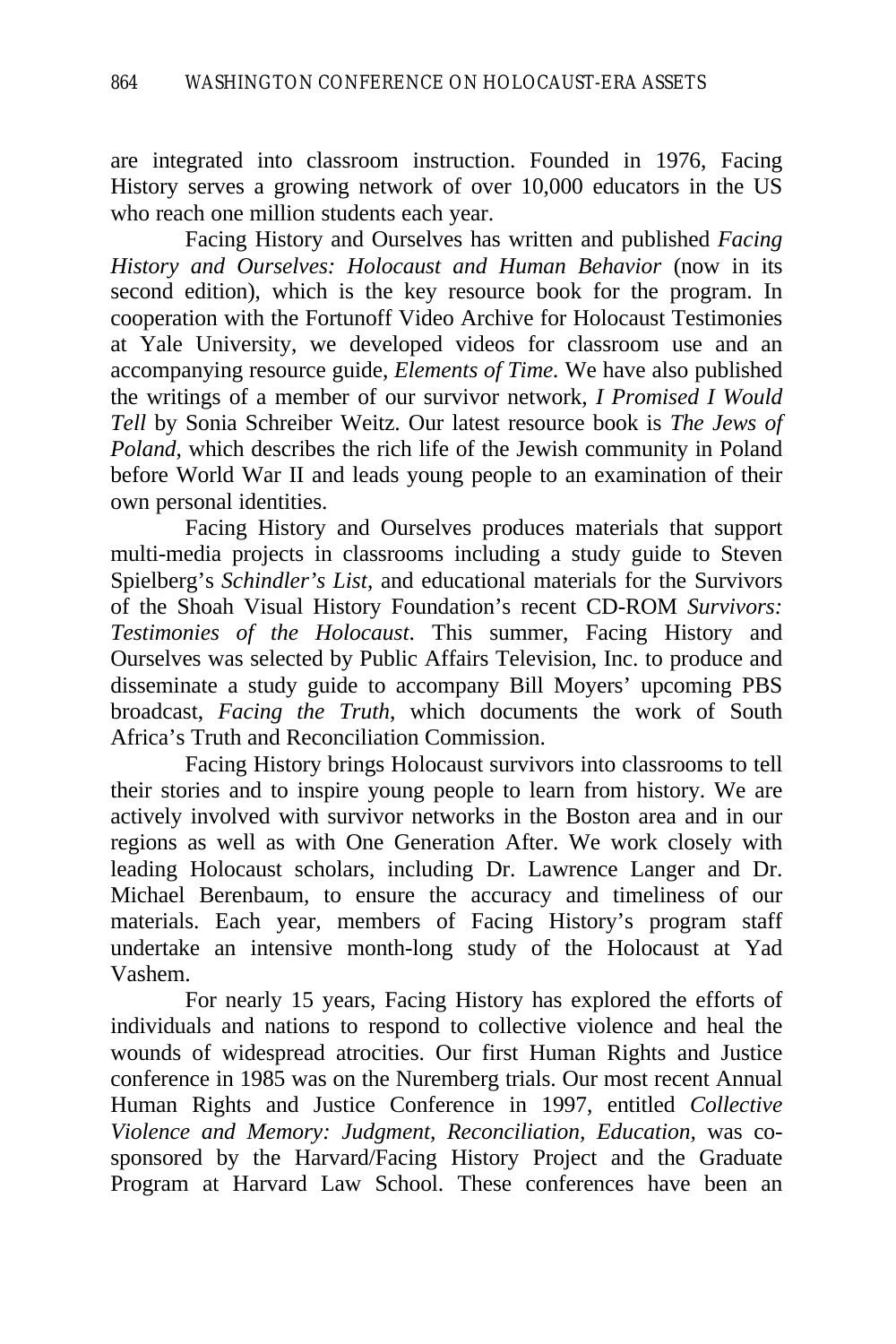are integrated into classroom instruction. Founded in 1976, Facing History serves a growing network of over 10,000 educators in the US who reach one million students each year.

Facing History and Ourselves has written and published *Facing History and Ourselves: Holocaust and Human Behavior* (now in its second edition), which is the key resource book for the program. In cooperation with the Fortunoff Video Archive for Holocaust Testimonies at Yale University, we developed videos for classroom use and an accompanying resource guide, *Elements of Time.* We have also published the writings of a member of our survivor network, *I Promised I Would Tell* by Sonia Schreiber Weitz. Our latest resource book is *The Jews of Poland*, which describes the rich life of the Jewish community in Poland before World War II and leads young people to an examination of their own personal identities.

Facing History and Ourselves produces materials that support multi-media projects in classrooms including a study guide to Steven Spielberg's *Schindler's List*, and educational materials for the Survivors of the Shoah Visual History Foundation's recent CD-ROM *Survivors: Testimonies of the Holocaust*. This summer, Facing History and Ourselves was selected by Public Affairs Television, Inc. to produce and disseminate a study guide to accompany Bill Moyers' upcoming PBS broadcast, *Facing the Truth*, which documents the work of South Africa's Truth and Reconciliation Commission.

Facing History brings Holocaust survivors into classrooms to tell their stories and to inspire young people to learn from history. We are actively involved with survivor networks in the Boston area and in our regions as well as with One Generation After. We work closely with leading Holocaust scholars, including Dr. Lawrence Langer and Dr. Michael Berenbaum, to ensure the accuracy and timeliness of our materials. Each year, members of Facing History's program staff undertake an intensive month-long study of the Holocaust at Yad Vashem.

For nearly 15 years, Facing History has explored the efforts of individuals and nations to respond to collective violence and heal the wounds of widespread atrocities. Our first Human Rights and Justice conference in 1985 was on the Nuremberg trials. Our most recent Annual Human Rights and Justice Conference in 1997, entitled *Collective Violence and Memory: Judgment, Reconciliation, Education*, was co-sponsored by the Harvard/Facing History Project and the Graduate Program at Harvard Law School. These conferences have been an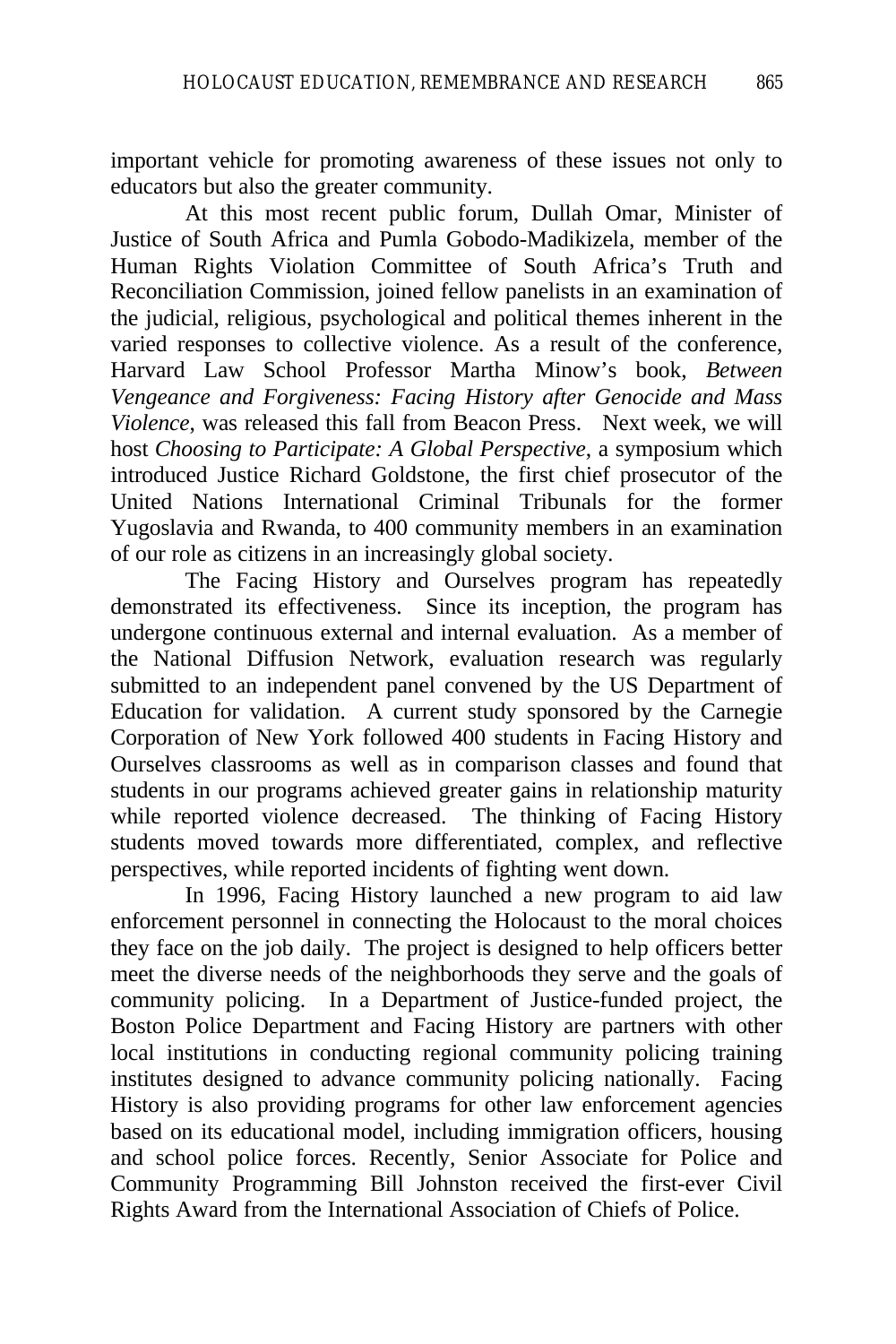important vehicle for promoting awareness of these issues not only to educators but also the greater community.

At this most recent public forum, Dullah Omar, Minister of Justice of South Africa and Pumla Gobodo-Madikizela, member of the Human Rights Violation Committee of South Africa's Truth and Reconciliation Commission, joined fellow panelists in an examination of the judicial, religious, psychological and political themes inherent in the varied responses to collective violence. As a result of the conference, Harvard Law School Professor Martha Minow's book, *Between Vengeance and Forgiveness: Facing History after Genocide and Mass Violence*, was released this fall from Beacon Press. Next week, we will host *Choosing to Participate: A Global Perspective*, a symposium which introduced Justice Richard Goldstone, the first chief prosecutor of the United Nations International Criminal Tribunals for the former Yugoslavia and Rwanda, to 400 community members in an examination of our role as citizens in an increasingly global society.

The Facing History and Ourselves program has repeatedly demonstrated its effectiveness. Since its inception, the program has undergone continuous external and internal evaluation. As a member of the National Diffusion Network, evaluation research was regularly submitted to an independent panel convened by the US Department of Education for validation. A current study sponsored by the Carnegie Corporation of New York followed 400 students in Facing History and Ourselves classrooms as well as in comparison classes and found that students in our programs achieved greater gains in relationship maturity while reported violence decreased. The thinking of Facing History students moved towards more differentiated, complex, and reflective perspectives, while reported incidents of fighting went down.

In 1996, Facing History launched a new program to aid law enforcement personnel in connecting the Holocaust to the moral choices they face on the job daily. The project is designed to help officers better meet the diverse needs of the neighborhoods they serve and the goals of community policing. In a Department of Justice-funded project, the Boston Police Department and Facing History are partners with other local institutions in conducting regional community policing training institutes designed to advance community policing nationally. Facing History is also providing programs for other law enforcement agencies based on its educational model, including immigration officers, housing and school police forces. Recently, Senior Associate for Police and Community Programming Bill Johnston received the first-ever Civil Rights Award from the International Association of Chiefs of Police.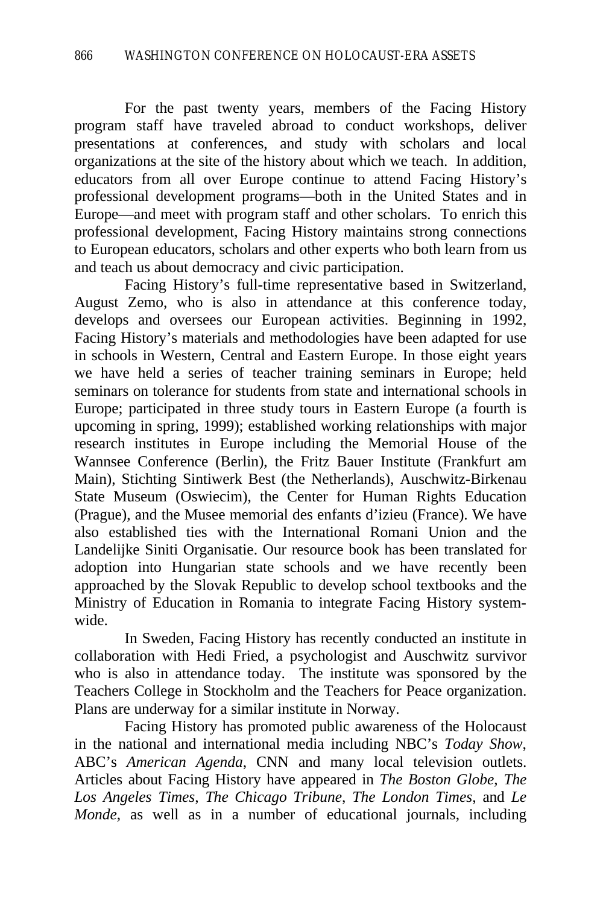For the past twenty years, members of the Facing History program staff have traveled abroad to conduct workshops, deliver presentations at conferences, and study with scholars and local organizations at the site of the history about which we teach. In addition, educators from all over Europe continue to attend Facing History's professional development programs—both in the United States and in Europe—and meet with program staff and other scholars. To enrich this professional development, Facing History maintains strong connections to European educators, scholars and other experts who both learn from us and teach us about democracy and civic participation.

Facing History's full-time representative based in Switzerland, August Zemo, who is also in attendance at this conference today, develops and oversees our European activities. Beginning in 1992, Facing History's materials and methodologies have been adapted for use in schools in Western, Central and Eastern Europe. In those eight years we have held a series of teacher training seminars in Europe; held seminars on tolerance for students from state and international schools in Europe; participated in three study tours in Eastern Europe (a fourth is upcoming in spring, 1999); established working relationships with major research institutes in Europe including the Memorial House of the Wannsee Conference (Berlin), the Fritz Bauer Institute (Frankfurt am Main), Stichting Sintiwerk Best (the Netherlands), Auschwitz-Birkenau State Museum (Oswiecim), the Center for Human Rights Education (Prague), and the Musee memorial des enfants d'izieu (France). We have also established ties with the International Romani Union and the Landelijke Siniti Organisatie. Our resource book has been translated for adoption into Hungarian state schools and we have recently been approached by the Slovak Republic to develop school textbooks and the Ministry of Education in Romania to integrate Facing History system-wide.

In Sweden, Facing History has recently conducted an institute in collaboration with Hedi Fried, a psychologist and Auschwitz survivor who is also in attendance today. The institute was sponsored by the Teachers College in Stockholm and the Teachers for Peace organization. Plans are underway for a similar institute in Norway.

Facing History has promoted public awareness of the Holocaust in the national and international media including NBC's *Today Show*, ABC's *American Agenda*, CNN and many local television outlets. Articles about Facing History have appeared in *The Boston Globe*, *The Los Angeles Times*, *The Chicago Tribune*, *The London Times*, and *Le Monde*, as well as in a number of educational journals, including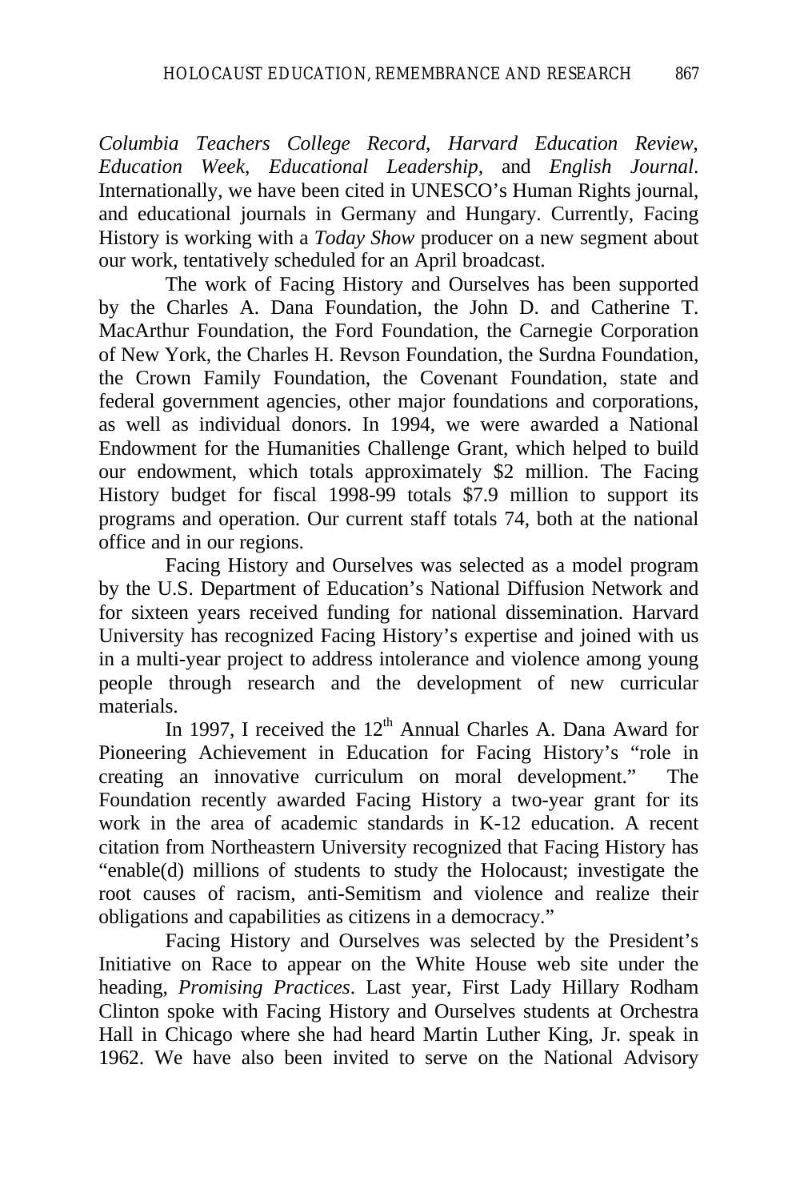*Columbia Teachers College Record*, *Harvard Education Review*, *Education Week*, *Educational Leadership*, and *English Journal*. Internationally, we have been cited in UNESCO's Human Rights journal, and educational journals in Germany and Hungary. Currently, Facing History is working with a *Today Show* producer on a new segment about our work, tentatively scheduled for an April broadcast.

The work of Facing History and Ourselves has been supported by the Charles A. Dana Foundation, the John D. and Catherine T. MacArthur Foundation, the Ford Foundation, the Carnegie Corporation of New York, the Charles H. Revson Foundation, the Surdna Foundation, the Crown Family Foundation, the Covenant Foundation, state and federal government agencies, other major foundations and corporations, as well as individual donors. In 1994, we were awarded a National Endowment for the Humanities Challenge Grant, which helped to build our endowment, which totals approximately $2 million. The Facing History budget for fiscal 1998-99 totals $7.9 million to support its programs and operation. Our current staff totals 74, both at the national office and in our regions.

Facing History and Ourselves was selected as a model program by the U.S. Department of Education's National Diffusion Network and for sixteen years received funding for national dissemination. Harvard University has recognized Facing History's expertise and joined with us in a multi-year project to address intolerance and violence among young people through research and the development of new curricular materials.

In 1997, I received the 12th Annual Charles A. Dana Award for Pioneering Achievement in Education for Facing History's "role in creating an innovative curriculum on moral development." The Foundation recently awarded Facing History a two-year grant for its work in the area of academic standards in K-12 education. A recent citation from Northeastern University recognized that Facing History has "enable(d) millions of students to study the Holocaust; investigate the root causes of racism, anti-Semitism and violence and realize their obligations and capabilities as citizens in a democracy."

Facing History and Ourselves was selected by the President's Initiative on Race to appear on the White House web site under the heading, *Promising Practices*. Last year, First Lady Hillary Rodham Clinton spoke with Facing History and Ourselves students at Orchestra Hall in Chicago where she had heard Martin Luther King, Jr. speak in 1962. We have also been invited to serve on the National Advisory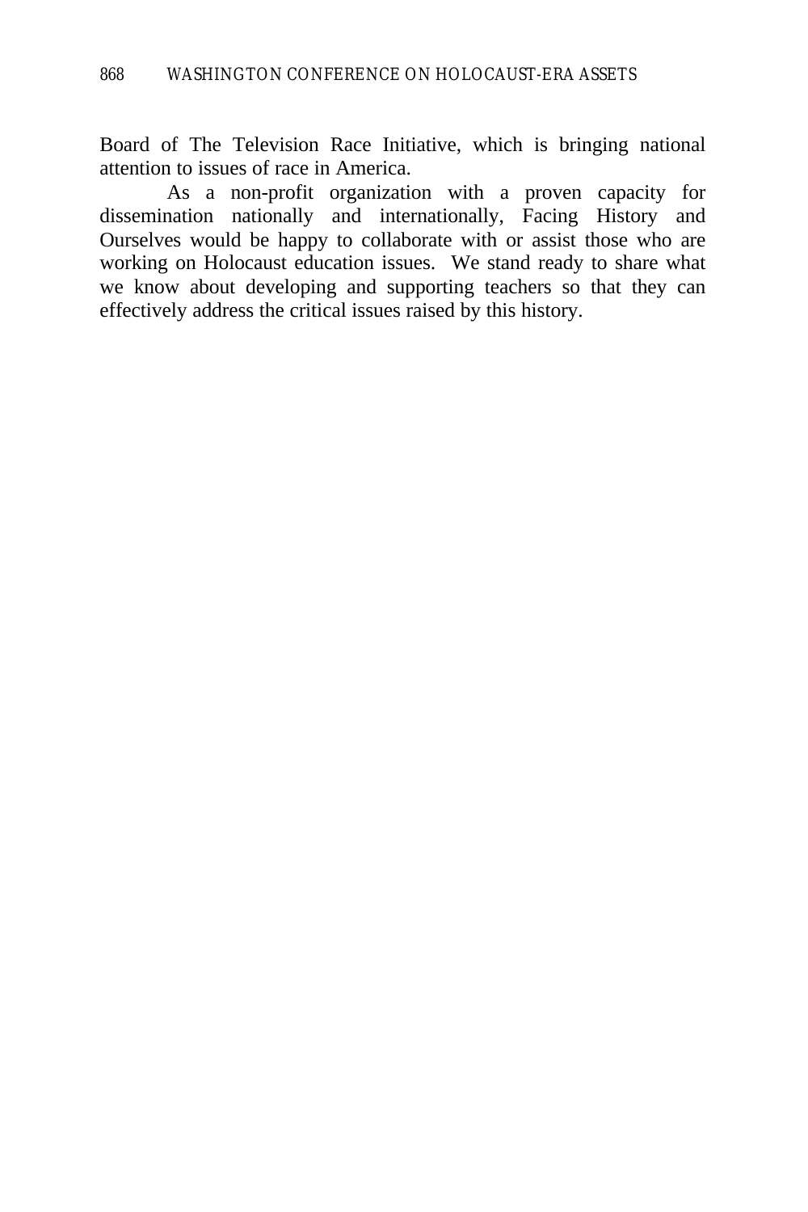Board of The Television Race Initiative, which is bringing national attention to issues of race in America.

As a non-profit organization with a proven capacity for dissemination nationally and internationally, Facing History and Ourselves would be happy to collaborate with or assist those who are working on Holocaust education issues. We stand ready to share what we know about developing and supporting teachers so that they can effectively address the critical issues raised by this history.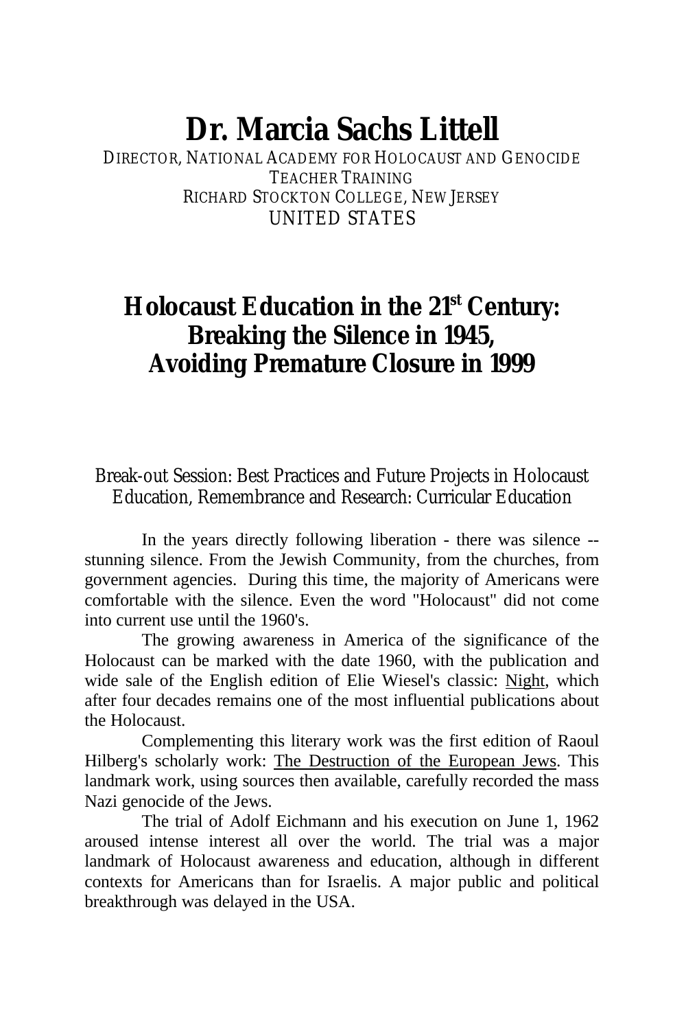# Dr. Marcia Sachs Littell

DIRECTOR, NATIONAL ACADEMY FOR HOLOCAUST AND GENOCIDE TEACHER TRAINING
RICHARD STOCKTON COLLEGE, NEW JERSEY
UNITED STATES

## Holocaust Education in the 21st Century: Breaking the Silence in 1945, Avoiding Premature Closure in 1999

Break-out Session: Best Practices and Future Projects in Holocaust Education, Remembrance and Research: Curricular Education

In the years directly following liberation - there was silence -- stunning silence. From the Jewish Community, from the churches, from government agencies. During this time, the majority of Americans were comfortable with the silence. Even the word "Holocaust" did not come into current use until the 1960's.

The growing awareness in America of the significance of the Holocaust can be marked with the date 1960, with the publication and wide sale of the English edition of Elie Wiesel's classic: Night, which after four decades remains one of the most influential publications about the Holocaust.

Complementing this literary work was the first edition of Raoul Hilberg's scholarly work: The Destruction of the European Jews. This landmark work, using sources then available, carefully recorded the mass Nazi genocide of the Jews.

The trial of Adolf Eichmann and his execution on June 1, 1962 aroused intense interest all over the world. The trial was a major landmark of Holocaust awareness and education, although in different contexts for Americans than for Israelis. A major public and political breakthrough was delayed in the USA.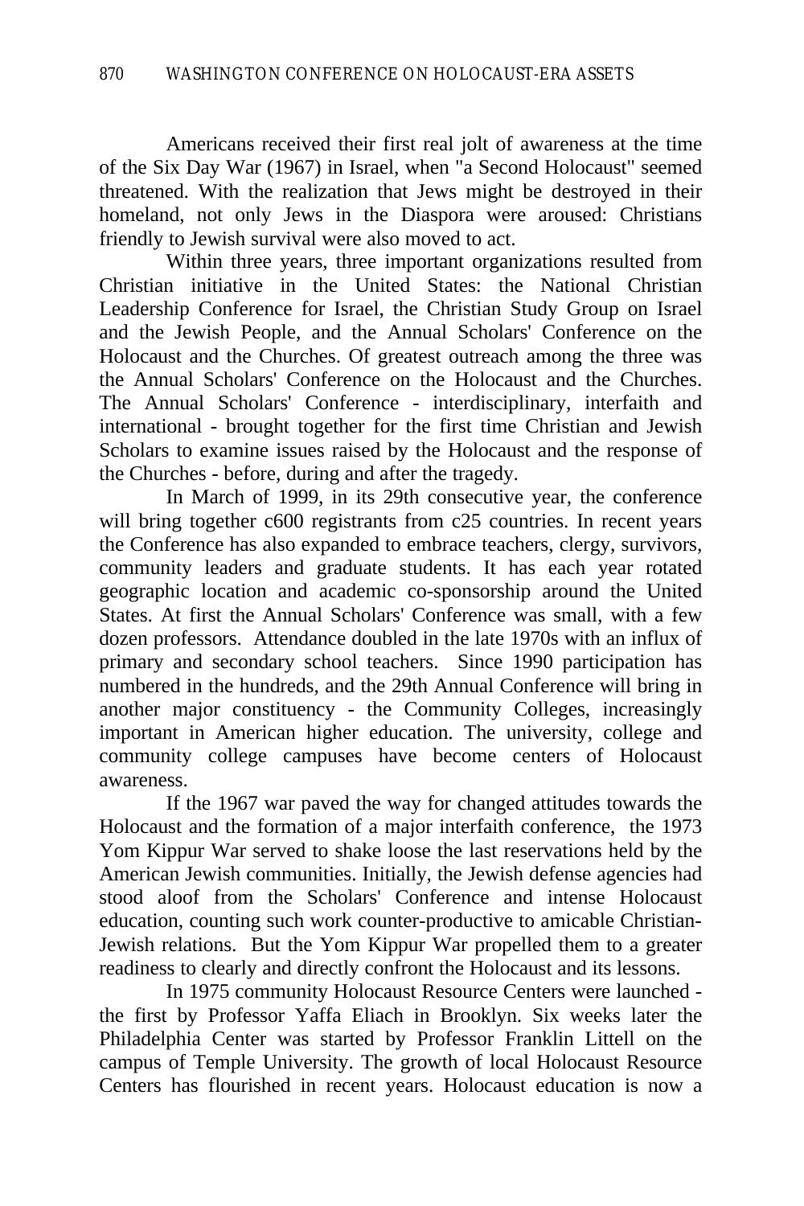Americans received their first real jolt of awareness at the time of the Six Day War (1967) in Israel, when "a Second Holocaust" seemed threatened. With the realization that Jews might be destroyed in their homeland, not only Jews in the Diaspora were aroused: Christians friendly to Jewish survival were also moved to act.

Within three years, three important organizations resulted from Christian initiative in the United States: the National Christian Leadership Conference for Israel, the Christian Study Group on Israel and the Jewish People, and the Annual Scholars' Conference on the Holocaust and the Churches. Of greatest outreach among the three was the Annual Scholars' Conference on the Holocaust and the Churches. The Annual Scholars' Conference - interdisciplinary, interfaith and international - brought together for the first time Christian and Jewish Scholars to examine issues raised by the Holocaust and the response of the Churches - before, during and after the tragedy.

In March of 1999, in its 29th consecutive year, the conference will bring together c600 registrants from c25 countries. In recent years the Conference has also expanded to embrace teachers, clergy, survivors, community leaders and graduate students. It has each year rotated geographic location and academic co-sponsorship around the United States. At first the Annual Scholars' Conference was small, with a few dozen professors. Attendance doubled in the late 1970s with an influx of primary and secondary school teachers. Since 1990 participation has numbered in the hundreds, and the 29th Annual Conference will bring in another major constituency - the Community Colleges, increasingly important in American higher education. The university, college and community college campuses have become centers of Holocaust awareness.

If the 1967 war paved the way for changed attitudes towards the Holocaust and the formation of a major interfaith conference, the 1973 Yom Kippur War served to shake loose the last reservations held by the American Jewish communities. Initially, the Jewish defense agencies had stood aloof from the Scholars' Conference and intense Holocaust education, counting such work counter-productive to amicable Christian-Jewish relations. But the Yom Kippur War propelled them to a greater readiness to clearly and directly confront the Holocaust and its lessons.

In 1975 community Holocaust Resource Centers were launched - the first by Professor Yaffa Eliach in Brooklyn. Six weeks later the Philadelphia Center was started by Professor Franklin Littell on the campus of Temple University. The growth of local Holocaust Resource Centers has flourished in recent years. Holocaust education is now a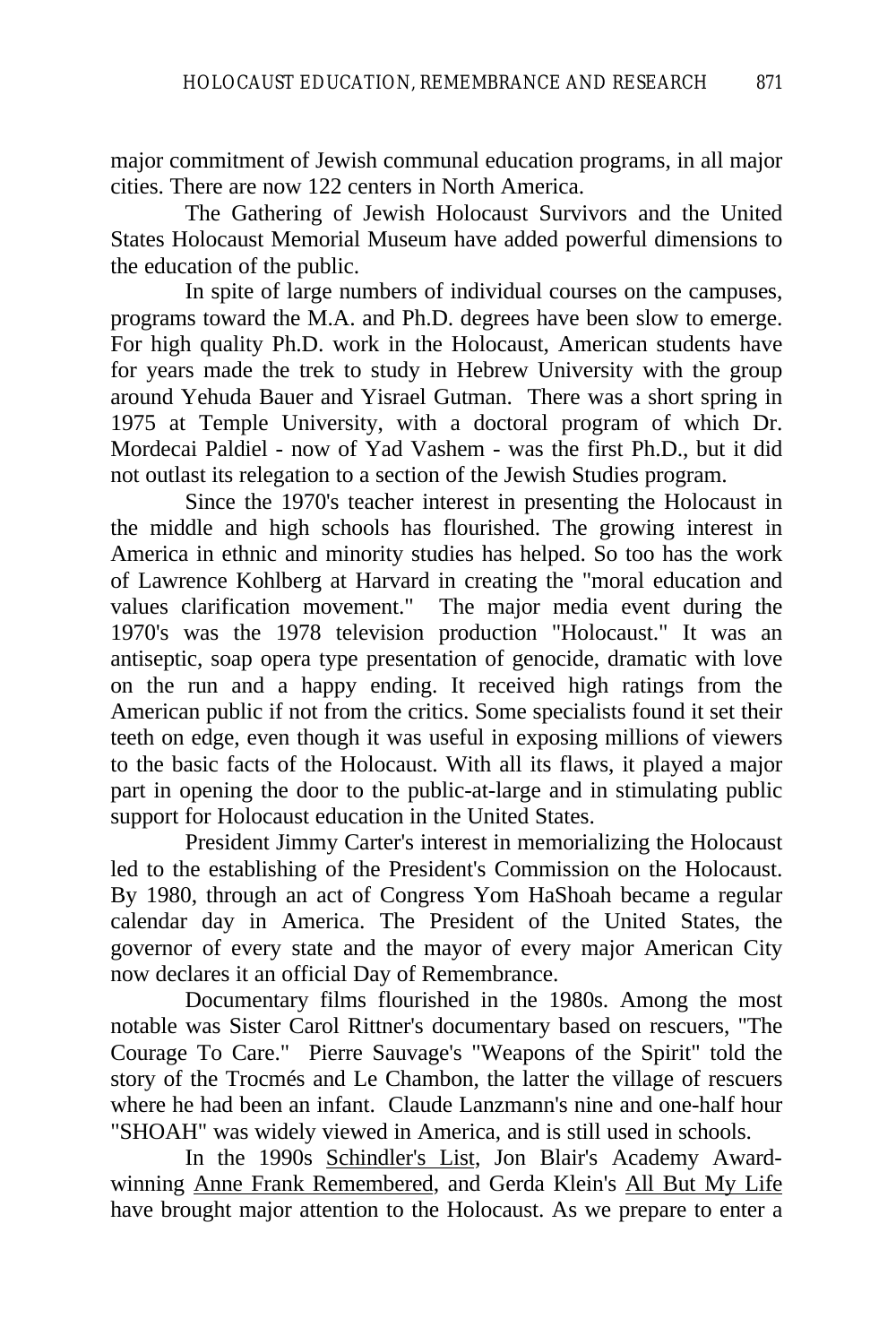major commitment of Jewish communal education programs, in all major cities. There are now 122 centers in North America.

The Gathering of Jewish Holocaust Survivors and the United States Holocaust Memorial Museum have added powerful dimensions to the education of the public.

In spite of large numbers of individual courses on the campuses, programs toward the M.A. and Ph.D. degrees have been slow to emerge. For high quality Ph.D. work in the Holocaust, American students have for years made the trek to study in Hebrew University with the group around Yehuda Bauer and Yisrael Gutman. There was a short spring in 1975 at Temple University, with a doctoral program of which Dr. Mordecai Paldiel - now of Yad Vashem - was the first Ph.D., but it did not outlast its relegation to a section of the Jewish Studies program.

Since the 1970's teacher interest in presenting the Holocaust in the middle and high schools has flourished. The growing interest in America in ethnic and minority studies has helped. So too has the work of Lawrence Kohlberg at Harvard in creating the "moral education and values clarification movement." The major media event during the 1970's was the 1978 television production "Holocaust." It was an antiseptic, soap opera type presentation of genocide, dramatic with love on the run and a happy ending. It received high ratings from the American public if not from the critics. Some specialists found it set their teeth on edge, even though it was useful in exposing millions of viewers to the basic facts of the Holocaust. With all its flaws, it played a major part in opening the door to the public-at-large and in stimulating public support for Holocaust education in the United States.

President Jimmy Carter's interest in memorializing the Holocaust led to the establishing of the President's Commission on the Holocaust. By 1980, through an act of Congress Yom HaShoah became a regular calendar day in America. The President of the United States, the governor of every state and the mayor of every major American City now declares it an official Day of Remembrance.

Documentary films flourished in the 1980s. Among the most notable was Sister Carol Rittner's documentary based on rescuers, "The Courage To Care." Pierre Sauvage's "Weapons of the Spirit" told the story of the Trocmés and Le Chambon, the latter the village of rescuers where he had been an infant. Claude Lanzmann's nine and one-half hour "SHOAH" was widely viewed in America, and is still used in schools.

In the 1990s Schindler's List, Jon Blair's Academy Award-winning Anne Frank Remembered, and Gerda Klein's All But My Life have brought major attention to the Holocaust. As we prepare to enter a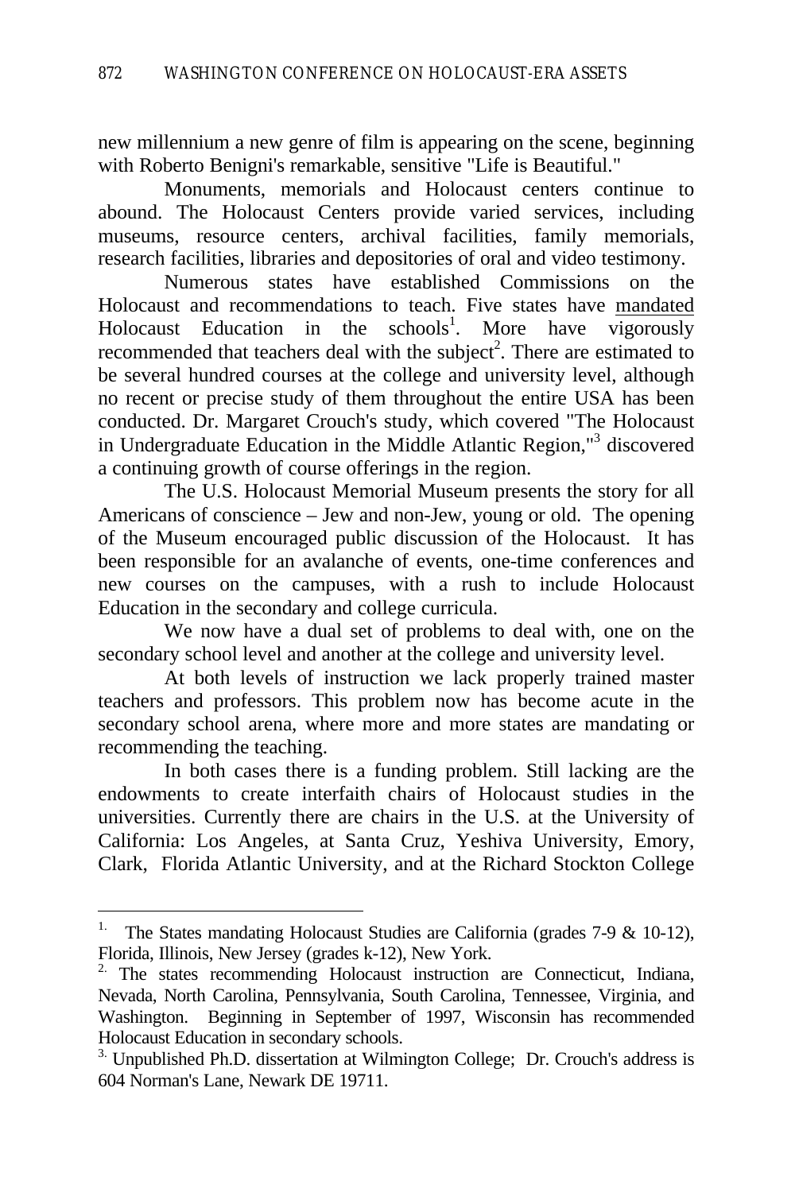new millennium a new genre of film is appearing on the scene, beginning with Roberto Benigni's remarkable, sensitive "Life is Beautiful."

Monuments, memorials and Holocaust centers continue to abound. The Holocaust Centers provide varied services, including museums, resource centers, archival facilities, family memorials, research facilities, libraries and depositories of oral and video testimony.

Numerous states have established Commissions on the Holocaust and recommendations to teach. Five states have mandated Holocaust Education in the schools[1]. More have vigorously recommended that teachers deal with the subject[2]. There are estimated to be several hundred courses at the college and university level, although no recent or precise study of them throughout the entire USA has been conducted. Dr. Margaret Crouch's study, which covered "The Holocaust in Undergraduate Education in the Middle Atlantic Region,"[3] discovered a continuing growth of course offerings in the region.

The U.S. Holocaust Memorial Museum presents the story for all Americans of conscience – Jew and non-Jew, young or old. The opening of the Museum encouraged public discussion of the Holocaust. It has been responsible for an avalanche of events, one-time conferences and new courses on the campuses, with a rush to include Holocaust Education in the secondary and college curricula.

We now have a dual set of problems to deal with, one on the secondary school level and another at the college and university level.

At both levels of instruction we lack properly trained master teachers and professors. This problem now has become acute in the secondary school arena, where more and more states are mandating or recommending the teaching.

In both cases there is a funding problem. Still lacking are the endowments to create interfaith chairs of Holocaust studies in the universities. Currently there are chairs in the U.S. at the University of California: Los Angeles, at Santa Cruz, Yeshiva University, Emory, Clark, Florida Atlantic University, and at the Richard Stockton College

---

1. The States mandating Holocaust Studies are California (grades 7-9 & 10-12), Florida, Illinois, New Jersey (grades k-12), New York.

2. The states recommending Holocaust instruction are Connecticut, Indiana, Nevada, North Carolina, Pennsylvania, South Carolina, Tennessee, Virginia, and Washington. Beginning in September of 1997, Wisconsin has recommended Holocaust Education in secondary schools.

3. Unpublished Ph.D. dissertation at Wilmington College; Dr. Crouch's address is 604 Norman's Lane, Newark DE 19711.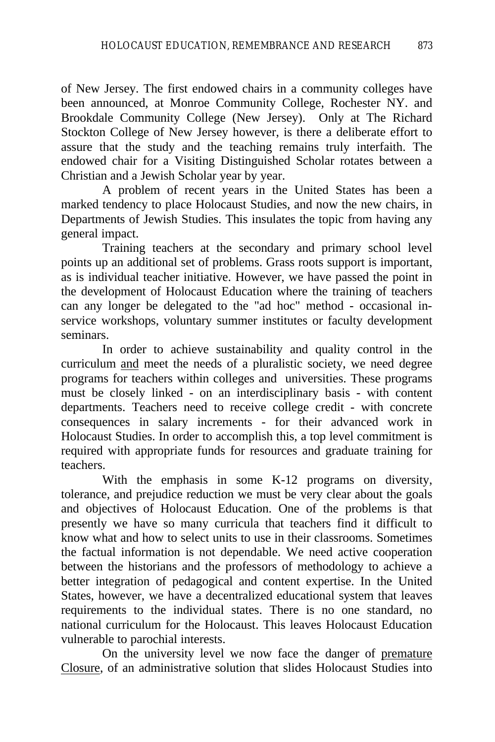of New Jersey. The first endowed chairs in a community colleges have been announced, at Monroe Community College, Rochester NY. and Brookdale Community College (New Jersey). Only at The Richard Stockton College of New Jersey however, is there a deliberate effort to assure that the study and the teaching remains truly interfaith. The endowed chair for a Visiting Distinguished Scholar rotates between a Christian and a Jewish Scholar year by year.

A problem of recent years in the United States has been a marked tendency to place Holocaust Studies, and now the new chairs, in Departments of Jewish Studies. This insulates the topic from having any general impact.

Training teachers at the secondary and primary school level points up an additional set of problems. Grass roots support is important, as is individual teacher initiative. However, we have passed the point in the development of Holocaust Education where the training of teachers can any longer be delegated to the "ad hoc" method - occasional in-service workshops, voluntary summer institutes or faculty development seminars.

In order to achieve sustainability and quality control in the curriculum <u>and</u> meet the needs of a pluralistic society, we need degree programs for teachers within colleges and universities. These programs must be closely linked - on an interdisciplinary basis - with content departments. Teachers need to receive college credit - with concrete consequences in salary increments - for their advanced work in Holocaust Studies. In order to accomplish this, a top level commitment is required with appropriate funds for resources and graduate training for teachers.

With the emphasis in some K-12 programs on diversity, tolerance, and prejudice reduction we must be very clear about the goals and objectives of Holocaust Education. One of the problems is that presently we have so many curricula that teachers find it difficult to know what and how to select units to use in their classrooms. Sometimes the factual information is not dependable. We need active cooperation between the historians and the professors of methodology to achieve a better integration of pedagogical and content expertise. In the United States, however, we have a decentralized educational system that leaves requirements to the individual states. There is no one standard, no national curriculum for the Holocaust. This leaves Holocaust Education vulnerable to parochial interests.

On the university level we now face the danger of <u>premature Closure</u>, of an administrative solution that slides Holocaust Studies into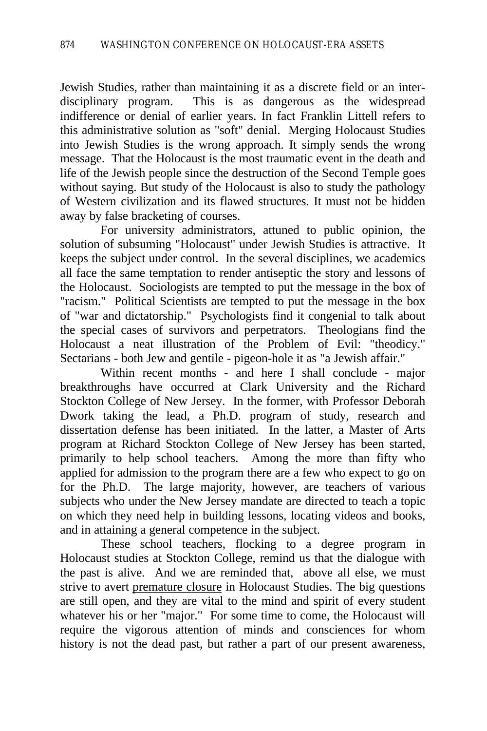Jewish Studies, rather than maintaining it as a discrete field or an inter-disciplinary program. This is as dangerous as the widespread indifference or denial of earlier years. In fact Franklin Littell refers to this administrative solution as "soft" denial. Merging Holocaust Studies into Jewish Studies is the wrong approach. It simply sends the wrong message. That the Holocaust is the most traumatic event in the death and life of the Jewish people since the destruction of the Second Temple goes without saying. But study of the Holocaust is also to study the pathology of Western civilization and its flawed structures. It must not be hidden away by false bracketing of courses.

For university administrators, attuned to public opinion, the solution of subsuming "Holocaust" under Jewish Studies is attractive. It keeps the subject under control. In the several disciplines, we academics all face the same temptation to render antiseptic the story and lessons of the Holocaust. Sociologists are tempted to put the message in the box of "racism." Political Scientists are tempted to put the message in the box of "war and dictatorship." Psychologists find it congenial to talk about the special cases of survivors and perpetrators. Theologians find the Holocaust a neat illustration of the Problem of Evil: "theodicy." Sectarians - both Jew and gentile - pigeon-hole it as "a Jewish affair."

Within recent months - and here I shall conclude - major breakthroughs have occurred at Clark University and the Richard Stockton College of New Jersey. In the former, with Professor Deborah Dwork taking the lead, a Ph.D. program of study, research and dissertation defense has been initiated. In the latter, a Master of Arts program at Richard Stockton College of New Jersey has been started, primarily to help school teachers. Among the more than fifty who applied for admission to the program there are a few who expect to go on for the Ph.D. The large majority, however, are teachers of various subjects who under the New Jersey mandate are directed to teach a topic on which they need help in building lessons, locating videos and books, and in attaining a general competence in the subject.

These school teachers, flocking to a degree program in Holocaust studies at Stockton College, remind us that the dialogue with the past is alive. And we are reminded that, above all else, we must strive to avert premature closure in Holocaust Studies. The big questions are still open, and they are vital to the mind and spirit of every student whatever his or her "major." For some time to come, the Holocaust will require the vigorous attention of minds and consciences for whom history is not the dead past, but rather a part of our present awareness,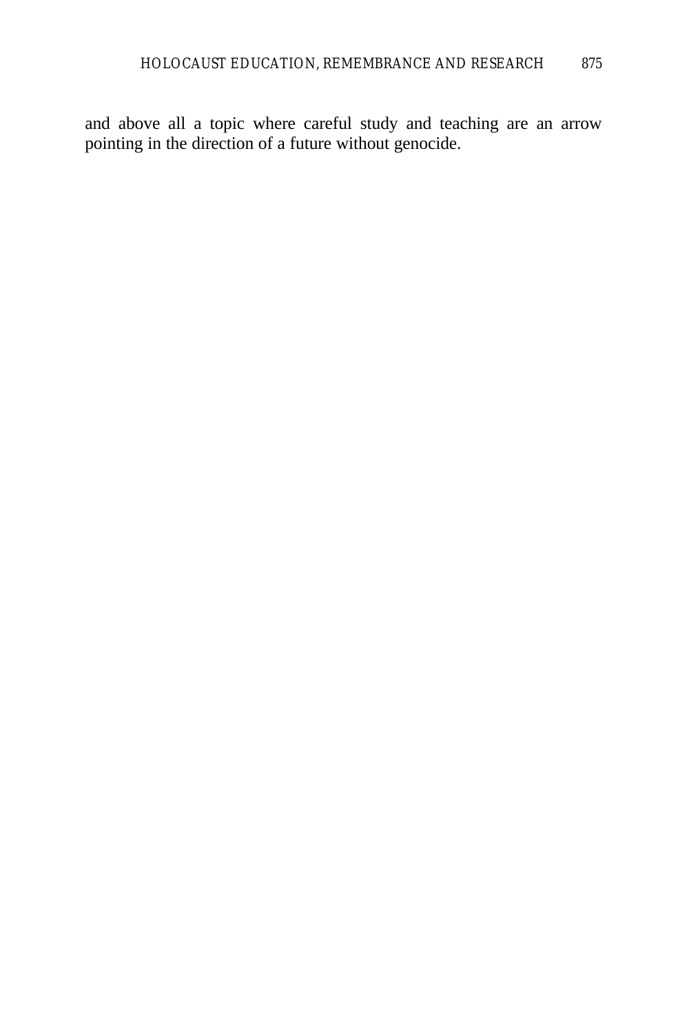and above all a topic where careful study and teaching are an arrow pointing in the direction of a future without genocide.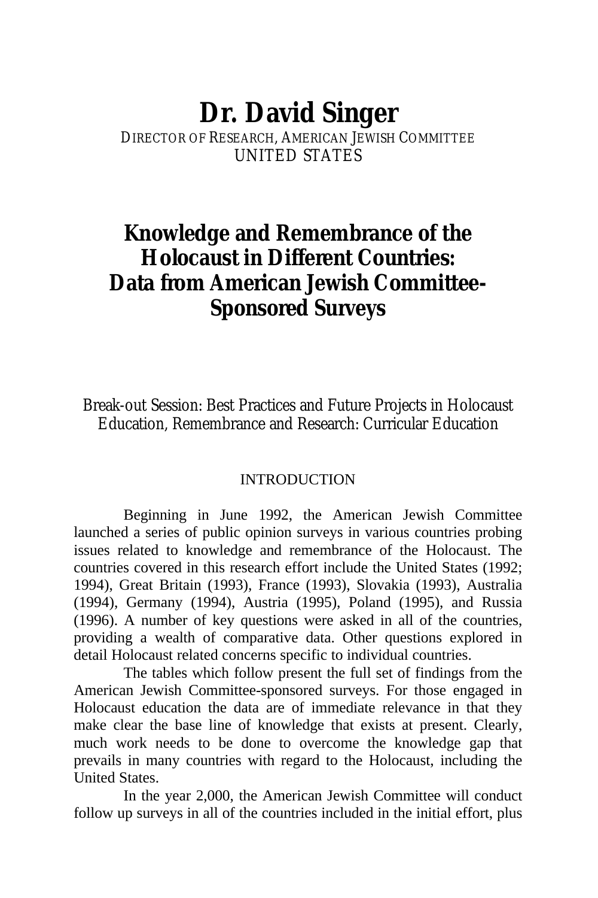# Dr. David Singer

DIRECTOR OF RESEARCH, AMERICAN JEWISH COMMITTEE
UNITED STATES

## Knowledge and Remembrance of the Holocaust in Different Countries: Data from American Jewish Committee-Sponsored Surveys

Break-out Session: Best Practices and Future Projects in Holocaust Education, Remembrance and Research: Curricular Education

### INTRODUCTION

Beginning in June 1992, the American Jewish Committee launched a series of public opinion surveys in various countries probing issues related to knowledge and remembrance of the Holocaust. The countries covered in this research effort include the United States (1992; 1994), Great Britain (1993), France (1993), Slovakia (1993), Australia (1994), Germany (1994), Austria (1995), Poland (1995), and Russia (1996). A number of key questions were asked in all of the countries, providing a wealth of comparative data. Other questions explored in detail Holocaust related concerns specific to individual countries.

The tables which follow present the full set of findings from the American Jewish Committee-sponsored surveys. For those engaged in Holocaust education the data are of immediate relevance in that they make clear the base line of knowledge that exists at present. Clearly, much work needs to be done to overcome the knowledge gap that prevails in many countries with regard to the Holocaust, including the United States.

In the year 2,000, the American Jewish Committee will conduct follow up surveys in all of the countries included in the initial effort, plus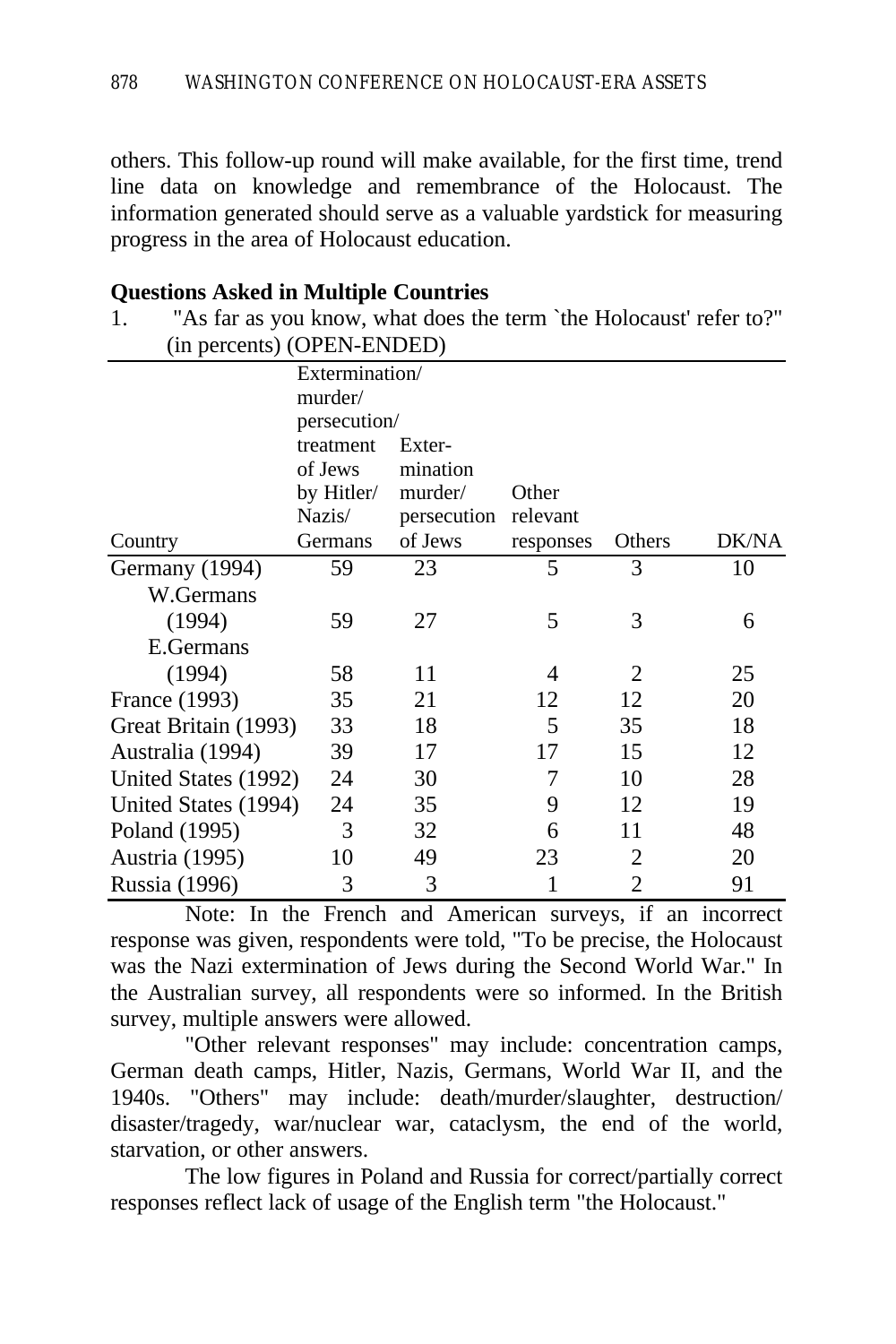others. This follow-up round will make available, for the first time, trend line data on knowledge and remembrance of the Holocaust. The information generated should serve as a valuable yardstick for measuring progress in the area of Holocaust education.

**Questions Asked in Multiple Countries**

1. "As far as you know, what does the term `the Holocaust' refer to?" (in percents) (OPEN-ENDED)

| Country | Extermination/ murder/ persecution/ treatment of Jews by Hitler/ Nazis/ Germans | Extermination murder/ persecution of Jews | Other relevant responses | Others | DK/NA |
|---|---|---|---|---|---|
| Germany (1994) | 59 | 23 | 5 | 3 | 10 |
| W.Germans (1994) | 59 | 27 | 5 | 3 | 6 |
| E.Germans (1994) | 58 | 11 | 4 | 2 | 25 |
| France (1993) | 35 | 21 | 12 | 12 | 20 |
| Great Britain (1993) | 33 | 18 | 5 | 35 | 18 |
| Australia (1994) | 39 | 17 | 17 | 15 | 12 |
| United States (1992) | 24 | 30 | 7 | 10 | 28 |
| United States (1994) | 24 | 35 | 9 | 12 | 19 |
| Poland (1995) | 3 | 32 | 6 | 11 | 48 |
| Austria (1995) | 10 | 49 | 23 | 2 | 20 |
| Russia (1996) | 3 | 3 | 1 | 2 | 91 |

Note: In the French and American surveys, if an incorrect response was given, respondents were told, "To be precise, the Holocaust was the Nazi extermination of Jews during the Second World War." In the Australian survey, all respondents were so informed. In the British survey, multiple answers were allowed.

"Other relevant responses" may include: concentration camps, German death camps, Hitler, Nazis, Germans, World War II, and the 1940s. "Others" may include: death/murder/slaughter, destruction/ disaster/tragedy, war/nuclear war, cataclysm, the end of the world, starvation, or other answers.

The low figures in Poland and Russia for correct/partially correct responses reflect lack of usage of the English term "the Holocaust."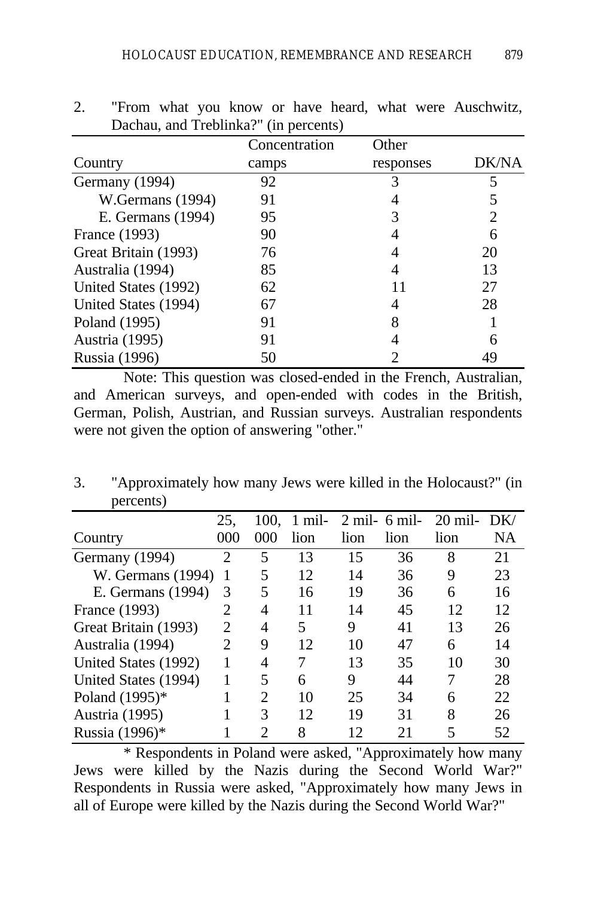2. "From what you know or have heard, what were Auschwitz, Dachau, and Treblinka?" (in percents)

| Country | Concentration camps | Other responses | DK/NA |
|---|---|---|---|
| Germany (1994) | 92 | 3 | 5 |
| W.Germans (1994) | 91 | 4 | 5 |
| E. Germans (1994) | 95 | 3 | 2 |
| France (1993) | 90 | 4 | 6 |
| Great Britain (1993) | 76 | 4 | 20 |
| Australia (1994) | 85 | 4 | 13 |
| United States (1992) | 62 | 11 | 27 |
| United States (1994) | 67 | 4 | 28 |
| Poland (1995) | 91 | 8 | 1 |
| Austria (1995) | 91 | 4 | 6 |
| Russia (1996) | 50 | 2 | 49 |

Note: This question was closed-ended in the French, Australian, and American surveys, and open-ended with codes in the British, German, Polish, Austrian, and Russian surveys. Australian respondents were not given the option of answering "other."

3. "Approximately how many Jews were killed in the Holocaust?" (in percents)

| Country | 25,000 | 100,000 | 1 million | 2 million | 6 million | 20 million | DK/NA |
|---|---|---|---|---|---|---|---|
| Germany (1994) | 2 | 5 | 13 | 15 | 36 | 8 | 21 |
| W. Germans (1994) | 1 | 5 | 12 | 14 | 36 | 9 | 23 |
| E. Germans (1994) | 3 | 5 | 16 | 19 | 36 | 6 | 16 |
| France (1993) | 2 | 4 | 11 | 14 | 45 | 12 | 12 |
| Great Britain (1993) | 2 | 4 | 5 | 9 | 41 | 13 | 26 |
| Australia (1994) | 2 | 9 | 12 | 10 | 47 | 6 | 14 |
| United States (1992) | 1 | 4 | 7 | 13 | 35 | 10 | 30 |
| United States (1994) | 1 | 5 | 6 | 9 | 44 | 7 | 28 |
| Poland (1995)* | 1 | 2 | 10 | 25 | 34 | 6 | 22 |
| Austria (1995) | 1 | 3 | 12 | 19 | 31 | 8 | 26 |
| Russia (1996)* | 1 | 2 | 8 | 12 | 21 | 5 | 52 |

* Respondents in Poland were asked, "Approximately how many Jews were killed by the Nazis during the Second World War?" Respondents in Russia were asked, "Approximately how many Jews in all of Europe were killed by the Nazis during the Second World War?"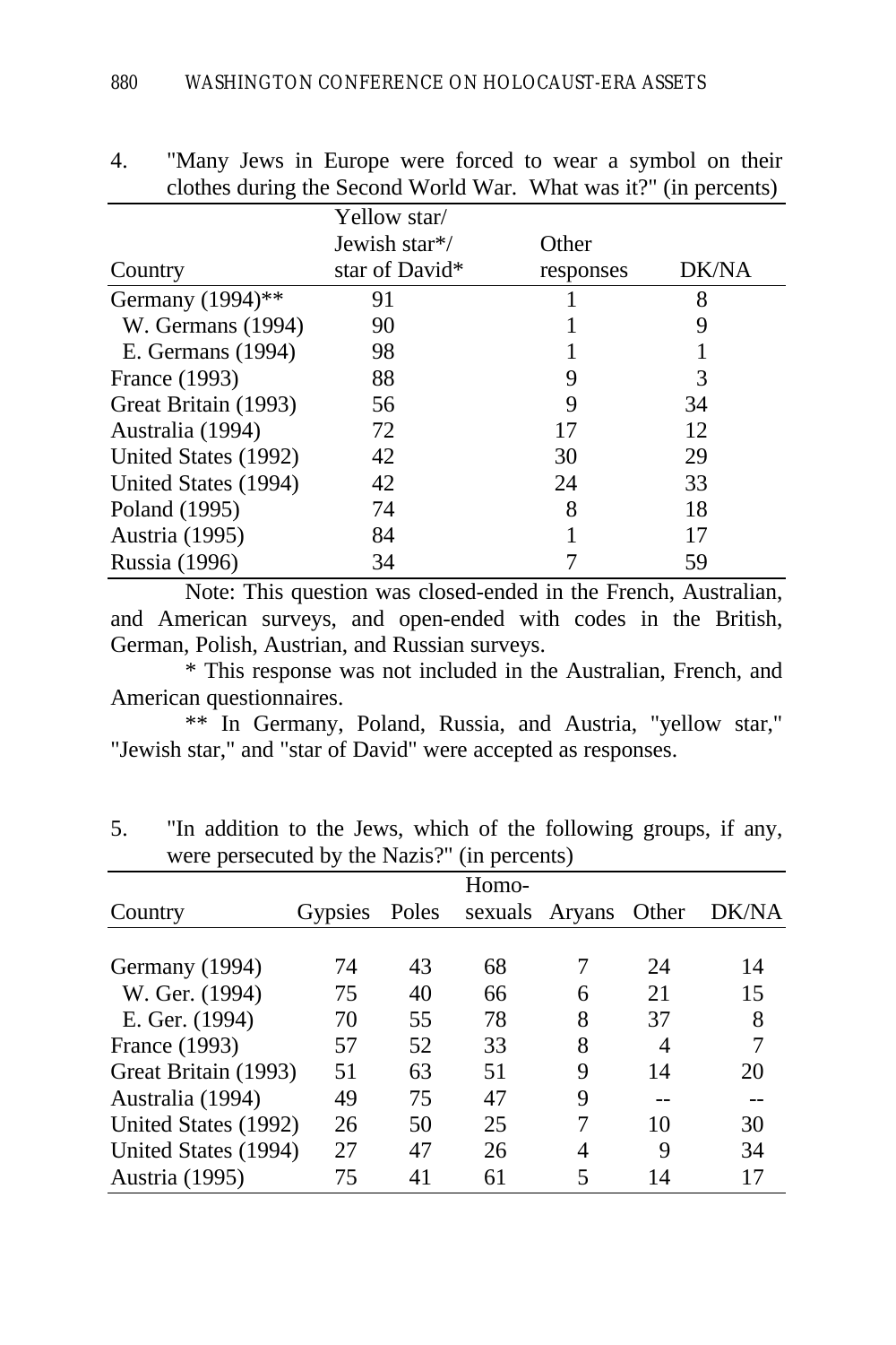4. "Many Jews in Europe were forced to wear a symbol on their clothes during the Second World War. What was it?" (in percents)

| Country | Yellow star/ Jewish star*/ star of David* | Other responses | DK/NA |
|---|---|---|---|
| Germany (1994)** | 91 | 1 | 8 |
| W. Germans (1994) | 90 | 1 | 9 |
| E. Germans (1994) | 98 | 1 | 1 |
| France (1993) | 88 | 9 | 3 |
| Great Britain (1993) | 56 | 9 | 34 |
| Australia (1994) | 72 | 17 | 12 |
| United States (1992) | 42 | 30 | 29 |
| United States (1994) | 42 | 24 | 33 |
| Poland (1995) | 74 | 8 | 18 |
| Austria (1995) | 84 | 1 | 17 |
| Russia (1996) | 34 | 7 | 59 |

Note: This question was closed-ended in the French, Australian, and American surveys, and open-ended with codes in the British, German, Polish, Austrian, and Russian surveys.

* This response was not included in the Australian, French, and American questionnaires.

** In Germany, Poland, Russia, and Austria, "yellow star," "Jewish star," and "star of David" were accepted as responses.

5. "In addition to the Jews, which of the following groups, if any, were persecuted by the Nazis?" (in percents)

| Country | Gypsies | Poles | Homo-sexuals | Aryans | Other | DK/NA |
|---|---|---|---|---|---|---|
| Germany (1994) | 74 | 43 | 68 | 7 | 24 | 14 |
| W. Ger. (1994) | 75 | 40 | 66 | 6 | 21 | 15 |
| E. Ger. (1994) | 70 | 55 | 78 | 8 | 37 | 8 |
| France (1993) | 57 | 52 | 33 | 8 | 4 | 7 |
| Great Britain (1993) | 51 | 63 | 51 | 9 | 14 | 20 |
| Australia (1994) | 49 | 75 | 47 | 9 | -- | -- |
| United States (1992) | 26 | 50 | 25 | 7 | 10 | 30 |
| United States (1994) | 27 | 47 | 26 | 4 | 9 | 34 |
| Austria (1995) | 75 | 41 | 61 | 5 | 14 | 17 |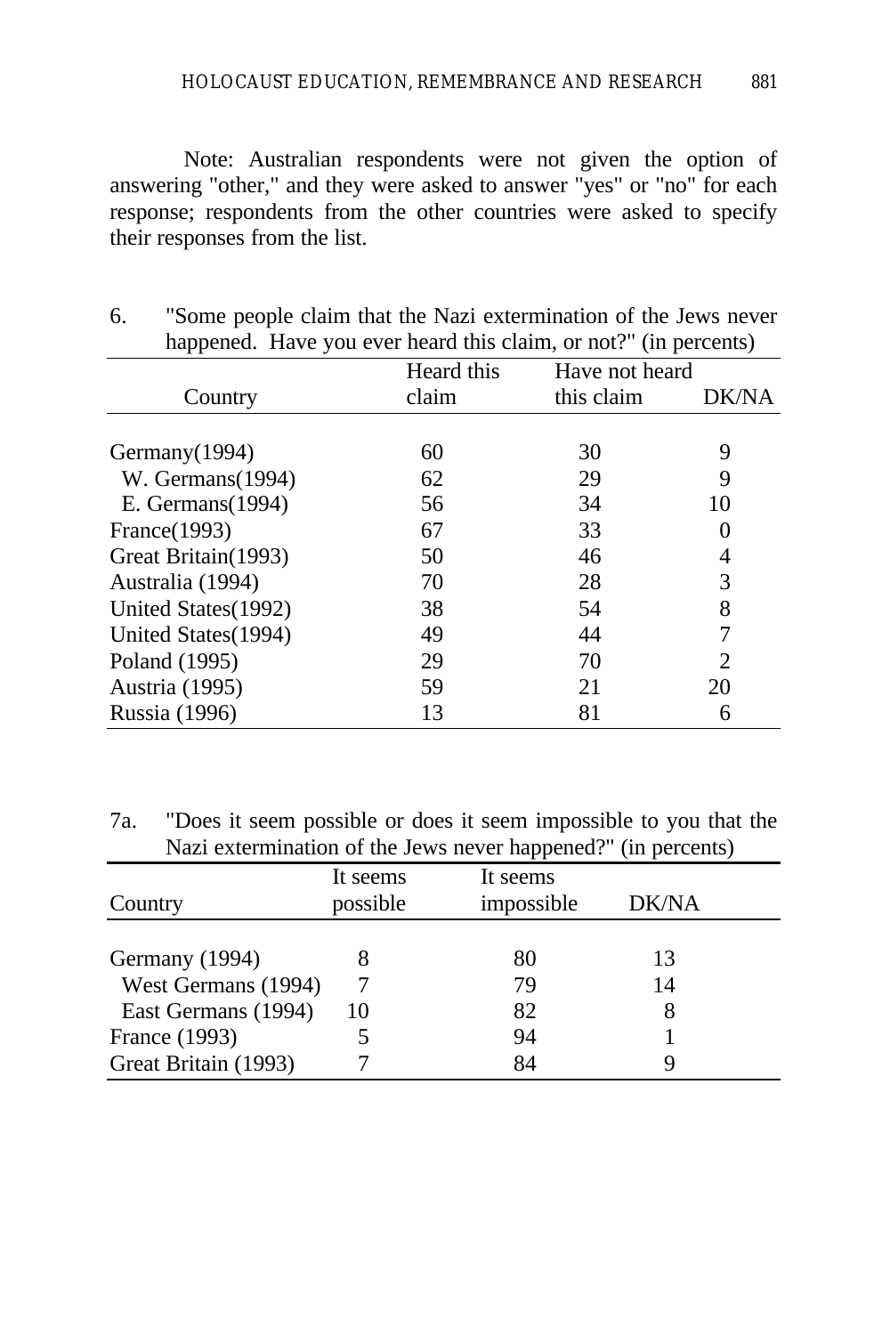Note: Australian respondents were not given the option of answering "other," and they were asked to answer "yes" or "no" for each response; respondents from the other countries were asked to specify their responses from the list.

6. "Some people claim that the Nazi extermination of the Jews never happened. Have you ever heard this claim, or not?" (in percents)

| Country | Heard this claim | Have not heard this claim | DK/NA |
|---|---|---|---|
| Germany(1994) | 60 | 30 | 9 |
| W. Germans(1994) | 62 | 29 | 9 |
| E. Germans(1994) | 56 | 34 | 10 |
| France(1993) | 67 | 33 | 0 |
| Great Britain(1993) | 50 | 46 | 4 |
| Australia (1994) | 70 | 28 | 3 |
| United States(1992) | 38 | 54 | 8 |
| United States(1994) | 49 | 44 | 7 |
| Poland (1995) | 29 | 70 | 2 |
| Austria (1995) | 59 | 21 | 20 |
| Russia (1996) | 13 | 81 | 6 |

7a. "Does it seem possible or does it seem impossible to you that the Nazi extermination of the Jews never happened?" (in percents)

| Country | It seems possible | It seems impossible | DK/NA |
|---|---|---|---|
| Germany (1994) | 8 | 80 | 13 |
| West Germans (1994) | 7 | 79 | 14 |
| East Germans (1994) | 10 | 82 | 8 |
| France (1993) | 5 | 94 | 1 |
| Great Britain (1993) | 7 | 84 | 9 |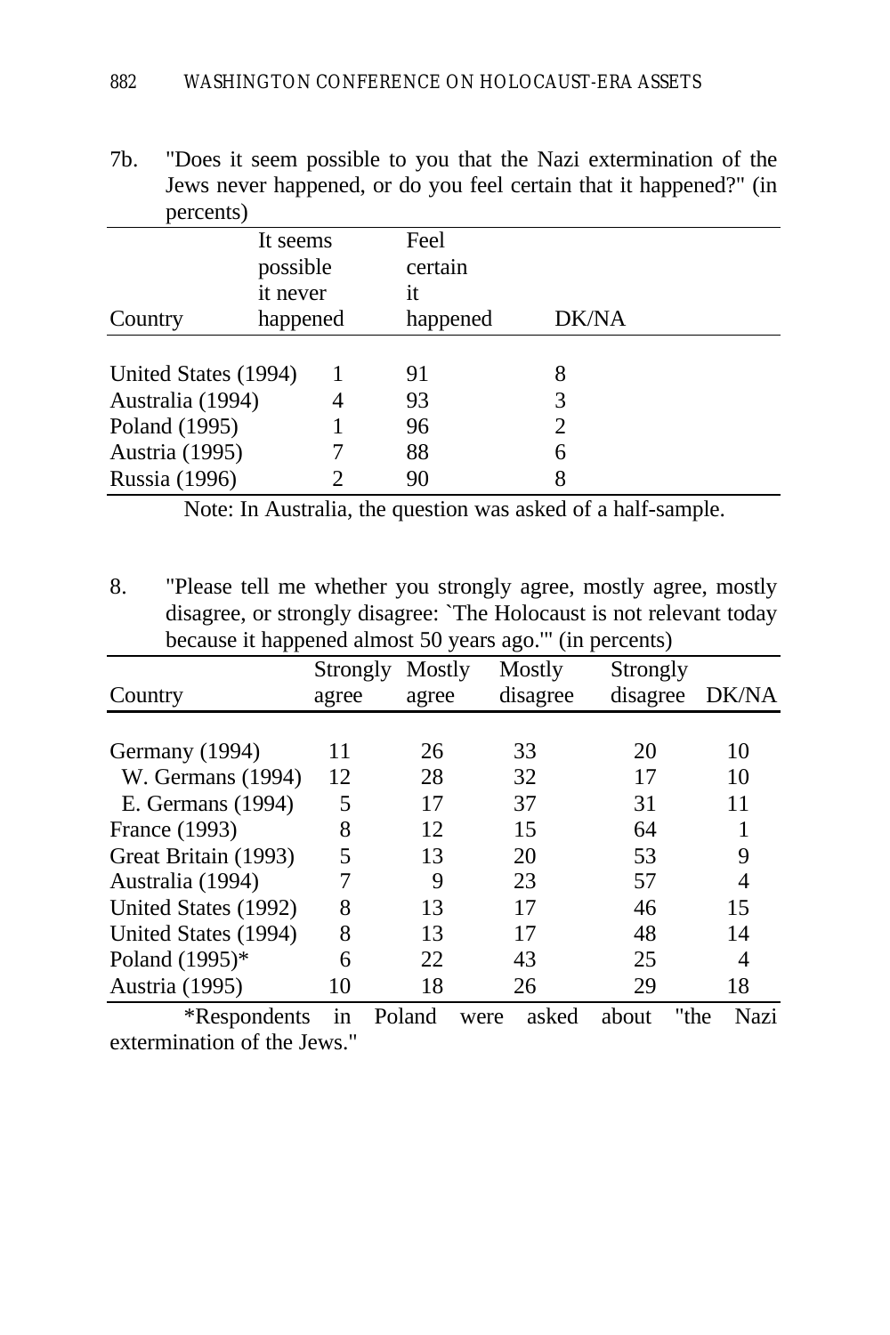7b. "Does it seem possible to you that the Nazi extermination of the Jews never happened, or do you feel certain that it happened?" (in percents)

| Country | It seems possible it never happened | Feel certain it happened | DK/NA |
|---|---|---|---|
| United States (1994) | 1 | 91 | 8 |
| Australia (1994) | 4 | 93 | 3 |
| Poland (1995) | 1 | 96 | 2 |
| Austria (1995) | 7 | 88 | 6 |
| Russia (1996) | 2 | 90 | 8 |

Note: In Australia, the question was asked of a half-sample.

8. "Please tell me whether you strongly agree, mostly agree, mostly disagree, or strongly disagree: `The Holocaust is not relevant today because it happened almost 50 years ago.'" (in percents)

| Country | Strongly agree | Mostly agree | Mostly disagree | Strongly disagree | DK/NA |
|---|---|---|---|---|---|
| Germany (1994) | 11 | 26 | 33 | 20 | 10 |
| W. Germans (1994) | 12 | 28 | 32 | 17 | 10 |
| E. Germans (1994) | 5 | 17 | 37 | 31 | 11 |
| France (1993) | 8 | 12 | 15 | 64 | 1 |
| Great Britain (1993) | 5 | 13 | 20 | 53 | 9 |
| Australia (1994) | 7 | 9 | 23 | 57 | 4 |
| United States (1992) | 8 | 13 | 17 | 46 | 15 |
| United States (1994) | 8 | 13 | 17 | 48 | 14 |
| Poland (1995)* | 6 | 22 | 43 | 25 | 4 |
| Austria (1995) | 10 | 18 | 26 | 29 | 18 |

*Respondents in Poland were asked about "the Nazi extermination of the Jews."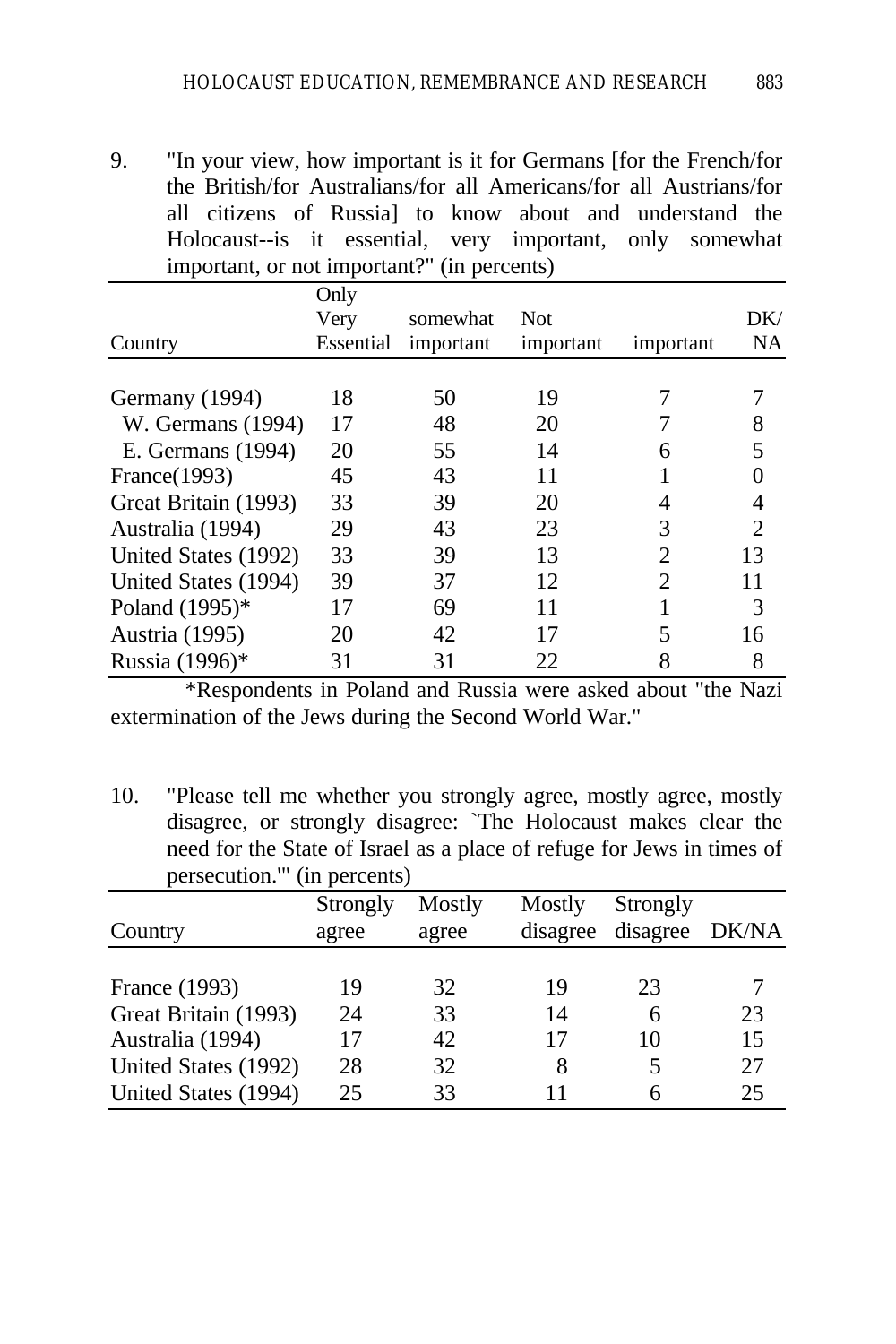9. "In your view, how important is it for Germans [for the French/for the British/for Australians/for all Americans/for all Austrians/for all citizens of Russia] to know about and understand the Holocaust--is it essential, very important, only somewhat important, or not important?" (in percents)

| Country | Only Very Essential | somewhat important | Not important | important | DK/NA |
|---|---|---|---|---|---|
| Germany (1994) | 18 | 50 | 19 | 7 | 7 |
| W. Germans (1994) | 17 | 48 | 20 | 7 | 8 |
| E. Germans (1994) | 20 | 55 | 14 | 6 | 5 |
| France(1993) | 45 | 43 | 11 | 1 | 0 |
| Great Britain (1993) | 33 | 39 | 20 | 4 | 4 |
| Australia (1994) | 29 | 43 | 23 | 3 | 2 |
| United States (1992) | 33 | 39 | 13 | 2 | 13 |
| United States (1994) | 39 | 37 | 12 | 2 | 11 |
| Poland (1995)* | 17 | 69 | 11 | 1 | 3 |
| Austria (1995) | 20 | 42 | 17 | 5 | 16 |
| Russia (1996)* | 31 | 31 | 22 | 8 | 8 |

*Respondents in Poland and Russia were asked about "the Nazi extermination of the Jews during the Second World War."

10. "Please tell me whether you strongly agree, mostly agree, mostly disagree, or strongly disagree: `The Holocaust makes clear the need for the State of Israel as a place of refuge for Jews in times of persecution.'" (in percents)

| Country | Strongly agree | Mostly agree | Mostly disagree | Strongly disagree | DK/NA |
|---|---|---|---|---|---|
| France (1993) | 19 | 32 | 19 | 23 | 7 |
| Great Britain (1993) | 24 | 33 | 14 | 6 | 23 |
| Australia (1994) | 17 | 42 | 17 | 10 | 15 |
| United States (1992) | 28 | 32 | 8 | 5 | 27 |
| United States (1994) | 25 | 33 | 11 | 6 | 25 |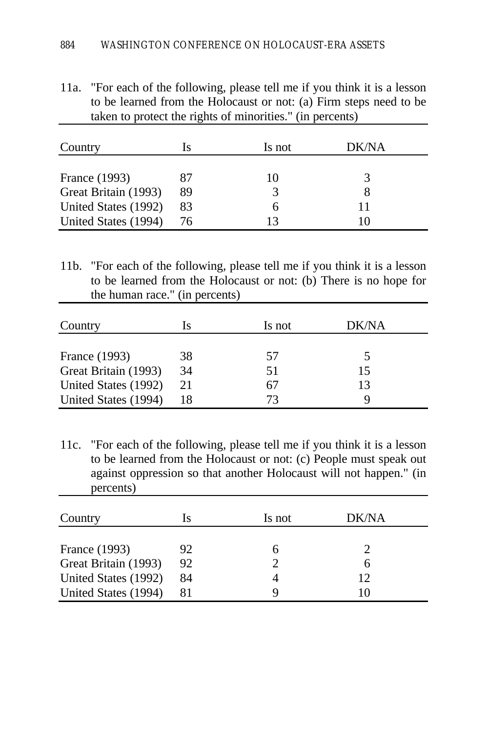11a. "For each of the following, please tell me if you think it is a lesson to be learned from the Holocaust or not: (a) Firm steps need to be taken to protect the rights of minorities." (in percents)

| Country | Is | Is not | DK/NA |
|---|---|---|---|
| France (1993) | 87 | 10 | 3 |
| Great Britain (1993) | 89 | 3 | 8 |
| United States (1992) | 83 | 6 | 11 |
| United States (1994) | 76 | 13 | 10 |

11b. "For each of the following, please tell me if you think it is a lesson to be learned from the Holocaust or not: (b) There is no hope for the human race." (in percents)

| Country | Is | Is not | DK/NA |
|---|---|---|---|
| France (1993) | 38 | 57 | 5 |
| Great Britain (1993) | 34 | 51 | 15 |
| United States (1992) | 21 | 67 | 13 |
| United States (1994) | 18 | 73 | 9 |

11c. "For each of the following, please tell me if you think it is a lesson to be learned from the Holocaust or not: (c) People must speak out against oppression so that another Holocaust will not happen." (in percents)

| Country | Is | Is not | DK/NA |
|---|---|---|---|
| France (1993) | 92 | 6 | 2 |
| Great Britain (1993) | 92 | 2 | 6 |
| United States (1992) | 84 | 4 | 12 |
| United States (1994) | 81 | 9 | 10 |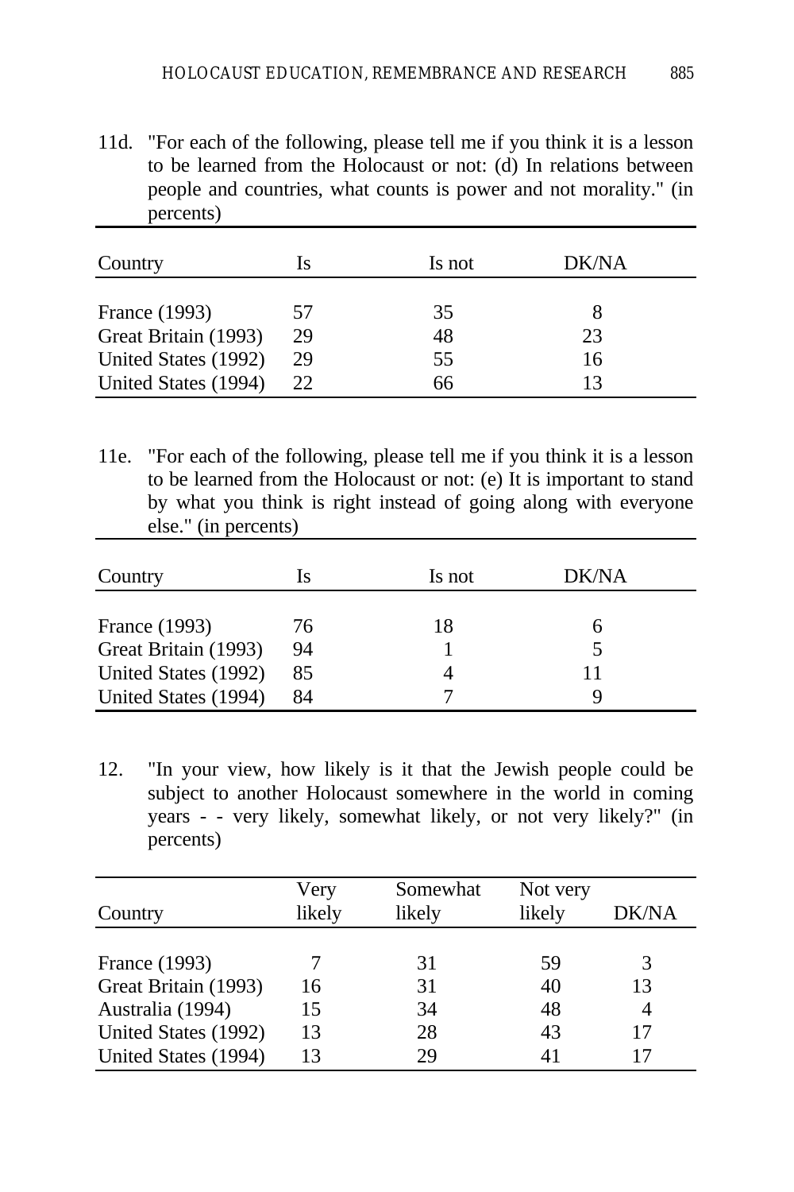11d. "For each of the following, please tell me if you think it is a lesson to be learned from the Holocaust or not: (d) In relations between people and countries, what counts is power and not morality." (in percents)

| Country | Is | Is not | DK/NA |
|---|---|---|---|
| France (1993) | 57 | 35 | 8 |
| Great Britain (1993) | 29 | 48 | 23 |
| United States (1992) | 29 | 55 | 16 |
| United States (1994) | 22 | 66 | 13 |

11e. "For each of the following, please tell me if you think it is a lesson to be learned from the Holocaust or not: (e) It is important to stand by what you think is right instead of going along with everyone else." (in percents)

| Country | Is | Is not | DK/NA |
|---|---|---|---|
| France (1993) | 76 | 18 | 6 |
| Great Britain (1993) | 94 | 1 | 5 |
| United States (1992) | 85 | 4 | 11 |
| United States (1994) | 84 | 7 | 9 |

12. "In your view, how likely is it that the Jewish people could be subject to another Holocaust somewhere in the world in coming years - - very likely, somewhat likely, or not very likely?" (in percents)

| Country | Very likely | Somewhat likely | Not very likely | DK/NA |
|---|---|---|---|---|
| France (1993) | 7 | 31 | 59 | 3 |
| Great Britain (1993) | 16 | 31 | 40 | 13 |
| Australia (1994) | 15 | 34 | 48 | 4 |
| United States (1992) | 13 | 28 | 43 | 17 |
| United States (1994) | 13 | 29 | 41 | 17 |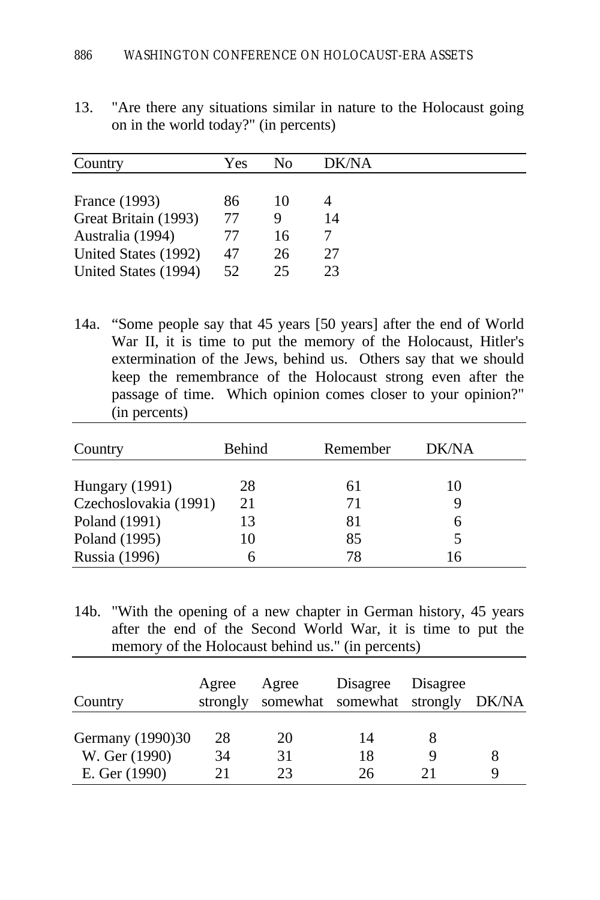13. "Are there any situations similar in nature to the Holocaust going on in the world today?" (in percents)

| Country | Yes | No | DK/NA |
|---|---|---|---|
| France (1993) | 86 | 10 | 4 |
| Great Britain (1993) | 77 | 9 | 14 |
| Australia (1994) | 77 | 16 | 7 |
| United States (1992) | 47 | 26 | 27 |
| United States (1994) | 52 | 25 | 23 |

14a. "Some people say that 45 years [50 years] after the end of World War II, it is time to put the memory of the Holocaust, Hitler's extermination of the Jews, behind us. Others say that we should keep the remembrance of the Holocaust strong even after the passage of time. Which opinion comes closer to your opinion?" (in percents)

| Country | Behind | Remember | DK/NA |
|---|---|---|---|
| Hungary (1991) | 28 | 61 | 10 |
| Czechoslovakia (1991) | 21 | 71 | 9 |
| Poland (1991) | 13 | 81 | 6 |
| Poland (1995) | 10 | 85 | 5 |
| Russia (1996) | 6 | 78 | 16 |

14b. "With the opening of a new chapter in German history, 45 years after the end of the Second World War, it is time to put the memory of the Holocaust behind us." (in percents)

| Country | Agree strongly | Agree somewhat | Disagree somewhat | Disagree strongly | DK/NA |
|---|---|---|---|---|---|
| Germany (1990)30 | 28 | 20 | 14 | 8 | |
| W. Ger (1990) | 34 | 31 | 18 | 9 | 8 |
| E. Ger (1990) | 21 | 23 | 26 | 21 | 9 |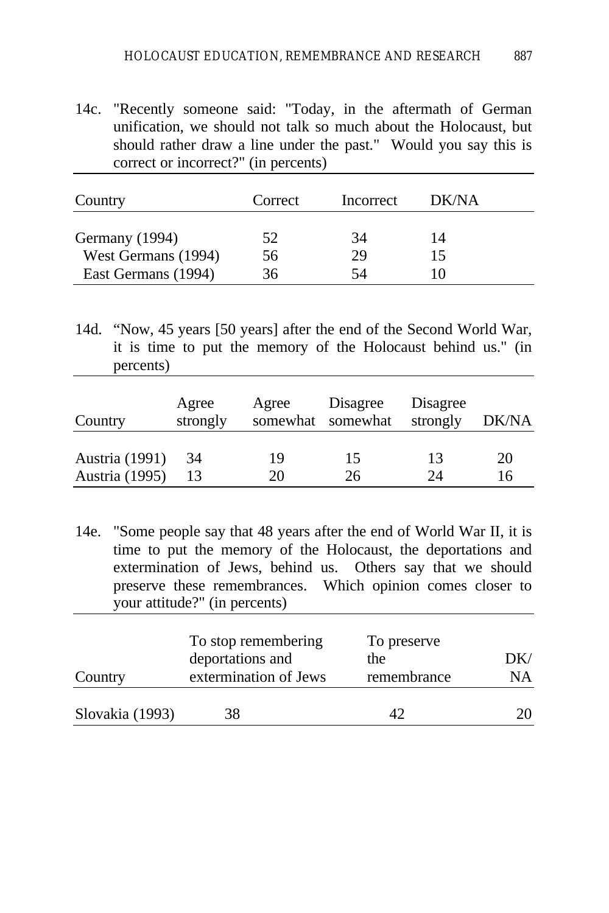14c. "Recently someone said: "Today, in the aftermath of German unification, we should not talk so much about the Holocaust, but should rather draw a line under the past." Would you say this is correct or incorrect?" (in percents)

| Country | Correct | Incorrect | DK/NA |
|---|---|---|---|
| Germany (1994) | 52 | 34 | 14 |
| West Germans (1994) | 56 | 29 | 15 |
| East Germans (1994) | 36 | 54 | 10 |

14d. "Now, 45 years [50 years] after the end of the Second World War, it is time to put the memory of the Holocaust behind us." (in percents)

| Country | Agree strongly | Agree somewhat | Disagree somewhat | Disagree strongly | DK/NA |
|---|---|---|---|---|---|
| Austria (1991) | 34 | 19 | 15 | 13 | 20 |
| Austria (1995) | 13 | 20 | 26 | 24 | 16 |

14e. "Some people say that 48 years after the end of World War II, it is time to put the memory of the Holocaust, the deportations and extermination of Jews, behind us. Others say that we should preserve these remembrances. Which opinion comes closer to your attitude?" (in percents)

| Country | To stop remembering deportations and extermination of Jews | To preserve the remembrance | DK/NA |
|---|---|---|---|
| Slovakia (1993) | 38 | 42 | 20 |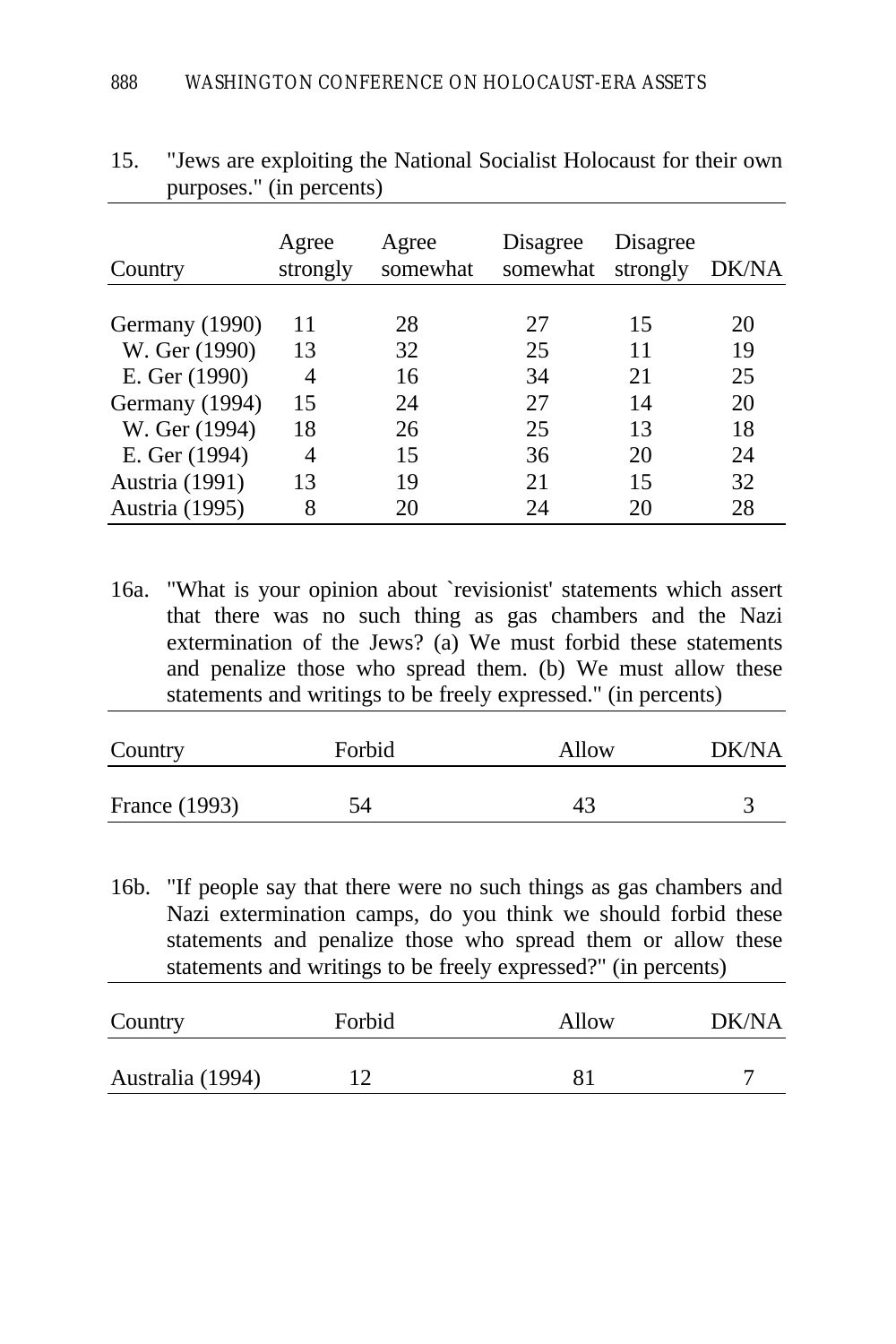15. "Jews are exploiting the National Socialist Holocaust for their own purposes." (in percents)

| Country | Agree strongly | Agree somewhat | Disagree somewhat | Disagree strongly | DK/NA |
|---|---|---|---|---|---|
| Germany (1990) | 11 | 28 | 27 | 15 | 20 |
| W. Ger (1990) | 13 | 32 | 25 | 11 | 19 |
| E. Ger (1990) | 4 | 16 | 34 | 21 | 25 |
| Germany (1994) | 15 | 24 | 27 | 14 | 20 |
| W. Ger (1994) | 18 | 26 | 25 | 13 | 18 |
| E. Ger (1994) | 4 | 15 | 36 | 20 | 24 |
| Austria (1991) | 13 | 19 | 21 | 15 | 32 |
| Austria (1995) | 8 | 20 | 24 | 20 | 28 |

16a. "What is your opinion about `revisionist' statements which assert that there was no such thing as gas chambers and the Nazi extermination of the Jews? (a) We must forbid these statements and penalize those who spread them. (b) We must allow these statements and writings to be freely expressed." (in percents)

| Country | Forbid | Allow | DK/NA |
|---|---|---|---|
| France (1993) | 54 | 43 | 3 |

16b. "If people say that there were no such things as gas chambers and Nazi extermination camps, do you think we should forbid these statements and penalize those who spread them or allow these statements and writings to be freely expressed?" (in percents)

| Country | Forbid | Allow | DK/NA |
|---|---|---|---|
| Australia (1994) | 12 | 81 | 7 |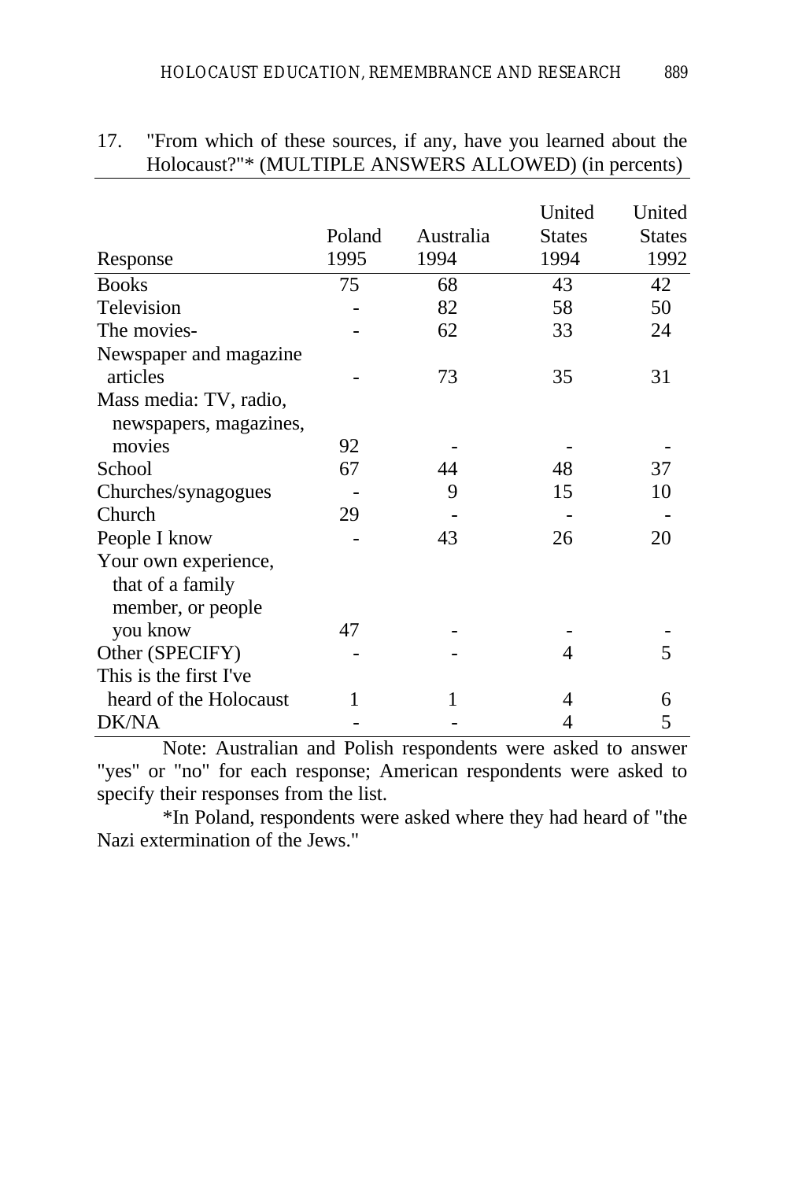17. "From which of these sources, if any, have you learned about the Holocaust?"* (MULTIPLE ANSWERS ALLOWED) (in percents)

| Response | Poland 1995 | Australia 1994 | United States 1994 | United States 1992 |
|---|---|---|---|---|
| Books | 75 | 68 | 43 | 42 |
| Television | - | 82 | 58 | 50 |
| The movies- | - | 62 | 33 | 24 |
| Newspaper and magazine articles | - | 73 | 35 | 31 |
| Mass media: TV, radio, newspapers, magazines, movies | 92 | - | - | - |
| School | 67 | 44 | 48 | 37 |
| Churches/synagogues | - | 9 | 15 | 10 |
| Church | 29 | - | - | - |
| People I know | - | 43 | 26 | 20 |
| Your own experience, that of a family member, or people you know | 47 | - | - | - |
| Other (SPECIFY) | - | - | 4 | 5 |
| This is the first I've heard of the Holocaust | 1 | 1 | 4 | 6 |
| DK/NA | - | - | 4 | 5 |

Note: Australian and Polish respondents were asked to answer "yes" or "no" for each response; American respondents were asked to specify their responses from the list.

*In Poland, respondents were asked where they had heard of "the Nazi extermination of the Jews."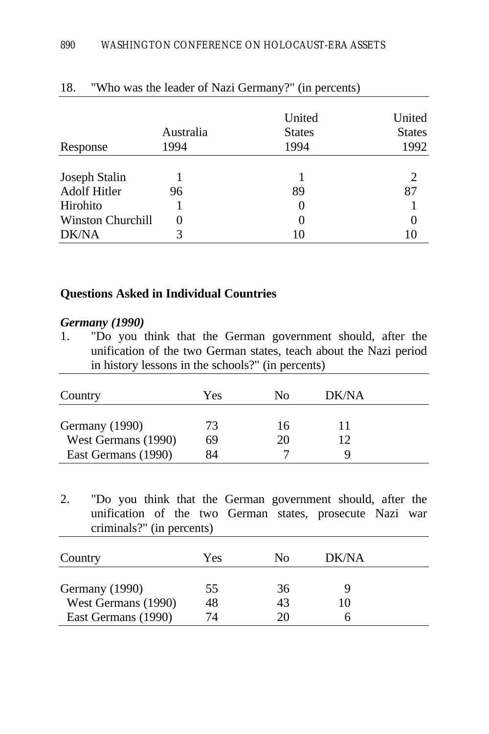18. "Who was the leader of Nazi Germany?" (in percents)

| Response | Australia 1994 | United States 1994 | United States 1992 |
|---|---|---|---|
| Joseph Stalin | 1 | 1 | 2 |
| Adolf Hitler | 96 | 89 | 87 |
| Hirohito | 1 | 0 | 1 |
| Winston Churchill | 0 | 0 | 0 |
| DK/NA | 3 | 10 | 10 |

**Questions Asked in Individual Countries**

***Germany (1990)***

1. "Do you think that the German government should, after the unification of the two German states, teach about the Nazi period in history lessons in the schools?" (in percents)

| Country | Yes | No | DK/NA |
|---|---|---|---|
| Germany (1990) | 73 | 16 | 11 |
| West Germans (1990) | 69 | 20 | 12 |
| East Germans (1990) | 84 | 7 | 9 |

2. "Do you think that the German government should, after the unification of the two German states, prosecute Nazi war criminals?" (in percents)

| Country | Yes | No | DK/NA |
|---|---|---|---|
| Germany (1990) | 55 | 36 | 9 |
| West Germans (1990) | 48 | 43 | 10 |
| East Germans (1990) | 74 | 20 | 6 |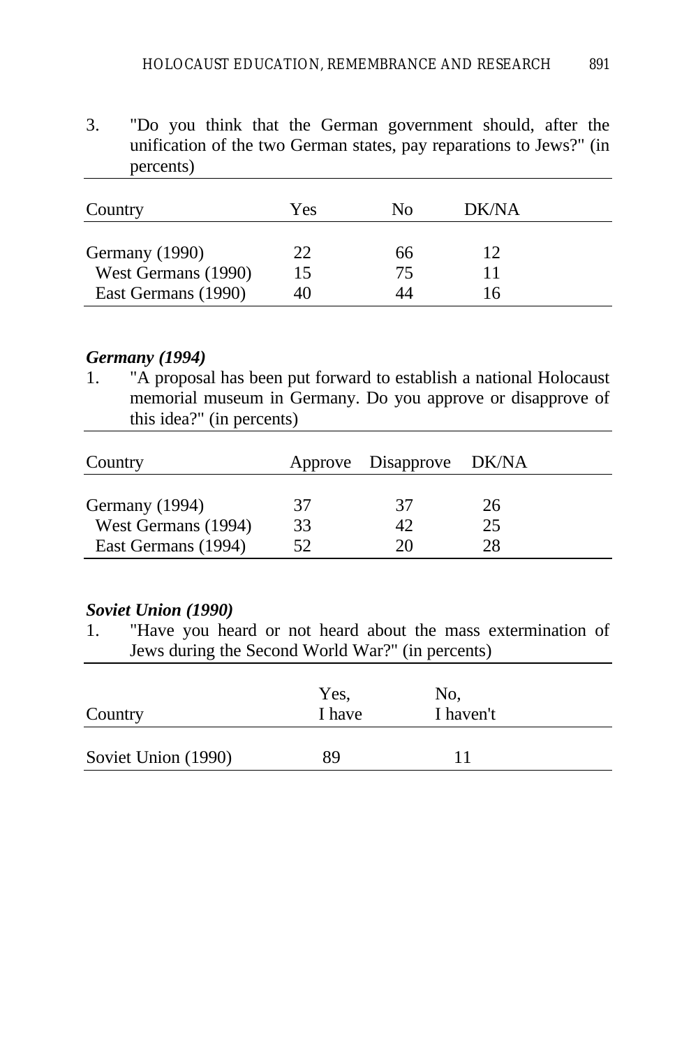3. "Do you think that the German government should, after the unification of the two German states, pay reparations to Jews?" (in percents)

| Country | Yes | No | DK/NA |
|---|---|---|---|
| Germany (1990) | 22 | 66 | 12 |
| West Germans (1990) | 15 | 75 | 11 |
| East Germans (1990) | 40 | 44 | 16 |

***Germany (1994)***

1. "A proposal has been put forward to establish a national Holocaust memorial museum in Germany. Do you approve or disapprove of this idea?" (in percents)

| Country | Approve | Disapprove | DK/NA |
|---|---|---|---|
| Germany (1994) | 37 | 37 | 26 |
| West Germans (1994) | 33 | 42 | 25 |
| East Germans (1994) | 52 | 20 | 28 |

***Soviet Union (1990)***

1. "Have you heard or not heard about the mass extermination of Jews during the Second World War?" (in percents)

| Country | Yes, I have | No, I haven't |
|---|---|---|
| Soviet Union (1990) | 89 | 11 |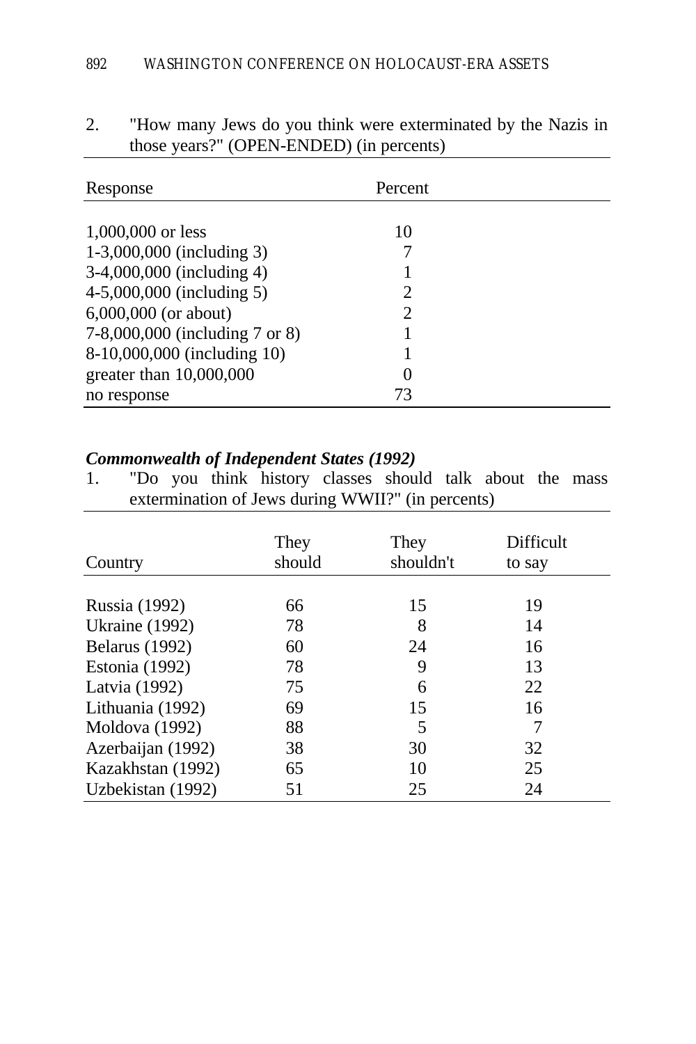2. "How many Jews do you think were exterminated by the Nazis in those years?" (OPEN-ENDED) (in percents)

| Response | Percent |
|---|---|
| 1,000,000 or less | 10 |
| 1-3,000,000 (including 3) | 7 |
| 3-4,000,000 (including 4) | 1 |
| 4-5,000,000 (including 5) | 2 |
| 6,000,000 (or about) | 2 |
| 7-8,000,000 (including 7 or 8) | 1 |
| 8-10,000,000 (including 10) | 1 |
| greater than 10,000,000 | 0 |
| no response | 73 |

***Commonwealth of Independent States (1992)***

1. "Do you think history classes should talk about the mass extermination of Jews during WWII?" (in percents)

| Country | They should | They shouldn't | Difficult to say |
|---|---|---|---|
| Russia (1992) | 66 | 15 | 19 |
| Ukraine (1992) | 78 | 8 | 14 |
| Belarus (1992) | 60 | 24 | 16 |
| Estonia (1992) | 78 | 9 | 13 |
| Latvia (1992) | 75 | 6 | 22 |
| Lithuania (1992) | 69 | 15 | 16 |
| Moldova (1992) | 88 | 5 | 7 |
| Azerbaijan (1992) | 38 | 30 | 32 |
| Kazakhstan (1992) | 65 | 10 | 25 |
| Uzbekistan (1992) | 51 | 25 | 24 |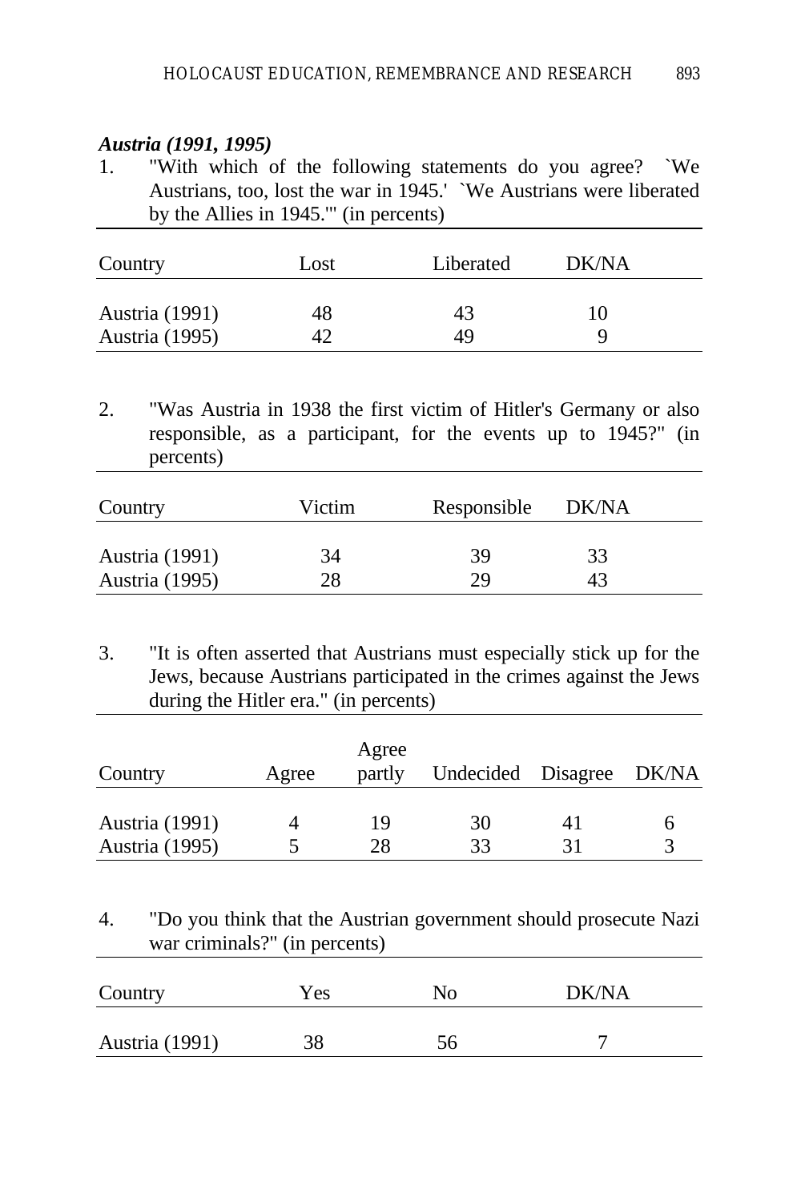***Austria (1991, 1995)***

1. "With which of the following statements do you agree? `We Austrians, too, lost the war in 1945.' `We Austrians were liberated by the Allies in 1945.'" (in percents)

| Country | Lost | Liberated | DK/NA |
|---|---|---|---|
| Austria (1991) | 48 | 43 | 10 |
| Austria (1995) | 42 | 49 | 9 |

2. "Was Austria in 1938 the first victim of Hitler's Germany or also responsible, as a participant, for the events up to 1945?" (in percents)

| Country | Victim | Responsible | DK/NA |
|---|---|---|---|
| Austria (1991) | 34 | 39 | 33 |
| Austria (1995) | 28 | 29 | 43 |

3. "It is often asserted that Austrians must especially stick up for the Jews, because Austrians participated in the crimes against the Jews during the Hitler era." (in percents)

| Country | Agree | Agree partly | Undecided | Disagree | DK/NA |
|---|---|---|---|---|---|
| Austria (1991) | 4 | 19 | 30 | 41 | 6 |
| Austria (1995) | 5 | 28 | 33 | 31 | 3 |

4. "Do you think that the Austrian government should prosecute Nazi war criminals?" (in percents)

| Country | Yes | No | DK/NA |
|---|---|---|---|
| Austria (1991) | 38 | 56 | 7 |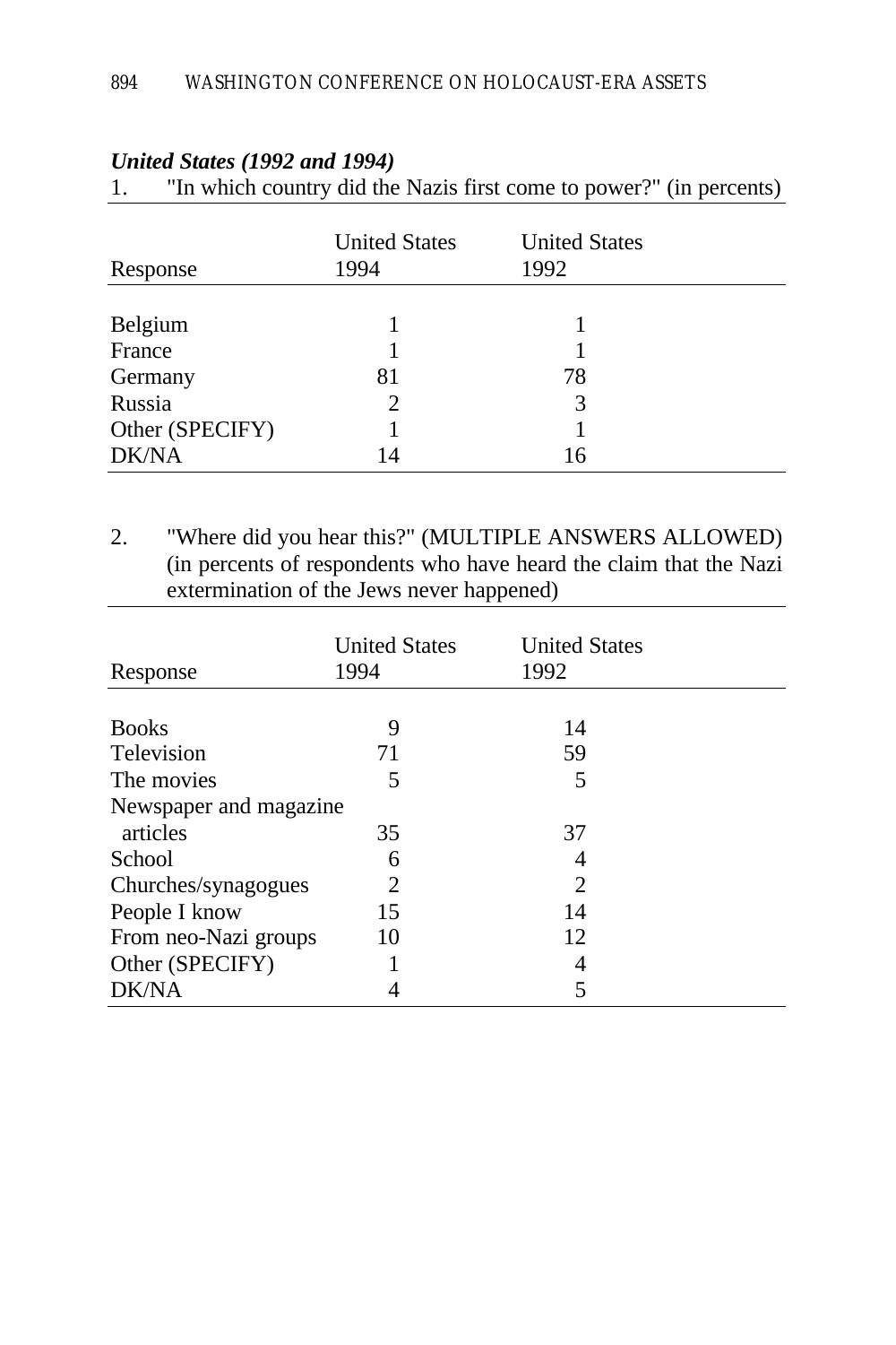***United States (1992 and 1994)***

1. "In which country did the Nazis first come to power?" (in percents)

| Response | United States 1994 | United States 1992 |
|---|---|---|
| Belgium | 1 | 1 |
| France | 1 | 1 |
| Germany | 81 | 78 |
| Russia | 2 | 3 |
| Other (SPECIFY) | 1 | 1 |
| DK/NA | 14 | 16 |

2. "Where did you hear this?" (MULTIPLE ANSWERS ALLOWED) (in percents of respondents who have heard the claim that the Nazi extermination of the Jews never happened)

| Response | United States 1994 | United States 1992 |
|---|---|---|
| Books | 9 | 14 |
| Television | 71 | 59 |
| The movies | 5 | 5 |
| Newspaper and magazine articles | 35 | 37 |
| School | 6 | 4 |
| Churches/synagogues | 2 | 2 |
| People I know | 15 | 14 |
| From neo-Nazi groups | 10 | 12 |
| Other (SPECIFY) | 1 | 4 |
| DK/NA | 4 | 5 |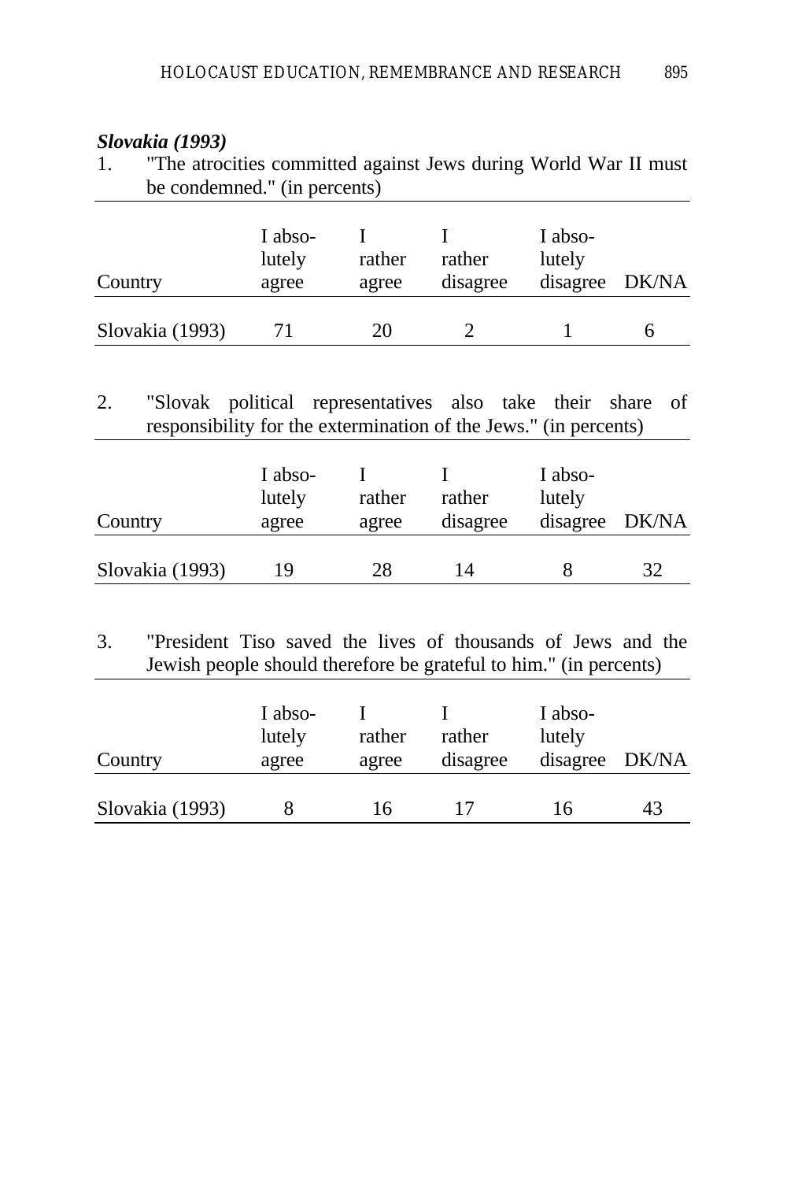***Slovakia (1993)***

1. "The atrocities committed against Jews during World War II must be condemned." (in percents)

| Country | I absolutely agree | I rather agree | I rather disagree | I absolutely disagree | DK/NA |
|---|---|---|---|---|---|
| Slovakia (1993) | 71 | 20 | 2 | 1 | 6 |

2. "Slovak political representatives also take their share of responsibility for the extermination of the Jews." (in percents)

| Country | I absolutely agree | I rather agree | I rather disagree | I absolutely disagree | DK/NA |
|---|---|---|---|---|---|
| Slovakia (1993) | 19 | 28 | 14 | 8 | 32 |

3. "President Tiso saved the lives of thousands of Jews and the Jewish people should therefore be grateful to him." (in percents)

| Country | I absolutely agree | I rather agree | I rather disagree | I absolutely disagree | DK/NA |
|---|---|---|---|---|---|
| Slovakia (1993) | 8 | 16 | 17 | 16 | 43 |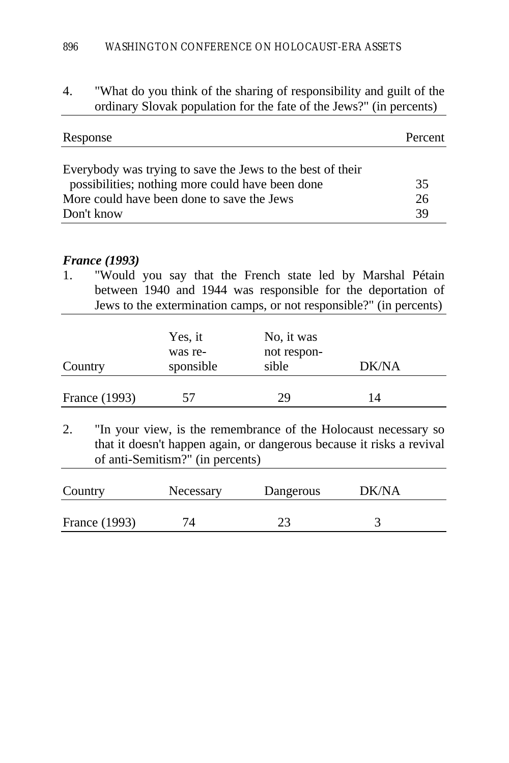4. "What do you think of the sharing of responsibility and guilt of the ordinary Slovak population for the fate of the Jews?" (in percents)

| Response | Percent |
|---|---|
| Everybody was trying to save the Jews to the best of their possibilities; nothing more could have been done | 35 |
| More could have been done to save the Jews | 26 |
| Don't know | 39 |

***France (1993)***

1. "Would you say that the French state led by Marshal Pétain between 1940 and 1944 was responsible for the deportation of Jews to the extermination camps, or not responsible?" (in percents)

| Country | Yes, it was responsible | No, it was not responsible | DK/NA |
|---|---|---|---|
| France (1993) | 57 | 29 | 14 |

2. "In your view, is the remembrance of the Holocaust necessary so that it doesn't happen again, or dangerous because it risks a revival of anti-Semitism?" (in percents)

| Country | Necessary | Dangerous | DK/NA |
|---|---|---|---|
| France (1993) | 74 | 23 | 3 |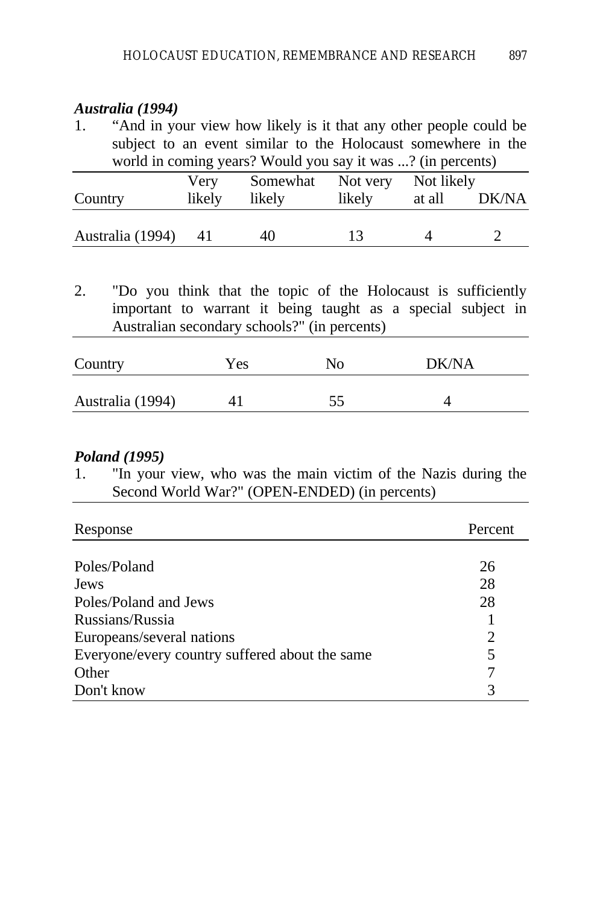### *Australia (1994)*

1. "And in your view how likely is it that any other people could be subject to an event similar to the Holocaust somewhere in the world in coming years? Would you say it was ...? (in percents)

| Country | Very likely | Somewhat likely | Not very likely | Not likely at all | DK/NA |
|---|---|---|---|---|---|
| Australia (1994) | 41 | 40 | 13 | 4 | 2 |

2. "Do you think that the topic of the Holocaust is sufficiently important to warrant it being taught as a special subject in Australian secondary schools?" (in percents)

| Country | Yes | No | DK/NA |
|---|---|---|---|
| Australia (1994) | 41 | 55 | 4 |

### *Poland (1995)*

1. "In your view, who was the main victim of the Nazis during the Second World War?" (OPEN-ENDED) (in percents)

| Response | Percent |
|---|---|
| Poles/Poland | 26 |
| Jews | 28 |
| Poles/Poland and Jews | 28 |
| Russians/Russia | 1 |
| Europeans/several nations | 2 |
| Everyone/every country suffered about the same | 5 |
| Other | 7 |
| Don't know | 3 |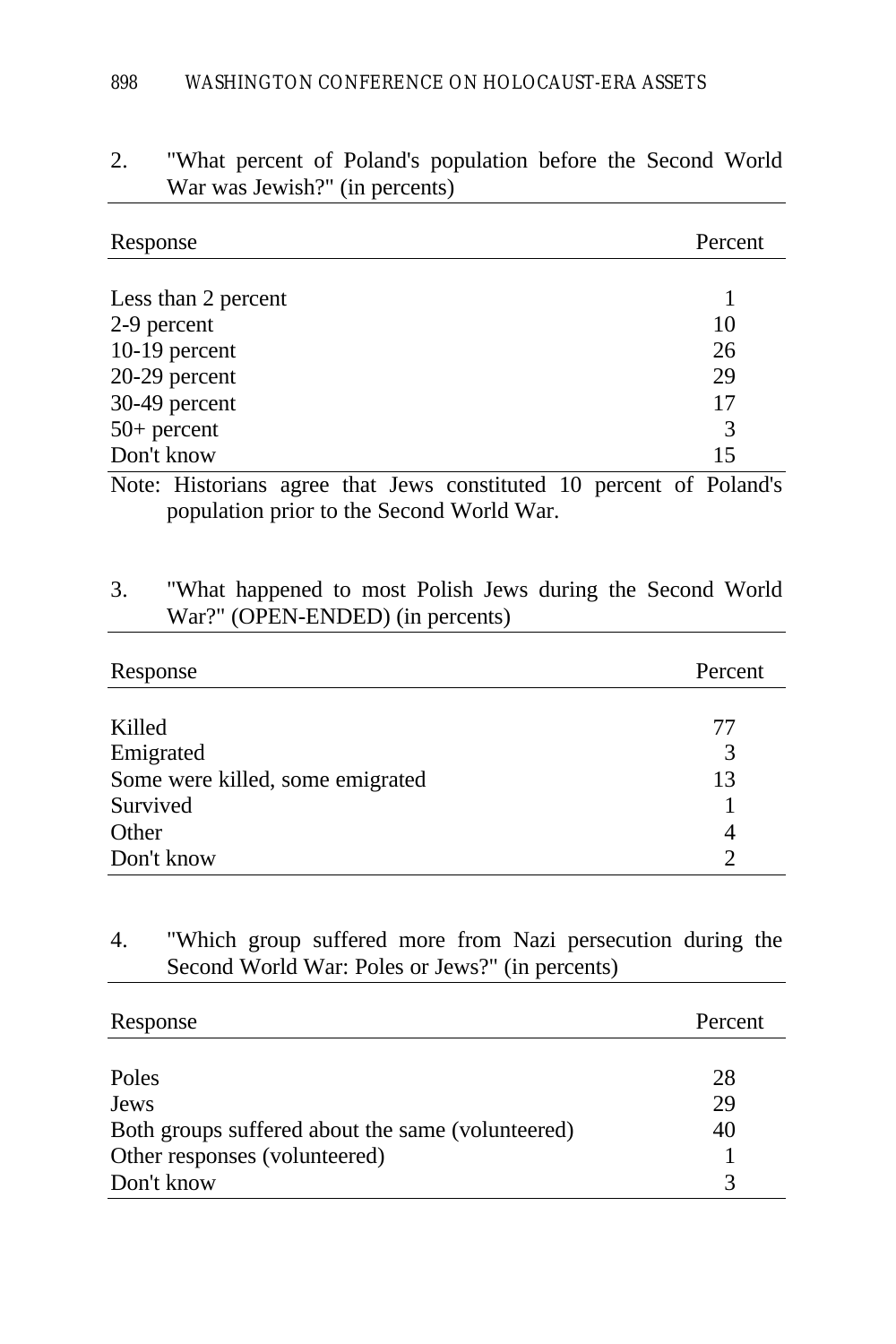2. "What percent of Poland's population before the Second World War was Jewish?" (in percents)

| Response | Percent |
|---|---|
| Less than 2 percent | 1 |
| 2-9 percent | 10 |
| 10-19 percent | 26 |
| 20-29 percent | 29 |
| 30-49 percent | 17 |
| 50+ percent | 3 |
| Don't know | 15 |

Note: Historians agree that Jews constituted 10 percent of Poland's population prior to the Second World War.

3. "What happened to most Polish Jews during the Second World War?" (OPEN-ENDED) (in percents)

| Response | Percent |
|---|---|
| Killed | 77 |
| Emigrated | 3 |
| Some were killed, some emigrated | 13 |
| Survived | 1 |
| Other | 4 |
| Don't know | 2 |

4. "Which group suffered more from Nazi persecution during the Second World War: Poles or Jews?" (in percents)

| Response | Percent |
|---|---|
| Poles | 28 |
| Jews | 29 |
| Both groups suffered about the same (volunteered) | 40 |
| Other responses (volunteered) | 1 |
| Don't know | 3 |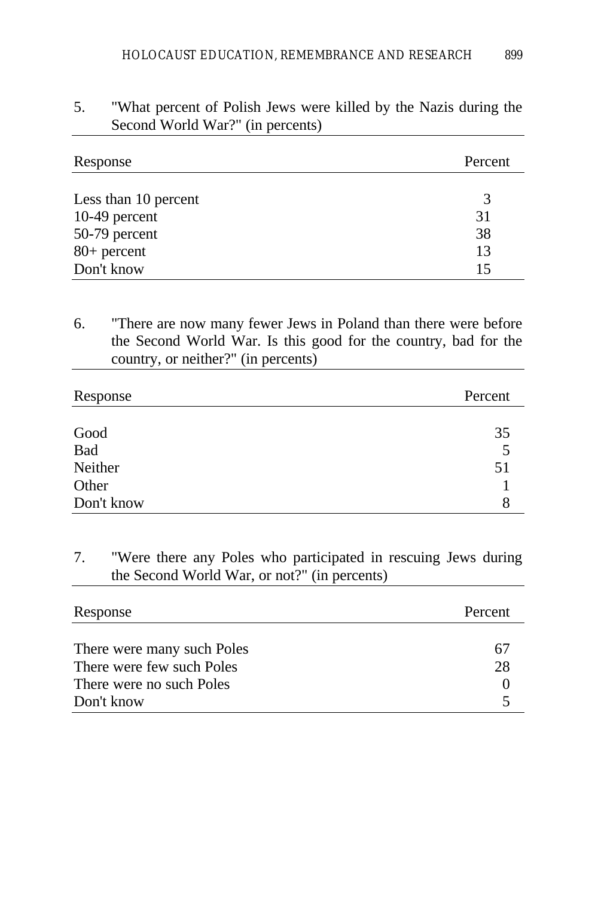5. "What percent of Polish Jews were killed by the Nazis during the Second World War?" (in percents)

| Response | Percent |
|---|---|
| Less than 10 percent | 3 |
| 10-49 percent | 31 |
| 50-79 percent | 38 |
| 80+ percent | 13 |
| Don't know | 15 |

6. "There are now many fewer Jews in Poland than there were before the Second World War. Is this good for the country, bad for the country, or neither?" (in percents)

| Response | Percent |
|---|---|
| Good | 35 |
| Bad | 5 |
| Neither | 51 |
| Other | 1 |
| Don't know | 8 |

7. "Were there any Poles who participated in rescuing Jews during the Second World War, or not?" (in percents)

| Response | Percent |
|---|---|
| There were many such Poles | 67 |
| There were few such Poles | 28 |
| There were no such Poles | 0 |
| Don't know | 5 |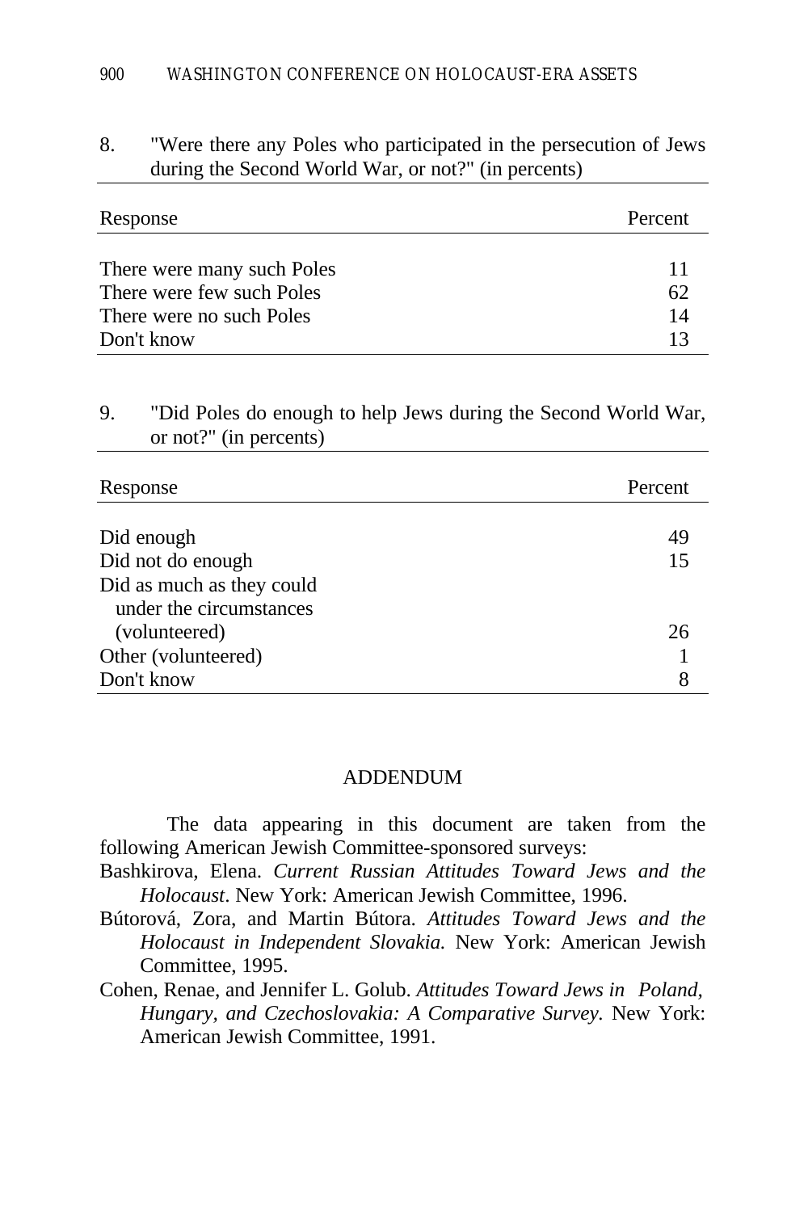8. "Were there any Poles who participated in the persecution of Jews during the Second World War, or not?" (in percents)

| Response | Percent |
| --- | --- |
| There were many such Poles | 11 |
| There were few such Poles | 62 |
| There were no such Poles | 14 |
| Don't know | 13 |

9. "Did Poles do enough to help Jews during the Second World War, or not?" (in percents)

| Response | Percent |
| --- | --- |
| Did enough | 49 |
| Did not do enough | 15 |
| Did as much as they could under the circumstances (volunteered) | 26 |
| Other (volunteered) | 1 |
| Don't know | 8 |

## ADDENDUM

The data appearing in this document are taken from the following American Jewish Committee-sponsored surveys:

Bashkirova, Elena. *Current Russian Attitudes Toward Jews and the Holocaust*. New York: American Jewish Committee, 1996.

Bútorová, Zora, and Martin Bútora. *Attitudes Toward Jews and the Holocaust in Independent Slovakia.* New York: American Jewish Committee, 1995.

Cohen, Renae, and Jennifer L. Golub. *Attitudes Toward Jews in Poland, Hungary, and Czechoslovakia: A Comparative Survey.* New York: American Jewish Committee, 1991.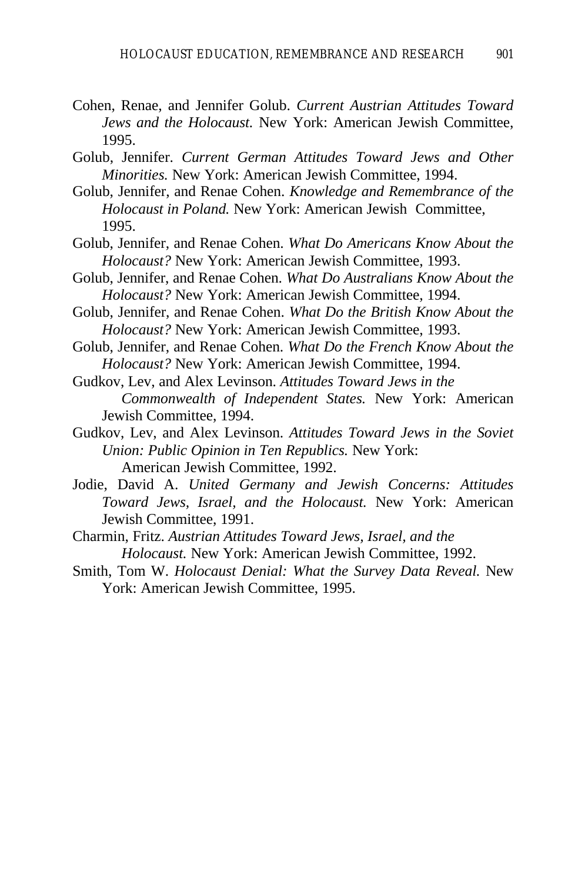Cohen, Renae, and Jennifer Golub. *Current Austrian Attitudes Toward Jews and the Holocaust.* New York: American Jewish Committee, 1995.

Golub, Jennifer. *Current German Attitudes Toward Jews and Other Minorities.* New York: American Jewish Committee, 1994.

Golub, Jennifer, and Renae Cohen. *Knowledge and Remembrance of the Holocaust in Poland.* New York: American Jewish Committee, 1995.

Golub, Jennifer, and Renae Cohen. *What Do Americans Know About the Holocaust?* New York: American Jewish Committee, 1993.

Golub, Jennifer, and Renae Cohen. *What Do Australians Know About the Holocaust?* New York: American Jewish Committee, 1994.

Golub, Jennifer, and Renae Cohen. *What Do the British Know About the Holocaust?* New York: American Jewish Committee, 1993.

Golub, Jennifer, and Renae Cohen. *What Do the French Know About the Holocaust?* New York: American Jewish Committee, 1994.

Gudkov, Lev, and Alex Levinson. *Attitudes Toward Jews in the Commonwealth of Independent States.* New York: American Jewish Committee, 1994.

Gudkov, Lev, and Alex Levinson. *Attitudes Toward Jews in the Soviet Union: Public Opinion in Ten Republics.* New York: American Jewish Committee, 1992.

Jodie, David A. *United Germany and Jewish Concerns: Attitudes Toward Jews, Israel, and the Holocaust.* New York: American Jewish Committee, 1991.

Charmin, Fritz. *Austrian Attitudes Toward Jews, Israel, and the Holocaust.* New York: American Jewish Committee, 1992.

Smith, Tom W. *Holocaust Denial: What the Survey Data Reveal.* New York: American Jewish Committee, 1995.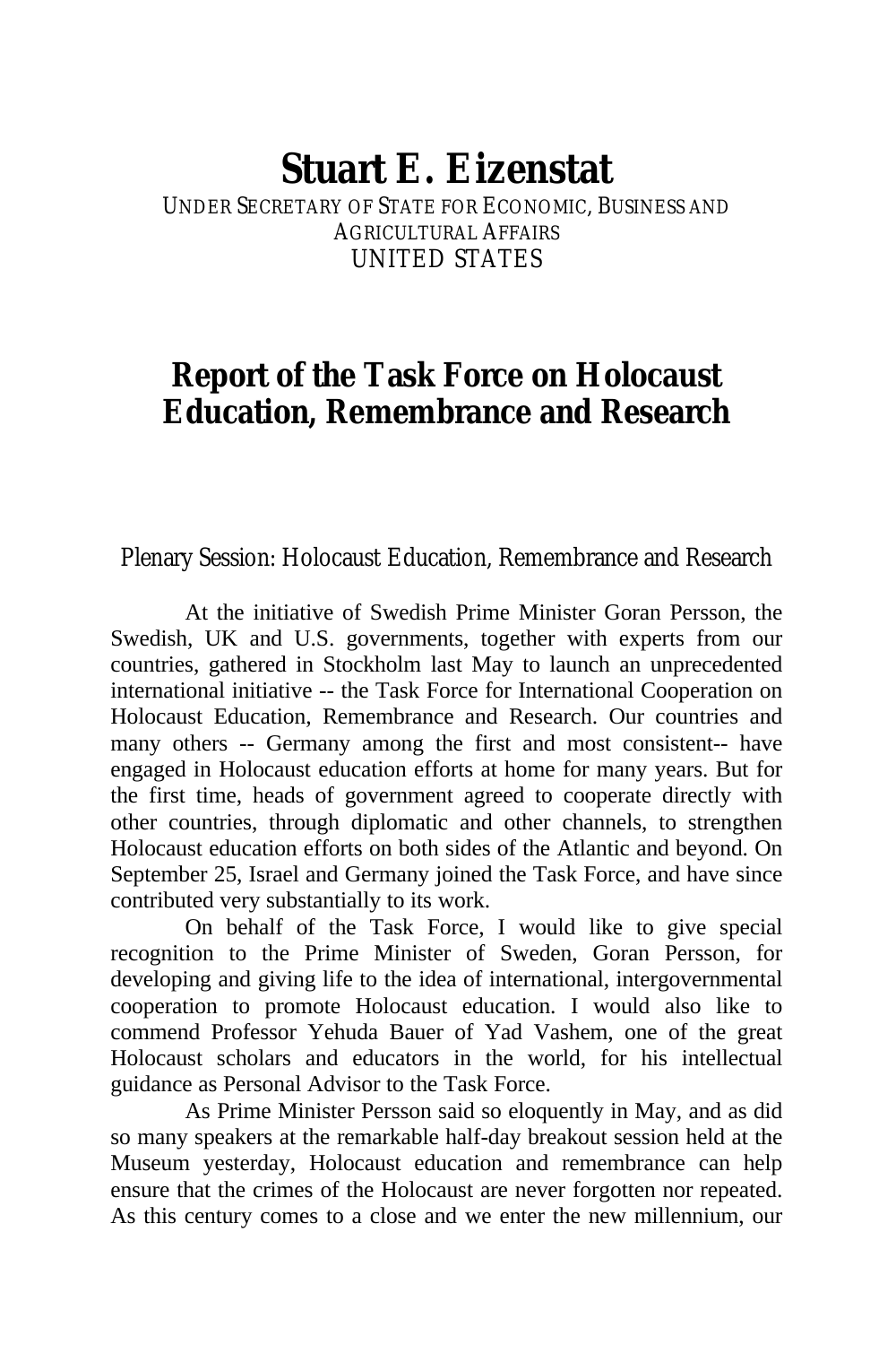# Stuart E. Eizenstat

UNDER SECRETARY OF STATE FOR ECONOMIC, BUSINESS AND AGRICULTURAL AFFAIRS
UNITED STATES

## Report of the Task Force on Holocaust Education, Remembrance and Research

Plenary Session: Holocaust Education, Remembrance and Research

At the initiative of Swedish Prime Minister Goran Persson, the Swedish, UK and U.S. governments, together with experts from our countries, gathered in Stockholm last May to launch an unprecedented international initiative -- the Task Force for International Cooperation on Holocaust Education, Remembrance and Research. Our countries and many others -- Germany among the first and most consistent-- have engaged in Holocaust education efforts at home for many years. But for the first time, heads of government agreed to cooperate directly with other countries, through diplomatic and other channels, to strengthen Holocaust education efforts on both sides of the Atlantic and beyond. On September 25, Israel and Germany joined the Task Force, and have since contributed very substantially to its work.

On behalf of the Task Force, I would like to give special recognition to the Prime Minister of Sweden, Goran Persson, for developing and giving life to the idea of international, intergovernmental cooperation to promote Holocaust education. I would also like to commend Professor Yehuda Bauer of Yad Vashem, one of the great Holocaust scholars and educators in the world, for his intellectual guidance as Personal Advisor to the Task Force.

As Prime Minister Persson said so eloquently in May, and as did so many speakers at the remarkable half-day breakout session held at the Museum yesterday, Holocaust education and remembrance can help ensure that the crimes of the Holocaust are never forgotten nor repeated. As this century comes to a close and we enter the new millennium, our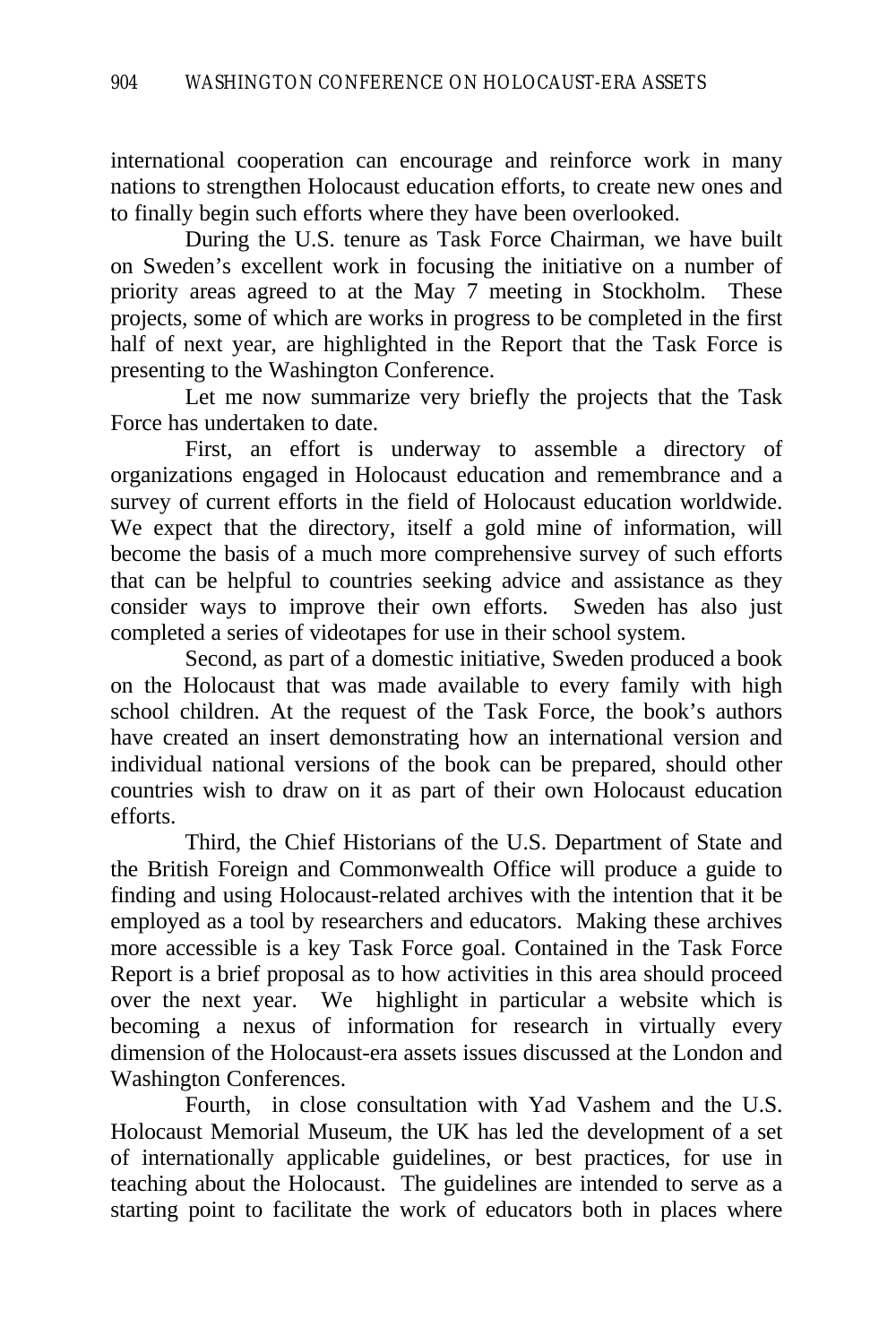international cooperation can encourage and reinforce work in many nations to strengthen Holocaust education efforts, to create new ones and to finally begin such efforts where they have been overlooked.

During the U.S. tenure as Task Force Chairman, we have built on Sweden's excellent work in focusing the initiative on a number of priority areas agreed to at the May 7 meeting in Stockholm. These projects, some of which are works in progress to be completed in the first half of next year, are highlighted in the Report that the Task Force is presenting to the Washington Conference.

Let me now summarize very briefly the projects that the Task Force has undertaken to date.

First, an effort is underway to assemble a directory of organizations engaged in Holocaust education and remembrance and a survey of current efforts in the field of Holocaust education worldwide. We expect that the directory, itself a gold mine of information, will become the basis of a much more comprehensive survey of such efforts that can be helpful to countries seeking advice and assistance as they consider ways to improve their own efforts. Sweden has also just completed a series of videotapes for use in their school system.

Second, as part of a domestic initiative, Sweden produced a book on the Holocaust that was made available to every family with high school children. At the request of the Task Force, the book's authors have created an insert demonstrating how an international version and individual national versions of the book can be prepared, should other countries wish to draw on it as part of their own Holocaust education efforts.

Third, the Chief Historians of the U.S. Department of State and the British Foreign and Commonwealth Office will produce a guide to finding and using Holocaust-related archives with the intention that it be employed as a tool by researchers and educators. Making these archives more accessible is a key Task Force goal. Contained in the Task Force Report is a brief proposal as to how activities in this area should proceed over the next year. We highlight in particular a website which is becoming a nexus of information for research in virtually every dimension of the Holocaust-era assets issues discussed at the London and Washington Conferences.

Fourth, in close consultation with Yad Vashem and the U.S. Holocaust Memorial Museum, the UK has led the development of a set of internationally applicable guidelines, or best practices, for use in teaching about the Holocaust. The guidelines are intended to serve as a starting point to facilitate the work of educators both in places where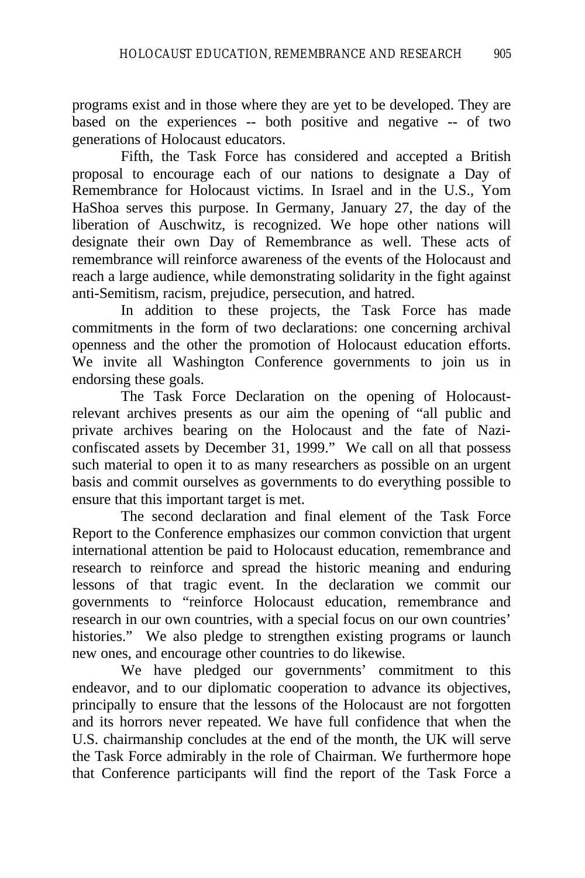programs exist and in those where they are yet to be developed. They are based on the experiences -- both positive and negative -- of two generations of Holocaust educators.

Fifth, the Task Force has considered and accepted a British proposal to encourage each of our nations to designate a Day of Remembrance for Holocaust victims. In Israel and in the U.S., Yom HaShoa serves this purpose. In Germany, January 27, the day of the liberation of Auschwitz, is recognized. We hope other nations will designate their own Day of Remembrance as well. These acts of remembrance will reinforce awareness of the events of the Holocaust and reach a large audience, while demonstrating solidarity in the fight against anti-Semitism, racism, prejudice, persecution, and hatred.

In addition to these projects, the Task Force has made commitments in the form of two declarations: one concerning archival openness and the other the promotion of Holocaust education efforts. We invite all Washington Conference governments to join us in endorsing these goals.

The Task Force Declaration on the opening of Holocaust-relevant archives presents as our aim the opening of "all public and private archives bearing on the Holocaust and the fate of Nazi-confiscated assets by December 31, 1999." We call on all that possess such material to open it to as many researchers as possible on an urgent basis and commit ourselves as governments to do everything possible to ensure that this important target is met.

The second declaration and final element of the Task Force Report to the Conference emphasizes our common conviction that urgent international attention be paid to Holocaust education, remembrance and research to reinforce and spread the historic meaning and enduring lessons of that tragic event. In the declaration we commit our governments to "reinforce Holocaust education, remembrance and research in our own countries, with a special focus on our own countries' histories." We also pledge to strengthen existing programs or launch new ones, and encourage other countries to do likewise.

We have pledged our governments' commitment to this endeavor, and to our diplomatic cooperation to advance its objectives, principally to ensure that the lessons of the Holocaust are not forgotten and its horrors never repeated. We have full confidence that when the U.S. chairmanship concludes at the end of the month, the UK will serve the Task Force admirably in the role of Chairman. We furthermore hope that Conference participants will find the report of the Task Force a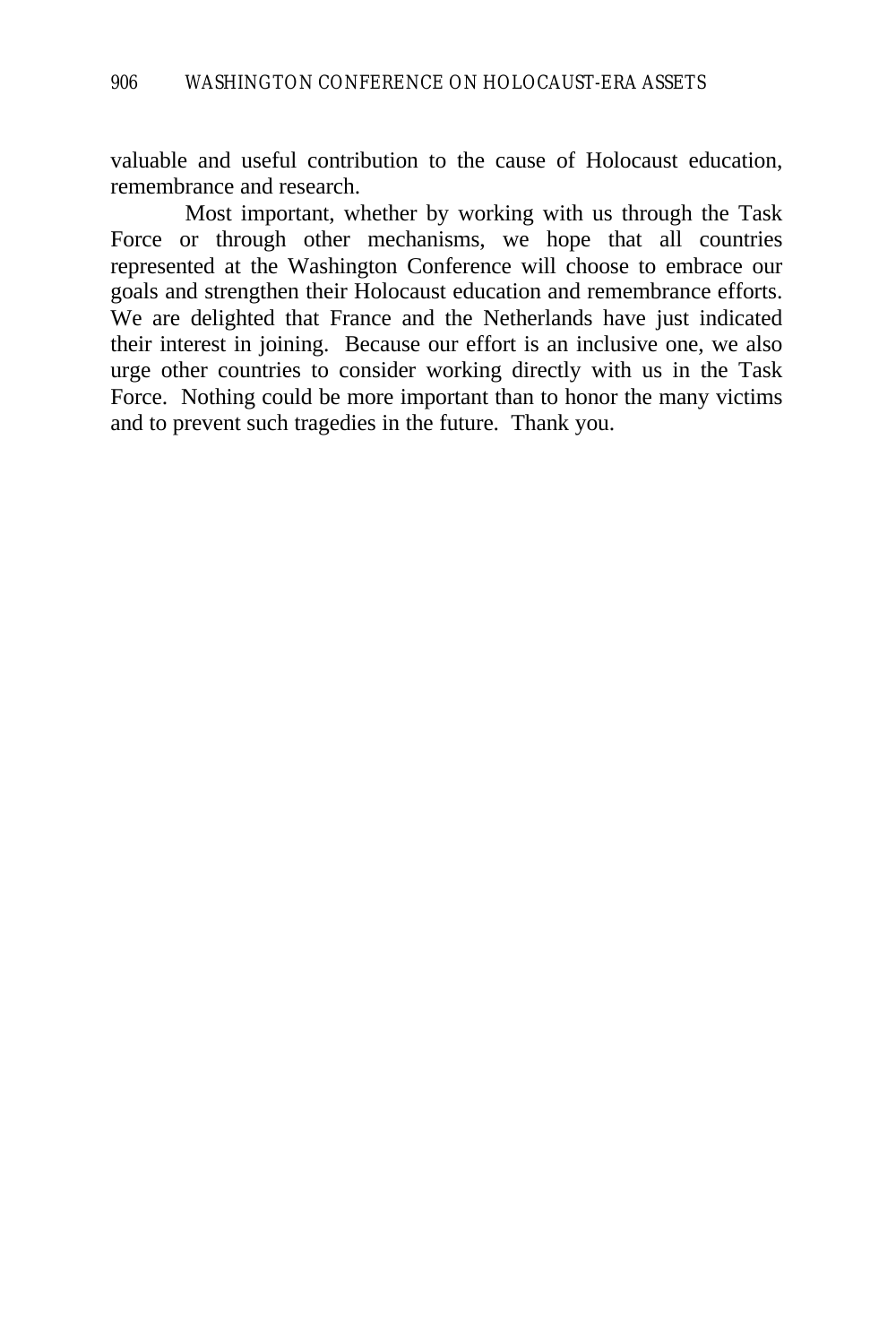valuable and useful contribution to the cause of Holocaust education, remembrance and research.

Most important, whether by working with us through the Task Force or through other mechanisms, we hope that all countries represented at the Washington Conference will choose to embrace our goals and strengthen their Holocaust education and remembrance efforts. We are delighted that France and the Netherlands have just indicated their interest in joining. Because our effort is an inclusive one, we also urge other countries to consider working directly with us in the Task Force. Nothing could be more important than to honor the many victims and to prevent such tragedies in the future. Thank you.